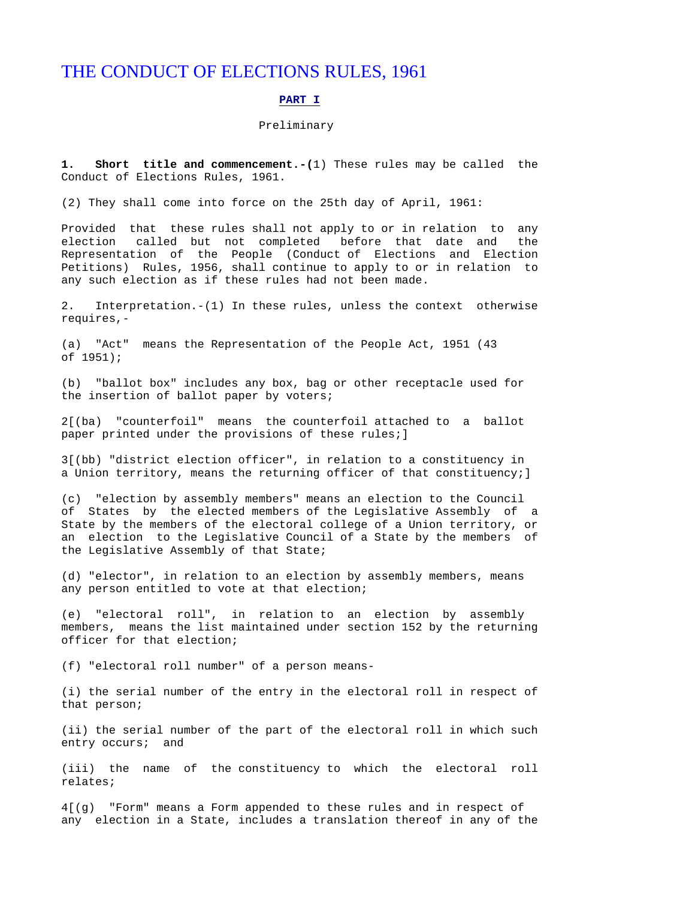# THE CONDUCT OF ELECTIONS RULES, 1961

## PART I

Preliminary

**1. Short title and commencement.-(**1) These rules may be called the Conduct of Elections Rules, 1961.

(2) They shall come into force on the 25th day of April, 1961:

Provided that these rules shall not apply to or in relation to any election called but not completed before that date and the Representation of the People (Conduct of Elections and Election Petitions) Rules, 1956, shall continue to apply to or in relation to any such election as if these rules had not been made.

2. Interpretation.-(1) In these rules, unless the context otherwise requires,-

(a) "Act" means the Representation of the People Act, 1951 (43 of 1951);

(b) "ballot box" includes any box, bag or other receptacle used for the insertion of ballot paper by voters;

2[(ba) "counterfoil" means the counterfoil attached to a ballot paper printed under the provisions of these rules;]

3[(bb) "district election officer", in relation to a constituency in a Union territory, means the returning officer of that constituency;]

(c) "election by assembly members" means an election to the Council of States by the elected members of the Legislative Assembly of a State by the members of the electoral college of a Union territory, or an election to the Legislative Council of a State by the members of the Legislative Assembly of that State;

(d) "elector", in relation to an election by assembly members, means any person entitled to vote at that election;

(e) "electoral roll", in relation to an election by assembly members, means the list maintained under section 152 by the returning officer for that election;

(f) "electoral roll number" of a person means-

(i) the serial number of the entry in the electoral roll in respect of that person;

(ii) the serial number of the part of the electoral roll in which such entry occurs; and

(iii) the name of the constituency to which the electoral roll relates;

4[(g) "Form" means a Form appended to these rules and in respect of any election in a State, includes a translation thereof in any of the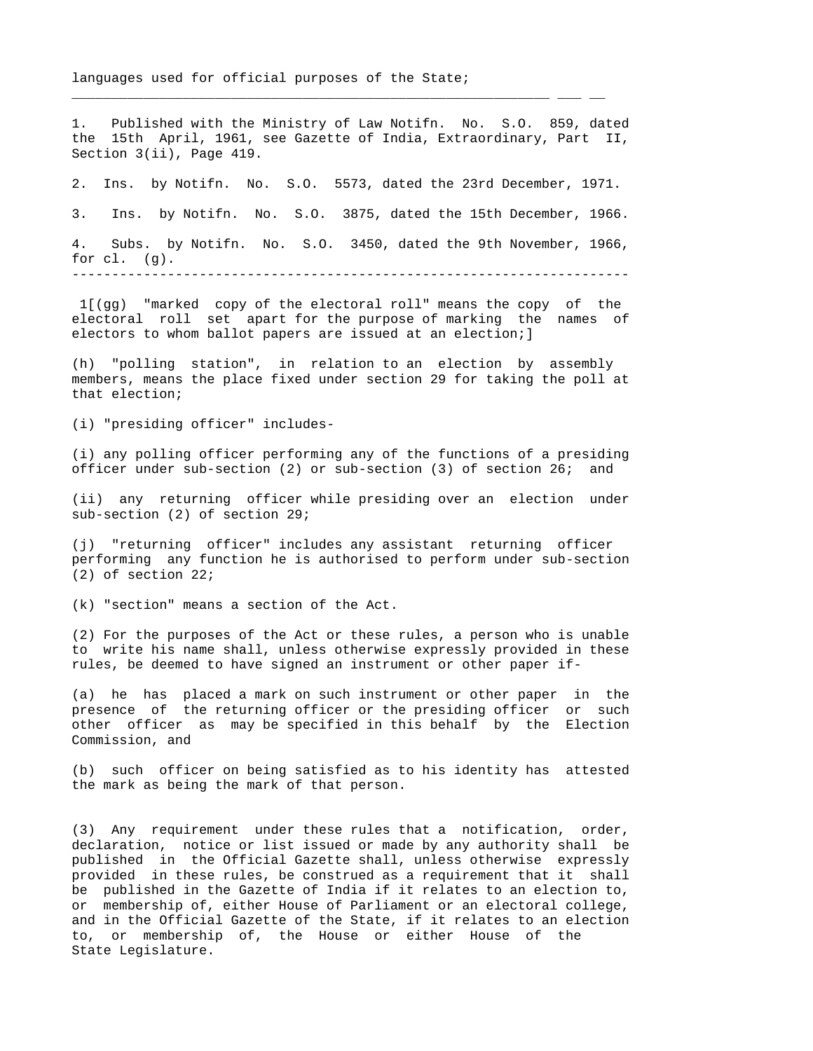languages used for official purposes of the State;

---

1. Published with the Ministry of Law Notifn. No. S.O. 859, dated the 15th April, 1961, see Gazette of India, Extraordinary, Part II, Section 3(ii), Page 419.

2. Ins. by Notifn. No. S.O. 5573, dated the 23rd December, 1971.

3. Ins. by Notifn. No. S.O. 3875, dated the 15th December, 1966.

4. Subs. by Notifn. No. S.O. 3450, dated the 9th November, 1966, for cl. (g).

---

1[(gg) "marked copy of the electoral roll" means the copy of the electoral roll set apart for the purpose of marking the names of electors to whom ballot papers are issued at an election;]

(h) "polling station", in relation to an election by assembly members, means the place fixed under section 29 for taking the poll at that election;

(i) "presiding officer" includes-

(i) any polling officer performing any of the functions of a presiding officer under sub-section (2) or sub-section (3) of section 26; and

(ii) any returning officer while presiding over an election under sub-section (2) of section 29;

(j) "returning officer" includes any assistant returning officer performing any function he is authorised to perform under sub-section (2) of section 22;

(k) "section" means a section of the Act.

(2) For the purposes of the Act or these rules, a person who is unable to write his name shall, unless otherwise expressly provided in these rules, be deemed to have signed an instrument or other paper if-

(a) he has placed a mark on such instrument or other paper in the presence of the returning officer or the presiding officer or such other officer as may be specified in this behalf by the Election Commission, and

(b) such officer on being satisfied as to his identity has attested the mark as being the mark of that person.

(3) Any requirement under these rules that a notification, order, declaration, notice or list issued or made by any authority shall be published in the Official Gazette shall, unless otherwise expressly provided in these rules, be construed as a requirement that it shall be published in the Gazette of India if it relates to an election to, or membership of, either House of Parliament or an electoral college, and in the Official Gazette of the State, if it relates to an election to, or membership of, the House or either House of the State Legislature.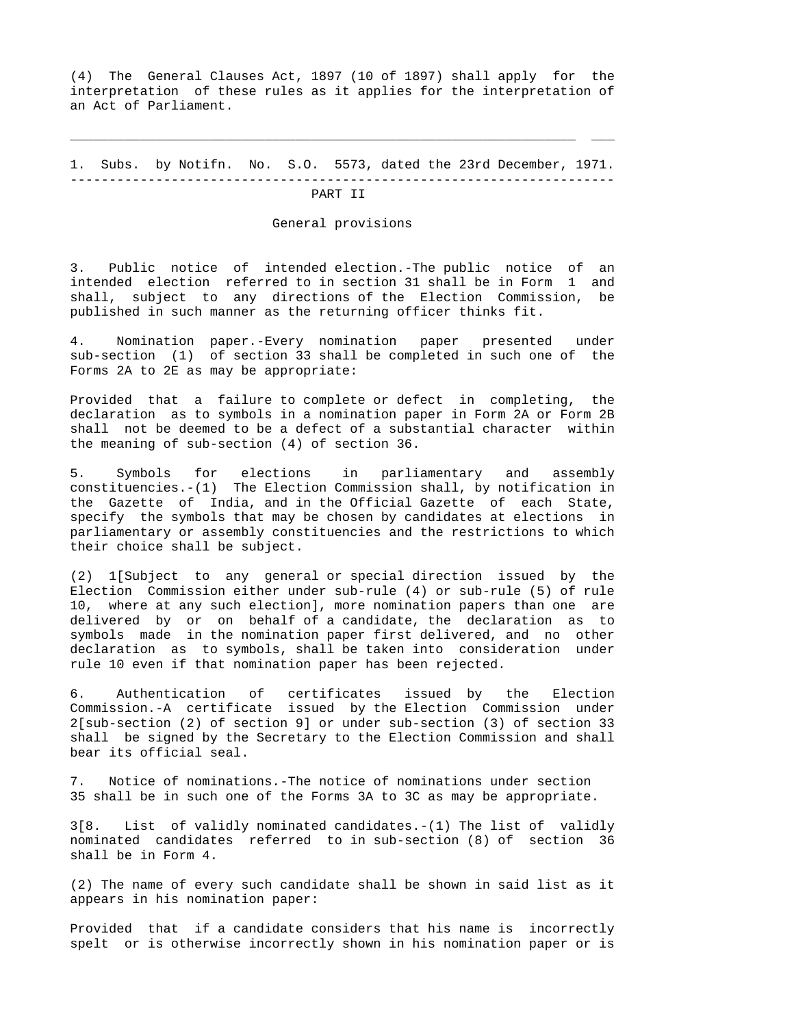(4) The General Clauses Act, 1897 (10 of 1897) shall apply for the interpretation of these rules as it applies for the interpretation of an Act of Parliament.

---

1. Subs. by Notifn. No. S.O. 5573, dated the 23rd December, 1971.

---

## PART II

### General provisions

3. Public notice of intended election.-The public notice of an intended election referred to in section 31 shall be in Form 1 and shall, subject to any directions of the Election Commission, be published in such manner as the returning officer thinks fit.

4. Nomination paper.-Every nomination paper presented under sub-section (1) of section 33 shall be completed in such one of the Forms 2A to 2E as may be appropriate:

Provided that a failure to complete or defect in completing, the declaration as to symbols in a nomination paper in Form 2A or Form 2B shall not be deemed to be a defect of a substantial character within the meaning of sub-section (4) of section 36.

5. Symbols for elections in parliamentary and assembly constituencies.-(1) The Election Commission shall, by notification in the Gazette of India, and in the Official Gazette of each State, specify the symbols that may be chosen by candidates at elections in parliamentary or assembly constituencies and the restrictions to which their choice shall be subject.

(2) 1[Subject to any general or special direction issued by the Election Commission either under sub-rule (4) or sub-rule (5) of rule 10, where at any such election], more nomination papers than one are delivered by or on behalf of a candidate, the declaration as to symbols made in the nomination paper first delivered, and no other declaration as to symbols, shall be taken into consideration under rule 10 even if that nomination paper has been rejected.

6. Authentication of certificates issued by the Election Commission.-A certificate issued by the Election Commission under 2[sub-section (2) of section 9] or under sub-section (3) of section 33 shall be signed by the Secretary to the Election Commission and shall bear its official seal.

7. Notice of nominations.-The notice of nominations under section 35 shall be in such one of the Forms 3A to 3C as may be appropriate.

3[8. List of validly nominated candidates.-(1) The list of validly nominated candidates referred to in sub-section (8) of section 36 shall be in Form 4.

(2) The name of every such candidate shall be shown in said list as it appears in his nomination paper:

Provided that if a candidate considers that his name is incorrectly spelt or is otherwise incorrectly shown in his nomination paper or is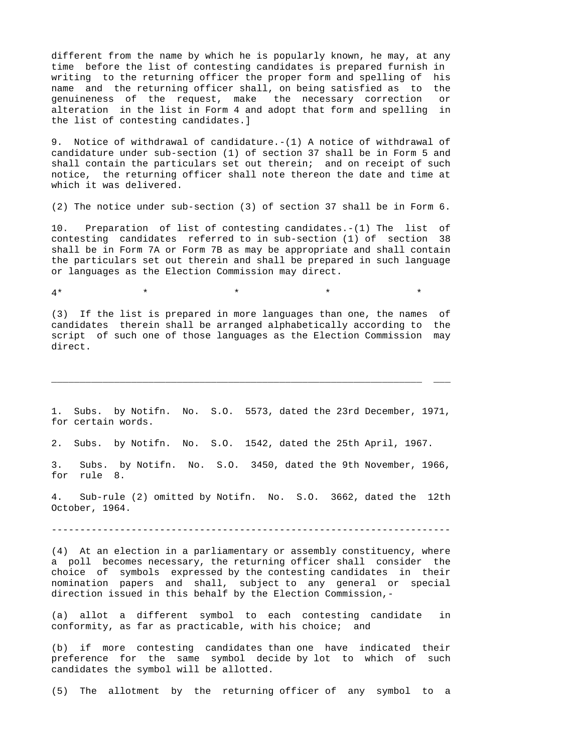different from the name by which he is popularly known, he may, at any time before the list of contesting candidates is prepared furnish in writing to the returning officer the proper form and spelling of his name and the returning officer shall, on being satisfied as to the genuineness of the request, make the necessary correction or alteration in the list in Form 4 and adopt that form and spelling in the list of contesting candidates.]

9. Notice of withdrawal of candidature.-(1) A notice of withdrawal of candidature under sub-section (1) of section 37 shall be in Form 5 and shall contain the particulars set out therein; and on receipt of such notice, the returning officer shall note thereon the date and time at which it was delivered.

(2) The notice under sub-section (3) of section 37 shall be in Form 6.

10. Preparation of list of contesting candidates.-(1) The list of contesting candidates referred to in sub-section (1) of section 38 shall be in Form 7A or Form 7B as may be appropriate and shall contain the particulars set out therein and shall be prepared in such language or languages as the Election Commission may direct.

4* * * * *

(3) If the list is prepared in more languages than one, the names of candidates therein shall be arranged alphabetically according to the script of such one of those languages as the Election Commission may direct.

---

1. Subs. by Notifn. No. S.O. 5573, dated the 23rd December, 1971, for certain words.

2. Subs. by Notifn. No. S.O. 1542, dated the 25th April, 1967.

3. Subs. by Notifn. No. S.O. 3450, dated the 9th November, 1966, for rule 8.

4. Sub-rule (2) omitted by Notifn. No. S.O. 3662, dated the 12th October, 1964.

---

(4) At an election in a parliamentary or assembly constituency, where a poll becomes necessary, the returning officer shall consider the choice of symbols expressed by the contesting candidates in their nomination papers and shall, subject to any general or special direction issued in this behalf by the Election Commission,-

(a) allot a different symbol to each contesting candidate in conformity, as far as practicable, with his choice; and

(b) if more contesting candidates than one have indicated their preference for the same symbol decide by lot to which of such candidates the symbol will be allotted.

(5) The allotment by the returning officer of any symbol to a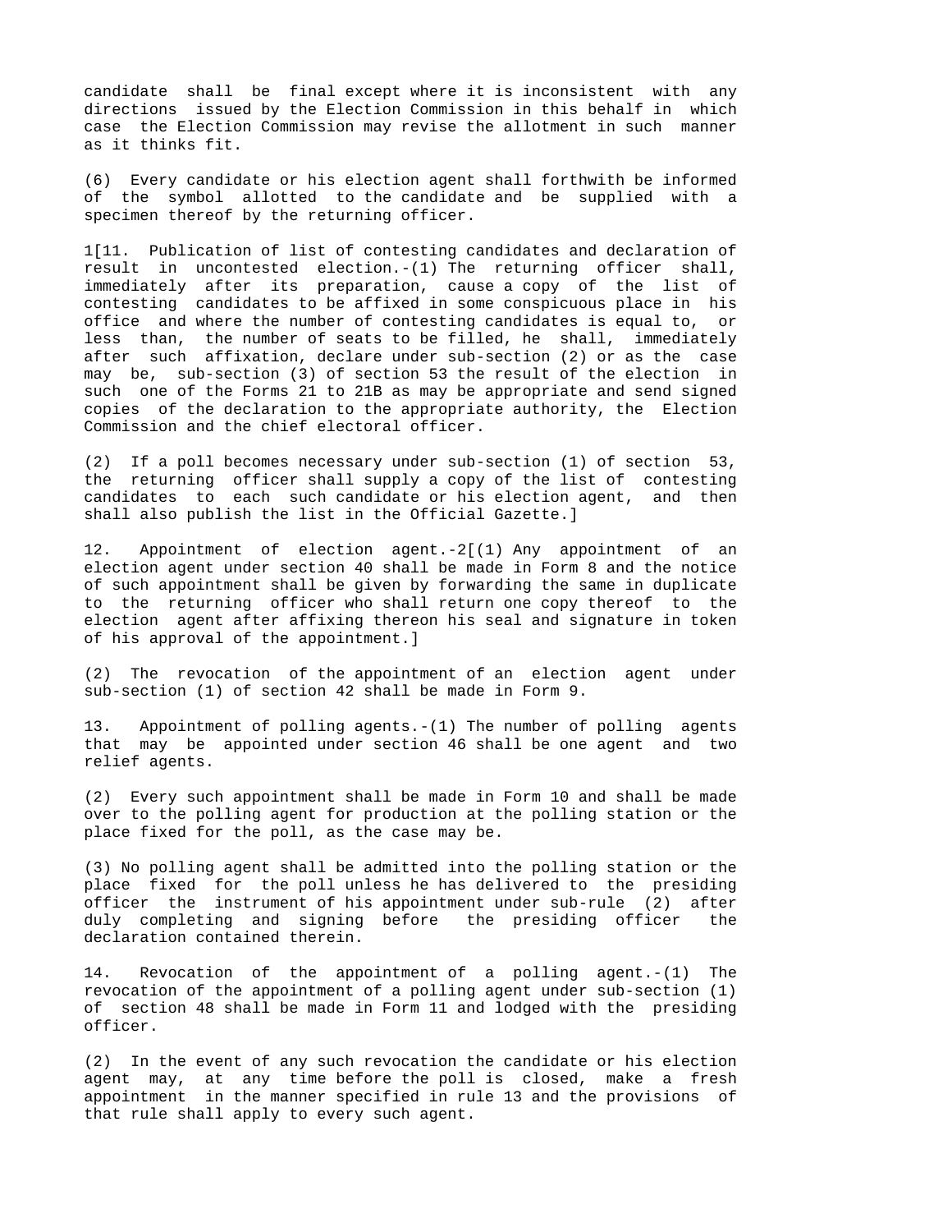candidate shall be final except where it is inconsistent with any directions issued by the Election Commission in this behalf in which case the Election Commission may revise the allotment in such manner as it thinks fit.

(6) Every candidate or his election agent shall forthwith be informed of the symbol allotted to the candidate and be supplied with a specimen thereof by the returning officer.

1[11. Publication of list of contesting candidates and declaration of result in uncontested election.-(1) The returning officer shall, immediately after its preparation, cause a copy of the list of contesting candidates to be affixed in some conspicuous place in his office and where the number of contesting candidates is equal to, or less than, the number of seats to be filled, he shall, immediately after such affixation, declare under sub-section (2) or as the case may be, sub-section (3) of section 53 the result of the election in such one of the Forms 21 to 21B as may be appropriate and send signed copies of the declaration to the appropriate authority, the Election Commission and the chief electoral officer.

(2) If a poll becomes necessary under sub-section (1) of section 53, the returning officer shall supply a copy of the list of contesting candidates to each such candidate or his election agent, and then shall also publish the list in the Official Gazette.]

12. Appointment of election agent.-2[(1) Any appointment of an election agent under section 40 shall be made in Form 8 and the notice of such appointment shall be given by forwarding the same in duplicate to the returning officer who shall return one copy thereof to the election agent after affixing thereon his seal and signature in token of his approval of the appointment.]

(2) The revocation of the appointment of an election agent under sub-section (1) of section 42 shall be made in Form 9.

13. Appointment of polling agents.-(1) The number of polling agents that may be appointed under section 46 shall be one agent and two relief agents.

(2) Every such appointment shall be made in Form 10 and shall be made over to the polling agent for production at the polling station or the place fixed for the poll, as the case may be.

(3) No polling agent shall be admitted into the polling station or the place fixed for the poll unless he has delivered to the presiding officer the instrument of his appointment under sub-rule (2) after duly completing and signing before the presiding officer the declaration contained therein.

14. Revocation of the appointment of a polling agent.-(1) The revocation of the appointment of a polling agent under sub-section (1) of section 48 shall be made in Form 11 and lodged with the presiding officer.

(2) In the event of any such revocation the candidate or his election agent may, at any time before the poll is closed, make a fresh appointment in the manner specified in rule 13 and the provisions of that rule shall apply to every such agent.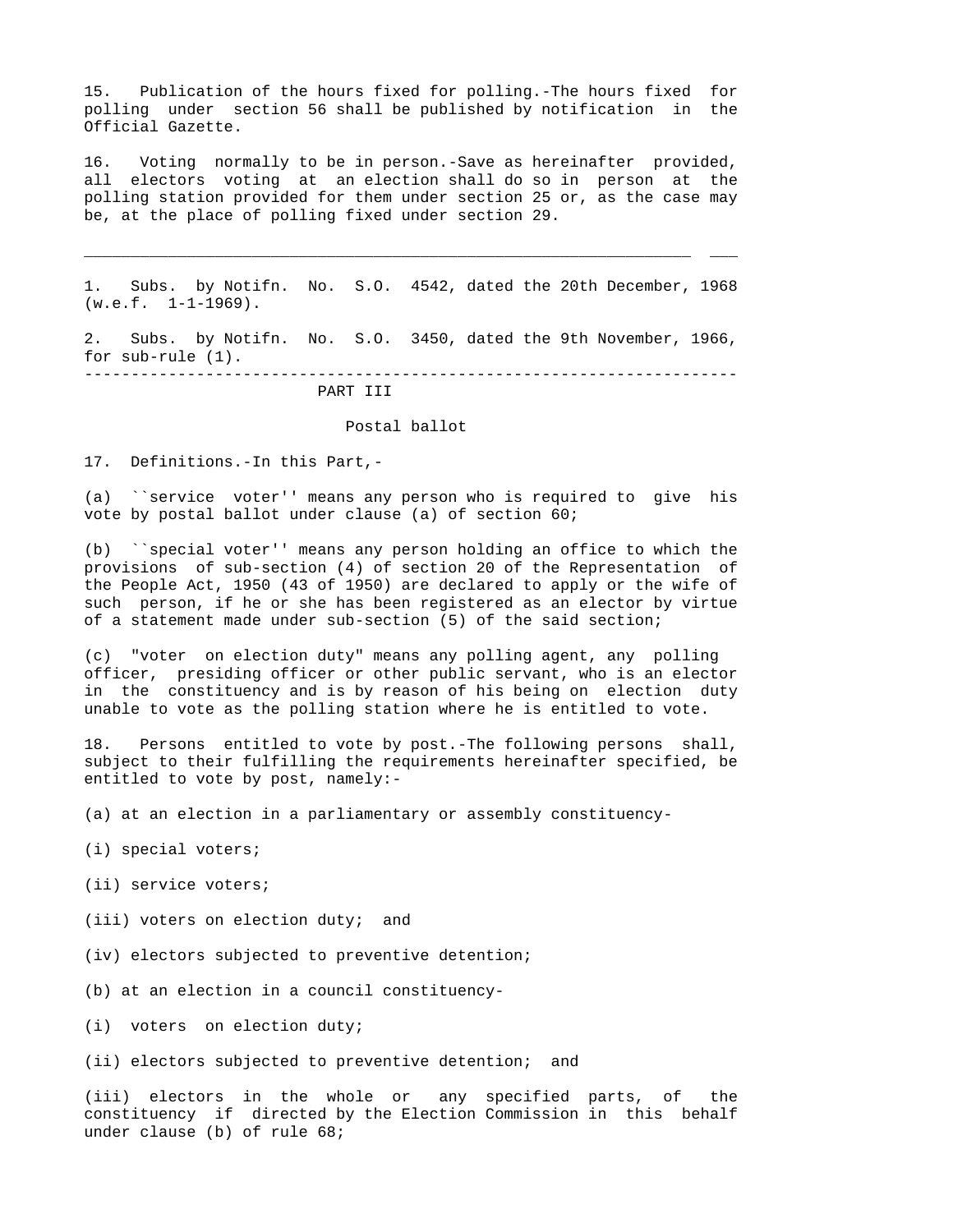15. Publication of the hours fixed for polling.-The hours fixed for polling under section 56 shall be published by notification in the Official Gazette.

16. Voting normally to be in person.-Save as hereinafter provided, all electors voting at an election shall do so in person at the polling station provided for them under section 25 or, as the case may be, at the place of polling fixed under section 29.

---

1. Subs. by Notifn. No. S.O. 4542, dated the 20th December, 1968 (w.e.f. 1-1-1969).

2. Subs. by Notifn. No. S.O. 3450, dated the 9th November, 1966, for sub-rule (1).

---

## PART III

### Postal ballot

17. Definitions.-In this Part,-

(a) ``service voter'' means any person who is required to give his vote by postal ballot under clause (a) of section 60;

(b) ``special voter'' means any person holding an office to which the provisions of sub-section (4) of section 20 of the Representation of the People Act, 1950 (43 of 1950) are declared to apply or the wife of such person, if he or she has been registered as an elector by virtue of a statement made under sub-section (5) of the said section;

(c) "voter on election duty" means any polling agent, any polling officer, presiding officer or other public servant, who is an elector in the constituency and is by reason of his being on election duty unable to vote as the polling station where he is entitled to vote.

18. Persons entitled to vote by post.-The following persons shall, subject to their fulfilling the requirements hereinafter specified, be entitled to vote by post, namely:-

(a) at an election in a parliamentary or assembly constituency-

(i) special voters;

(ii) service voters;

(iii) voters on election duty; and

(iv) electors subjected to preventive detention;

(b) at an election in a council constituency-

(i) voters on election duty;

(ii) electors subjected to preventive detention; and

(iii) electors in the whole or any specified parts, of the constituency if directed by the Election Commission in this behalf under clause (b) of rule 68;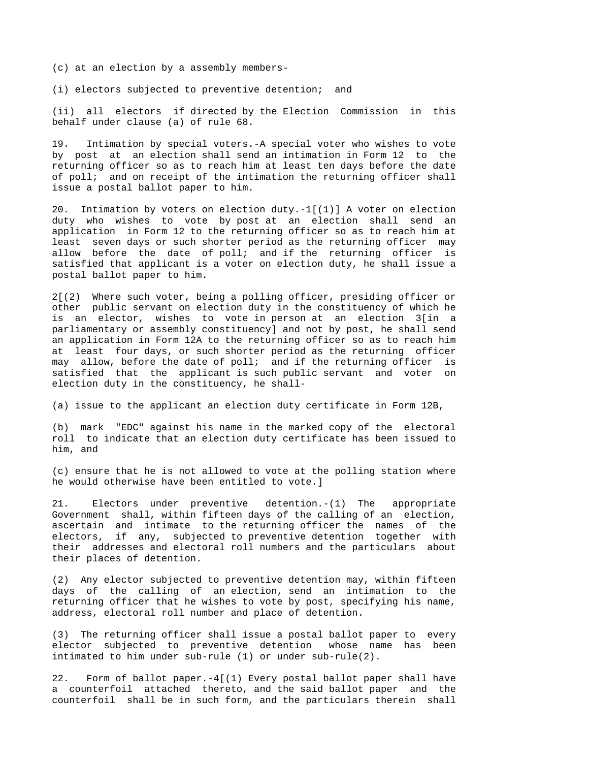(c) at an election by a assembly members-

(i) electors subjected to preventive detention; and

(ii) all electors if directed by the Election Commission in this behalf under clause (a) of rule 68.

19. Intimation by special voters.-A special voter who wishes to vote by post at an election shall send an intimation in Form 12 to the returning officer so as to reach him at least ten days before the date of poll; and on receipt of the intimation the returning officer shall issue a postal ballot paper to him.

20. Intimation by voters on election duty.-1[(1)] A voter on election duty who wishes to vote by post at an election shall send an application in Form 12 to the returning officer so as to reach him at least seven days or such shorter period as the returning officer may allow before the date of poll; and if the returning officer is satisfied that applicant is a voter on election duty, he shall issue a postal ballot paper to him.

2[(2) Where such voter, being a polling officer, presiding officer or other public servant on election duty in the constituency of which he is an elector, wishes to vote in person at an election 3[in a parliamentary or assembly constituency] and not by post, he shall send an application in Form 12A to the returning officer so as to reach him at least four days, or such shorter period as the returning officer may allow, before the date of poll; and if the returning officer is satisfied that the applicant is such public servant and voter on election duty in the constituency, he shall-

(a) issue to the applicant an election duty certificate in Form 12B,

(b) mark "EDC" against his name in the marked copy of the electoral roll to indicate that an election duty certificate has been issued to him, and

(c) ensure that he is not allowed to vote at the polling station where he would otherwise have been entitled to vote.]

21. Electors under preventive detention.-(1) The appropriate Government shall, within fifteen days of the calling of an election, ascertain and intimate to the returning officer the names of the electors, if any, subjected to preventive detention together with their addresses and electoral roll numbers and the particulars about their places of detention.

(2) Any elector subjected to preventive detention may, within fifteen days of the calling of an election, send an intimation to the returning officer that he wishes to vote by post, specifying his name, address, electoral roll number and place of detention.

(3) The returning officer shall issue a postal ballot paper to every elector subjected to preventive detention whose name has been intimated to him under sub-rule (1) or under sub-rule(2).

22. Form of ballot paper.-4[(1) Every postal ballot paper shall have a counterfoil attached thereto, and the said ballot paper and the counterfoil shall be in such form, and the particulars therein shall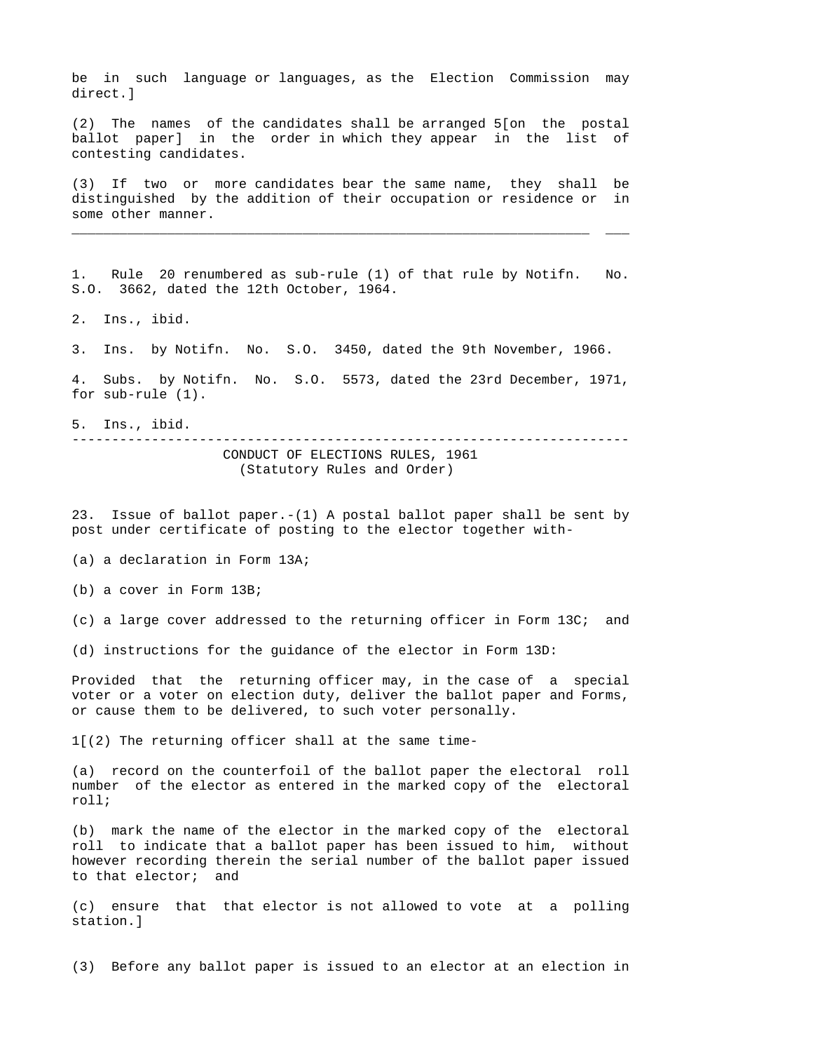be in such language or languages, as the Election Commission may direct.]

(2) The names of the candidates shall be arranged 5[on the postal ballot paper] in the order in which they appear in the list of contesting candidates.

(3) If two or more candidates bear the same name, they shall be distinguished by the addition of their occupation or residence or in some other manner.

---

1. Rule 20 renumbered as sub-rule (1) of that rule by Notifn. No. S.O. 3662, dated the 12th October, 1964.

2. Ins., ibid.

3. Ins. by Notifn. No. S.O. 3450, dated the 9th November, 1966.

4. Subs. by Notifn. No. S.O. 5573, dated the 23rd December, 1971, for sub-rule (1).

5. Ins., ibid.

---

CONDUCT OF ELECTIONS RULES, 1961
(Statutory Rules and Order)

23. Issue of ballot paper.-(1) A postal ballot paper shall be sent by post under certificate of posting to the elector together with-

(a) a declaration in Form 13A;

(b) a cover in Form 13B;

(c) a large cover addressed to the returning officer in Form 13C; and

(d) instructions for the guidance of the elector in Form 13D:

Provided that the returning officer may, in the case of a special voter or a voter on election duty, deliver the ballot paper and Forms, or cause them to be delivered, to such voter personally.

1[(2) The returning officer shall at the same time-

(a) record on the counterfoil of the ballot paper the electoral roll number of the elector as entered in the marked copy of the electoral roll;

(b) mark the name of the elector in the marked copy of the electoral roll to indicate that a ballot paper has been issued to him, without however recording therein the serial number of the ballot paper issued to that elector; and

(c) ensure that that elector is not allowed to vote at a polling station.]

(3) Before any ballot paper is issued to an elector at an election in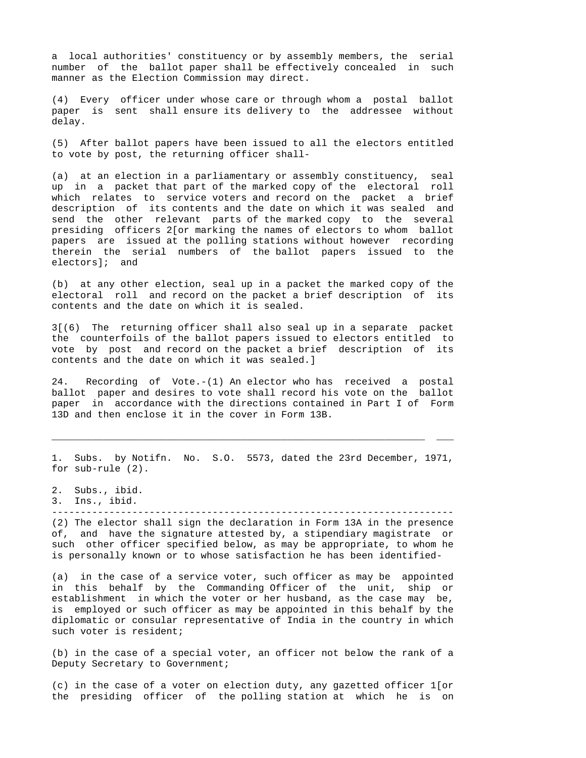a local authorities' constituency or by assembly members, the serial number of the ballot paper shall be effectively concealed in such manner as the Election Commission may direct.

(4) Every officer under whose care or through whom a postal ballot paper is sent shall ensure its delivery to the addressee without delay.

(5) After ballot papers have been issued to all the electors entitled to vote by post, the returning officer shall-

(a) at an election in a parliamentary or assembly constituency, seal up in a packet that part of the marked copy of the electoral roll which relates to service voters and record on the packet a brief description of its contents and the date on which it was sealed and send the other relevant parts of the marked copy to the several presiding officers 2[or marking the names of electors to whom ballot papers are issued at the polling stations without however recording therein the serial numbers of the ballot papers issued to the electors]; and

(b) at any other election, seal up in a packet the marked copy of the electoral roll and record on the packet a brief description of its contents and the date on which it is sealed.

3[(6) The returning officer shall also seal up in a separate packet the counterfoils of the ballot papers issued to electors entitled to vote by post and record on the packet a brief description of its contents and the date on which it was sealed.]

24. Recording of Vote.-(1) An elector who has received a postal ballot paper and desires to vote shall record his vote on the ballot paper in accordance with the directions contained in Part I of Form 13D and then enclose it in the cover in Form 13B.

---

1. Subs. by Notifn. No. S.O. 5573, dated the 23rd December, 1971, for sub-rule (2).

2. Subs., ibid.
3. Ins., ibid.

---

(2) The elector shall sign the declaration in Form 13A in the presence of, and have the signature attested by, a stipendiary magistrate or such other officer specified below, as may be appropriate, to whom he is personally known or to whose satisfaction he has been identified-

(a) in the case of a service voter, such officer as may be appointed in this behalf by the Commanding Officer of the unit, ship or establishment in which the voter or her husband, as the case may be, is employed or such officer as may be appointed in this behalf by the diplomatic or consular representative of India in the country in which such voter is resident;

(b) in the case of a special voter, an officer not below the rank of a Deputy Secretary to Government;

(c) in the case of a voter on election duty, any gazetted officer 1[or the presiding officer of the polling station at which he is on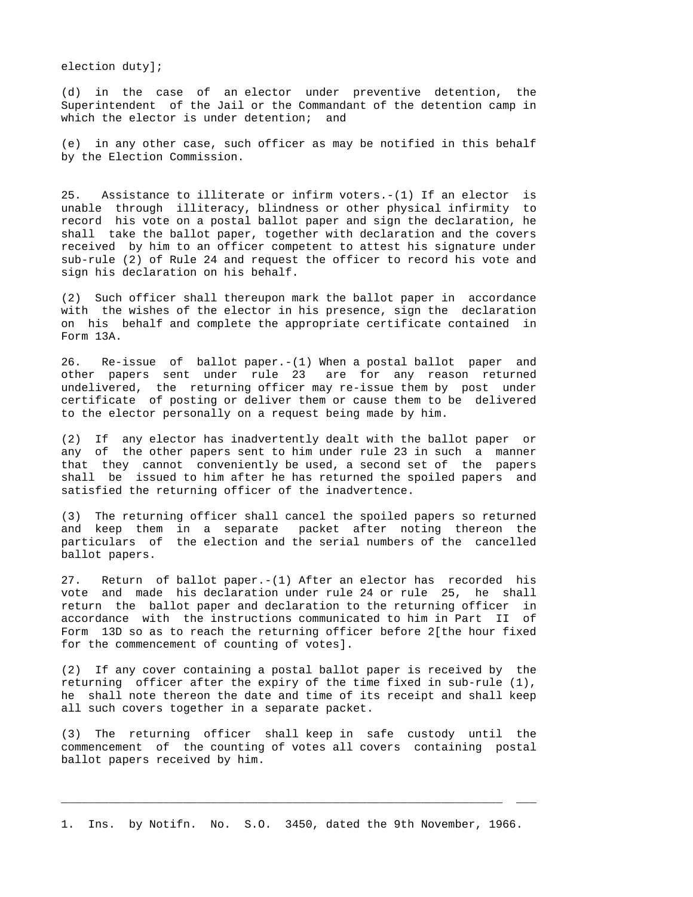election duty];

(d) in the case of an elector under preventive detention, the Superintendent of the Jail or the Commandant of the detention camp in which the elector is under detention; and

(e) in any other case, such officer as may be notified in this behalf by the Election Commission.

25. Assistance to illiterate or infirm voters.-(1) If an elector is unable through illiteracy, blindness or other physical infirmity to record his vote on a postal ballot paper and sign the declaration, he shall take the ballot paper, together with declaration and the covers received by him to an officer competent to attest his signature under sub-rule (2) of Rule 24 and request the officer to record his vote and sign his declaration on his behalf.

(2) Such officer shall thereupon mark the ballot paper in accordance with the wishes of the elector in his presence, sign the declaration on his behalf and complete the appropriate certificate contained in Form 13A.

26. Re-issue of ballot paper.-(1) When a postal ballot paper and other papers sent under rule 23 are for any reason returned undelivered, the returning officer may re-issue them by post under certificate of posting or deliver them or cause them to be delivered to the elector personally on a request being made by him.

(2) If any elector has inadvertently dealt with the ballot paper or any of the other papers sent to him under rule 23 in such a manner that they cannot conveniently be used, a second set of the papers shall be issued to him after he has returned the spoiled papers and satisfied the returning officer of the inadvertence.

(3) The returning officer shall cancel the spoiled papers so returned and keep them in a separate packet after noting thereon the particulars of the election and the serial numbers of the cancelled ballot papers.

27. Return of ballot paper.-(1) After an elector has recorded his vote and made his declaration under rule 24 or rule 25, he shall return the ballot paper and declaration to the returning officer in accordance with the instructions communicated to him in Part II of Form 13D so as to reach the returning officer before 2[the hour fixed for the commencement of counting of votes].

(2) If any cover containing a postal ballot paper is received by the returning officer after the expiry of the time fixed in sub-rule (1), he shall note thereon the date and time of its receipt and shall keep all such covers together in a separate packet.

(3) The returning officer shall keep in safe custody until the commencement of the counting of votes all covers containing postal ballot papers received by him.

---

1. Ins. by Notifn. No. S.O. 3450, dated the 9th November, 1966.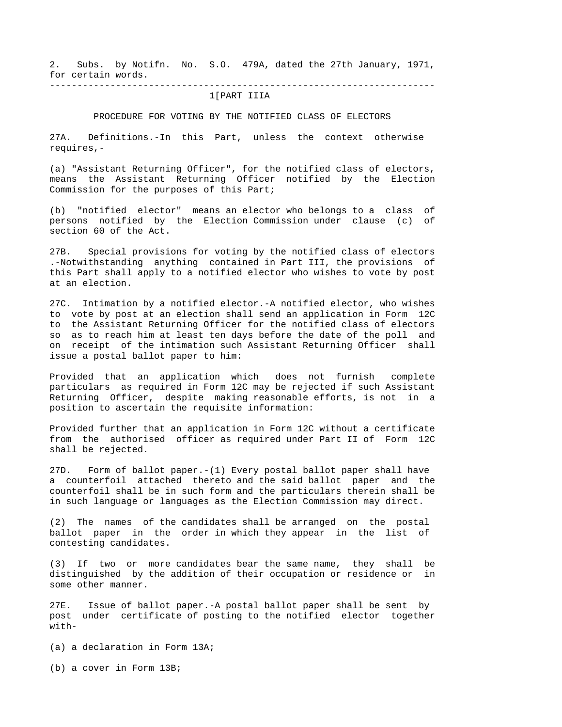2. Subs. by Notifn. No. S.O. 479A, dated the 27th January, 1971, for certain words.

---

1[PART IIIA

PROCEDURE FOR VOTING BY THE NOTIFIED CLASS OF ELECTORS

27A. Definitions.-In this Part, unless the context otherwise requires,-

(a) "Assistant Returning Officer", for the notified class of electors, means the Assistant Returning Officer notified by the Election Commission for the purposes of this Part;

(b) "notified elector" means an elector who belongs to a class of persons notified by the Election Commission under clause (c) of section 60 of the Act.

27B. Special provisions for voting by the notified class of electors .-Notwithstanding anything contained in Part III, the provisions of this Part shall apply to a notified elector who wishes to vote by post at an election.

27C. Intimation by a notified elector.-A notified elector, who wishes to vote by post at an election shall send an application in Form 12C to the Assistant Returning Officer for the notified class of electors so as to reach him at least ten days before the date of the poll and on receipt of the intimation such Assistant Returning Officer shall issue a postal ballot paper to him:

Provided that an application which does not furnish complete particulars as required in Form 12C may be rejected if such Assistant Returning Officer, despite making reasonable efforts, is not in a position to ascertain the requisite information:

Provided further that an application in Form 12C without a certificate from the authorised officer as required under Part II of Form 12C shall be rejected.

27D. Form of ballot paper.-(1) Every postal ballot paper shall have a counterfoil attached thereto and the said ballot paper and the counterfoil shall be in such form and the particulars therein shall be in such language or languages as the Election Commission may direct.

(2) The names of the candidates shall be arranged on the postal ballot paper in the order in which they appear in the list of contesting candidates.

(3) If two or more candidates bear the same name, they shall be distinguished by the addition of their occupation or residence or in some other manner.

27E. Issue of ballot paper.-A postal ballot paper shall be sent by post under certificate of posting to the notified elector together with-

(a) a declaration in Form 13A;

(b) a cover in Form 13B;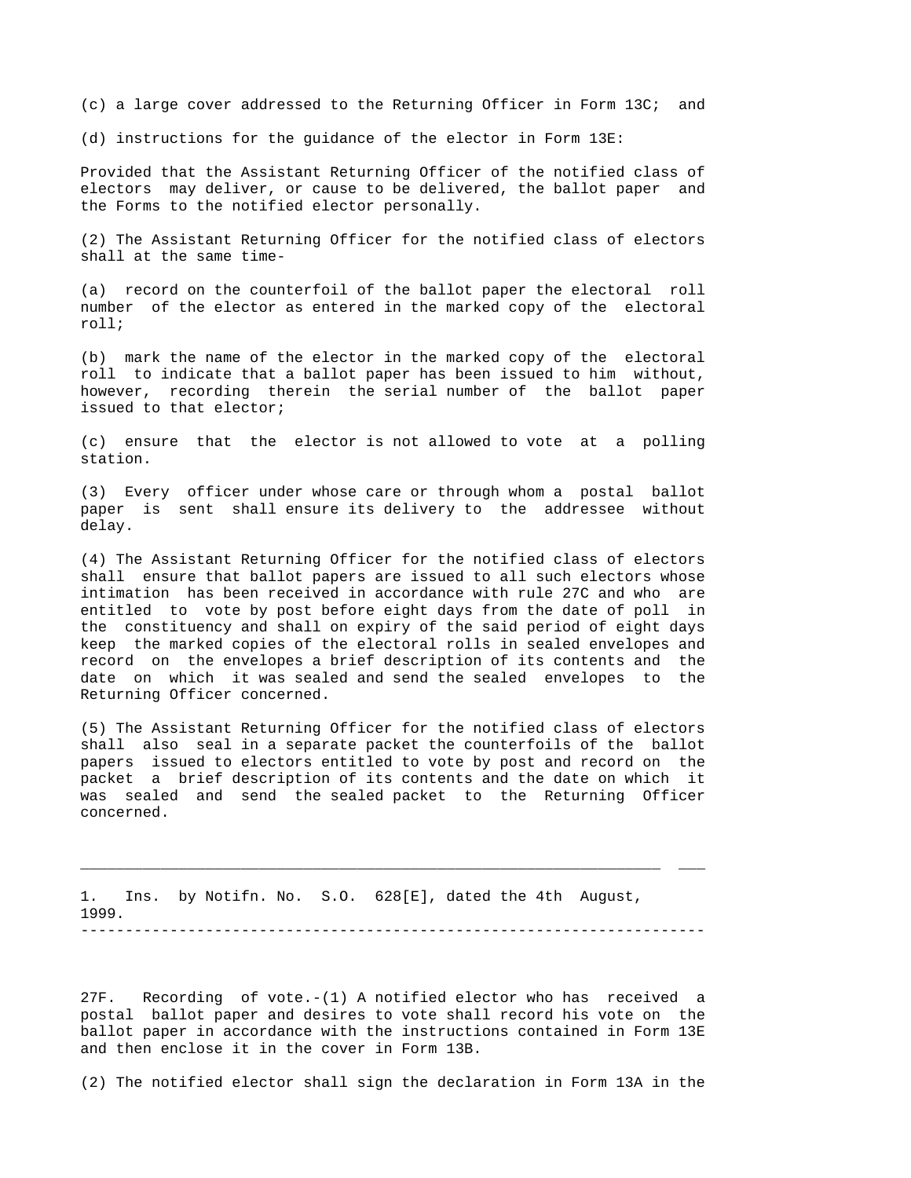(c) a large cover addressed to the Returning Officer in Form 13C; and

(d) instructions for the guidance of the elector in Form 13E:

Provided that the Assistant Returning Officer of the notified class of electors may deliver, or cause to be delivered, the ballot paper and the Forms to the notified elector personally.

(2) The Assistant Returning Officer for the notified class of electors shall at the same time-

(a) record on the counterfoil of the ballot paper the electoral roll number of the elector as entered in the marked copy of the electoral roll;

(b) mark the name of the elector in the marked copy of the electoral roll to indicate that a ballot paper has been issued to him without, however, recording therein the serial number of the ballot paper issued to that elector;

(c) ensure that the elector is not allowed to vote at a polling station.

(3) Every officer under whose care or through whom a postal ballot paper is sent shall ensure its delivery to the addressee without delay.

(4) The Assistant Returning Officer for the notified class of electors shall ensure that ballot papers are issued to all such electors whose intimation has been received in accordance with rule 27C and who are entitled to vote by post before eight days from the date of poll in the constituency and shall on expiry of the said period of eight days keep the marked copies of the electoral rolls in sealed envelopes and record on the envelopes a brief description of its contents and the date on which it was sealed and send the sealed envelopes to the Returning Officer concerned.

(5) The Assistant Returning Officer for the notified class of electors shall also seal in a separate packet the counterfoils of the ballot papers issued to electors entitled to vote by post and record on the packet a brief description of its contents and the date on which it was sealed and send the sealed packet to the Returning Officer concerned.

---

1. Ins. by Notifn. No. S.O. 628[E], dated the 4th August, 1999.

---

27F. Recording of vote.-(1) A notified elector who has received a postal ballot paper and desires to vote shall record his vote on the ballot paper in accordance with the instructions contained in Form 13E and then enclose it in the cover in Form 13B.

(2) The notified elector shall sign the declaration in Form 13A in the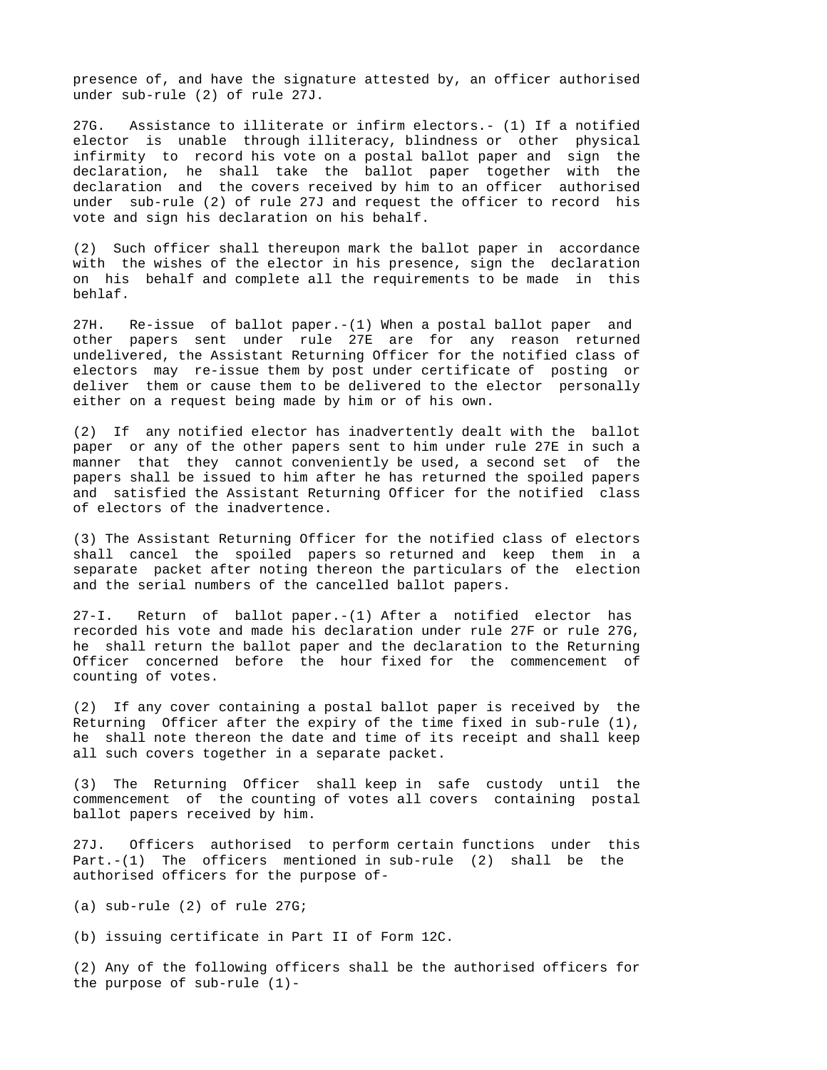presence of, and have the signature attested by, an officer authorised under sub-rule (2) of rule 27J.

27G. Assistance to illiterate or infirm electors.- (1) If a notified elector is unable through illiteracy, blindness or other physical infirmity to record his vote on a postal ballot paper and sign the declaration, he shall take the ballot paper together with the declaration and the covers received by him to an officer authorised under sub-rule (2) of rule 27J and request the officer to record his vote and sign his declaration on his behalf.

(2) Such officer shall thereupon mark the ballot paper in accordance with the wishes of the elector in his presence, sign the declaration on his behalf and complete all the requirements to be made in this behlaf.

27H. Re-issue of ballot paper.-(1) When a postal ballot paper and other papers sent under rule 27E are for any reason returned undelivered, the Assistant Returning Officer for the notified class of electors may re-issue them by post under certificate of posting or deliver them or cause them to be delivered to the elector personally either on a request being made by him or of his own.

(2) If any notified elector has inadvertently dealt with the ballot paper or any of the other papers sent to him under rule 27E in such a manner that they cannot conveniently be used, a second set of the papers shall be issued to him after he has returned the spoiled papers and satisfied the Assistant Returning Officer for the notified class of electors of the inadvertence.

(3) The Assistant Returning Officer for the notified class of electors shall cancel the spoiled papers so returned and keep them in a separate packet after noting thereon the particulars of the election and the serial numbers of the cancelled ballot papers.

27-I. Return of ballot paper.-(1) After a notified elector has recorded his vote and made his declaration under rule 27F or rule 27G, he shall return the ballot paper and the declaration to the Returning Officer concerned before the hour fixed for the commencement of counting of votes.

(2) If any cover containing a postal ballot paper is received by the Returning Officer after the expiry of the time fixed in sub-rule (1), he shall note thereon the date and time of its receipt and shall keep all such covers together in a separate packet.

(3) The Returning Officer shall keep in safe custody until the commencement of the counting of votes all covers containing postal ballot papers received by him.

27J. Officers authorised to perform certain functions under this Part.-(1) The officers mentioned in sub-rule (2) shall be the authorised officers for the purpose of-

(a) sub-rule (2) of rule 27G;

(b) issuing certificate in Part II of Form 12C.

(2) Any of the following officers shall be the authorised officers for the purpose of sub-rule (1)-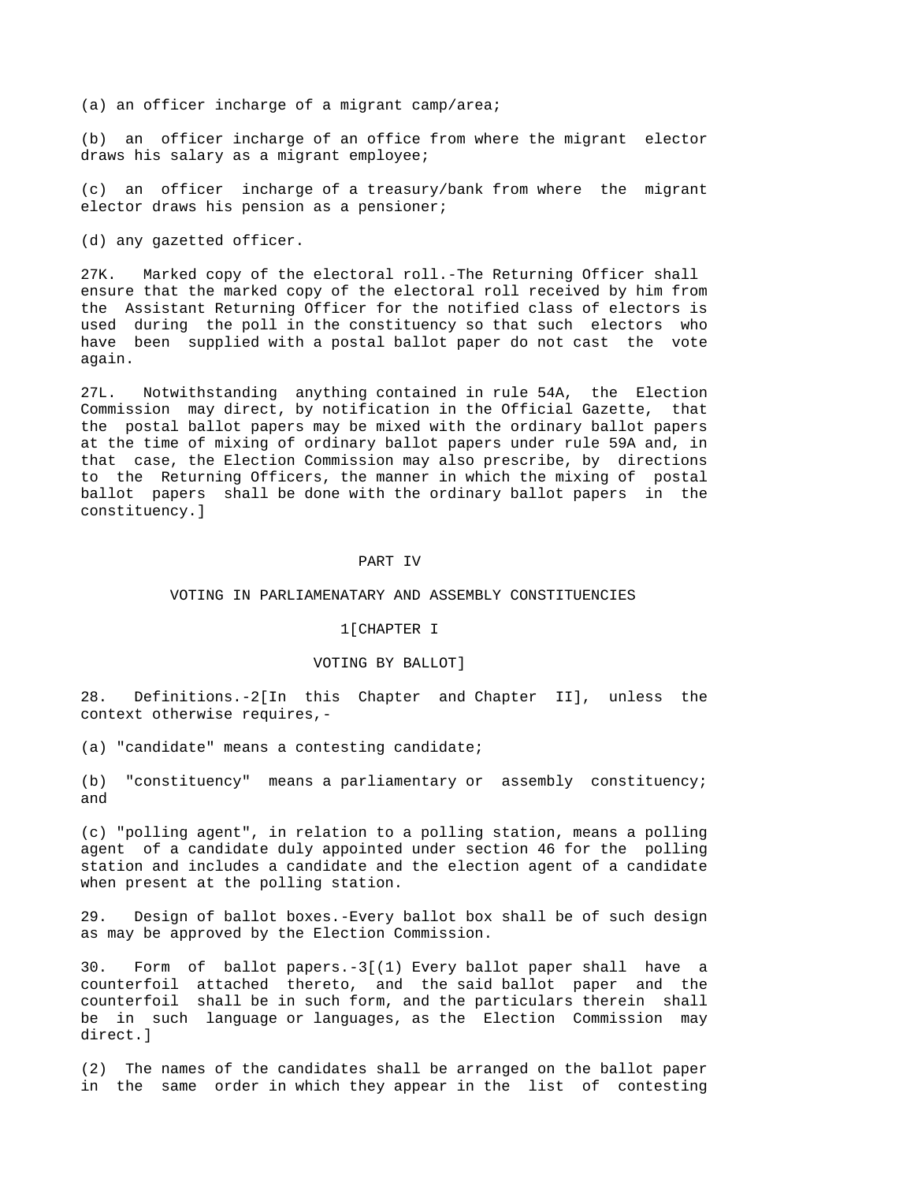(a) an officer incharge of a migrant camp/area;

(b) an officer incharge of an office from where the migrant elector draws his salary as a migrant employee;

(c) an officer incharge of a treasury/bank from where the migrant elector draws his pension as a pensioner;

(d) any gazetted officer.

27K. Marked copy of the electoral roll.-The Returning Officer shall ensure that the marked copy of the electoral roll received by him from the Assistant Returning Officer for the notified class of electors is used during the poll in the constituency so that such electors who have been supplied with a postal ballot paper do not cast the vote again.

27L. Notwithstanding anything contained in rule 54A, the Election Commission may direct, by notification in the Official Gazette, that the postal ballot papers may be mixed with the ordinary ballot papers at the time of mixing of ordinary ballot papers under rule 59A and, in that case, the Election Commission may also prescribe, by directions to the Returning Officers, the manner in which the mixing of postal ballot papers shall be done with the ordinary ballot papers in the constituency.]

## PART IV

## VOTING IN PARLIAMENATARY AND ASSEMBLY CONSTITUENCIES

### 1[CHAPTER I

### VOTING BY BALLOT]

28. Definitions.-2[In this Chapter and Chapter II], unless the context otherwise requires,-

(a) "candidate" means a contesting candidate;

(b) "constituency" means a parliamentary or assembly constituency; and

(c) "polling agent", in relation to a polling station, means a polling agent of a candidate duly appointed under section 46 for the polling station and includes a candidate and the election agent of a candidate when present at the polling station.

29. Design of ballot boxes.-Every ballot box shall be of such design as may be approved by the Election Commission.

30. Form of ballot papers.-3[(1) Every ballot paper shall have a counterfoil attached thereto, and the said ballot paper and the counterfoil shall be in such form, and the particulars therein shall be in such language or languages, as the Election Commission may direct.]

(2) The names of the candidates shall be arranged on the ballot paper in the same order in which they appear in the list of contesting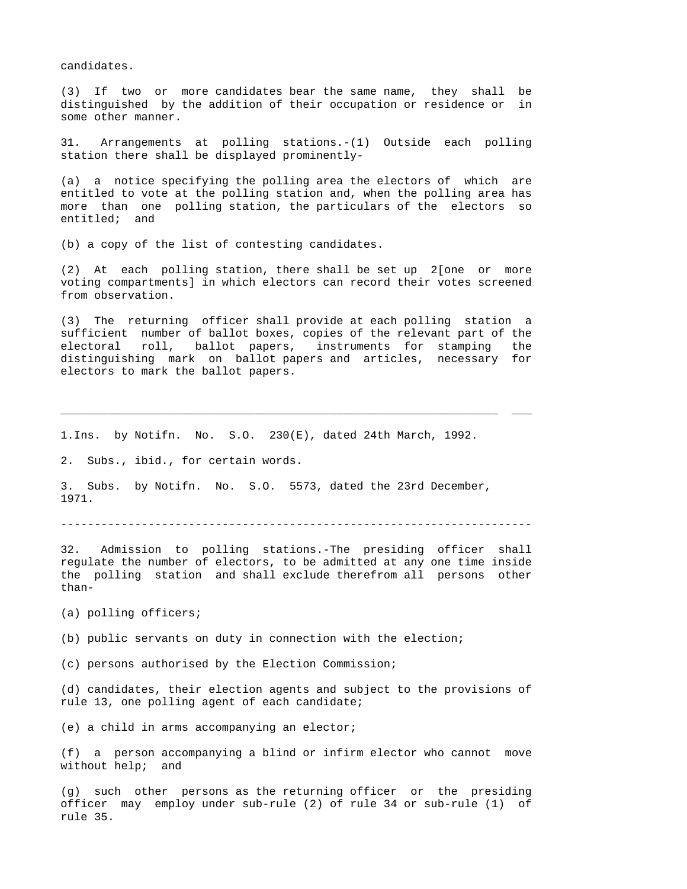candidates.

(3) If two or more candidates bear the same name, they shall be distinguished by the addition of their occupation or residence or in some other manner.

31. Arrangements at polling stations.-(1) Outside each polling station there shall be displayed prominently-

(a) a notice specifying the polling area the electors of which are entitled to vote at the polling station and, when the polling area has more than one polling station, the particulars of the electors so entitled; and

(b) a copy of the list of contesting candidates.

(2) At each polling station, there shall be set up 2[one or more voting compartments] in which electors can record their votes screened from observation.

(3) The returning officer shall provide at each polling station a sufficient number of ballot boxes, copies of the relevant part of the electoral roll, ballot papers, instruments for stamping the distinguishing mark on ballot papers and articles, necessary for electors to mark the ballot papers.

---

1.Ins. by Notifn. No. S.O. 230(E), dated 24th March, 1992.

2. Subs., ibid., for certain words.

3. Subs. by Notifn. No. S.O. 5573, dated the 23rd December, 1971.

---

32. Admission to polling stations.-The presiding officer shall regulate the number of electors, to be admitted at any one time inside the polling station and shall exclude therefrom all persons other than-

(a) polling officers;

(b) public servants on duty in connection with the election;

(c) persons authorised by the Election Commission;

(d) candidates, their election agents and subject to the provisions of rule 13, one polling agent of each candidate;

(e) a child in arms accompanying an elector;

(f) a person accompanying a blind or infirm elector who cannot move without help; and

(g) such other persons as the returning officer or the presiding officer may employ under sub-rule (2) of rule 34 or sub-rule (1) of rule 35.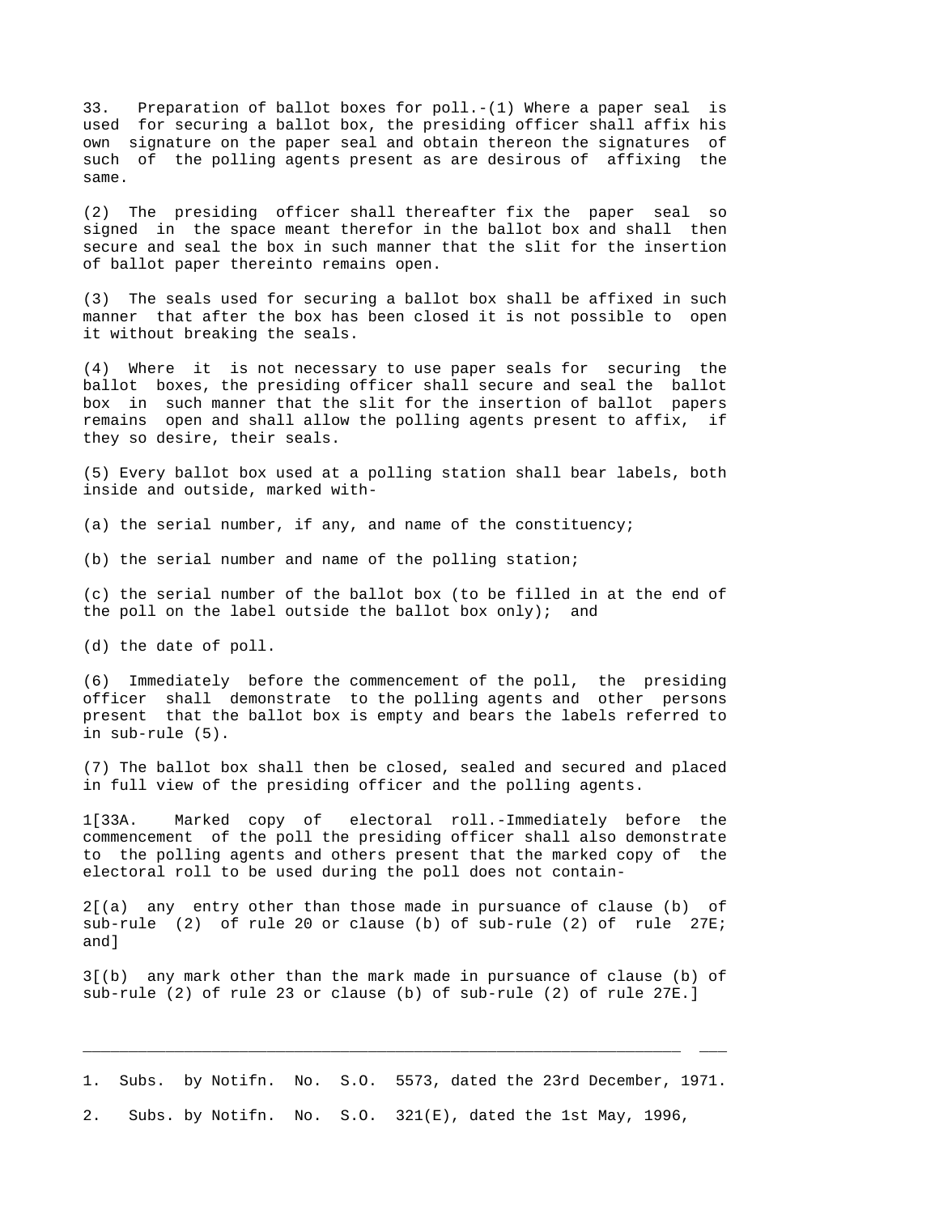33. Preparation of ballot boxes for poll.-(1) Where a paper seal is used for securing a ballot box, the presiding officer shall affix his own signature on the paper seal and obtain thereon the signatures of such of the polling agents present as are desirous of affixing the same.

(2) The presiding officer shall thereafter fix the paper seal so signed in the space meant therefor in the ballot box and shall then secure and seal the box in such manner that the slit for the insertion of ballot paper thereinto remains open.

(3) The seals used for securing a ballot box shall be affixed in such manner that after the box has been closed it is not possible to open it without breaking the seals.

(4) Where it is not necessary to use paper seals for securing the ballot boxes, the presiding officer shall secure and seal the ballot box in such manner that the slit for the insertion of ballot papers remains open and shall allow the polling agents present to affix, if they so desire, their seals.

(5) Every ballot box used at a polling station shall bear labels, both inside and outside, marked with-

(a) the serial number, if any, and name of the constituency;

(b) the serial number and name of the polling station;

(c) the serial number of the ballot box (to be filled in at the end of the poll on the label outside the ballot box only); and

(d) the date of poll.

(6) Immediately before the commencement of the poll, the presiding officer shall demonstrate to the polling agents and other persons present that the ballot box is empty and bears the labels referred to in sub-rule (5).

(7) The ballot box shall then be closed, sealed and secured and placed in full view of the presiding officer and the polling agents.

1[33A. Marked copy of electoral roll.-Immediately before the commencement of the poll the presiding officer shall also demonstrate to the polling agents and others present that the marked copy of the electoral roll to be used during the poll does not contain-

2[(a) any entry other than those made in pursuance of clause (b) of sub-rule (2) of rule 20 or clause (b) of sub-rule (2) of rule 27E; and]

3[(b) any mark other than the mark made in pursuance of clause (b) of sub-rule (2) of rule 23 or clause (b) of sub-rule (2) of rule 27E.]

---

1. Subs. by Notifn. No. S.O. 5573, dated the 23rd December, 1971.

2. Subs. by Notifn. No. S.O. 321(E), dated the 1st May, 1996,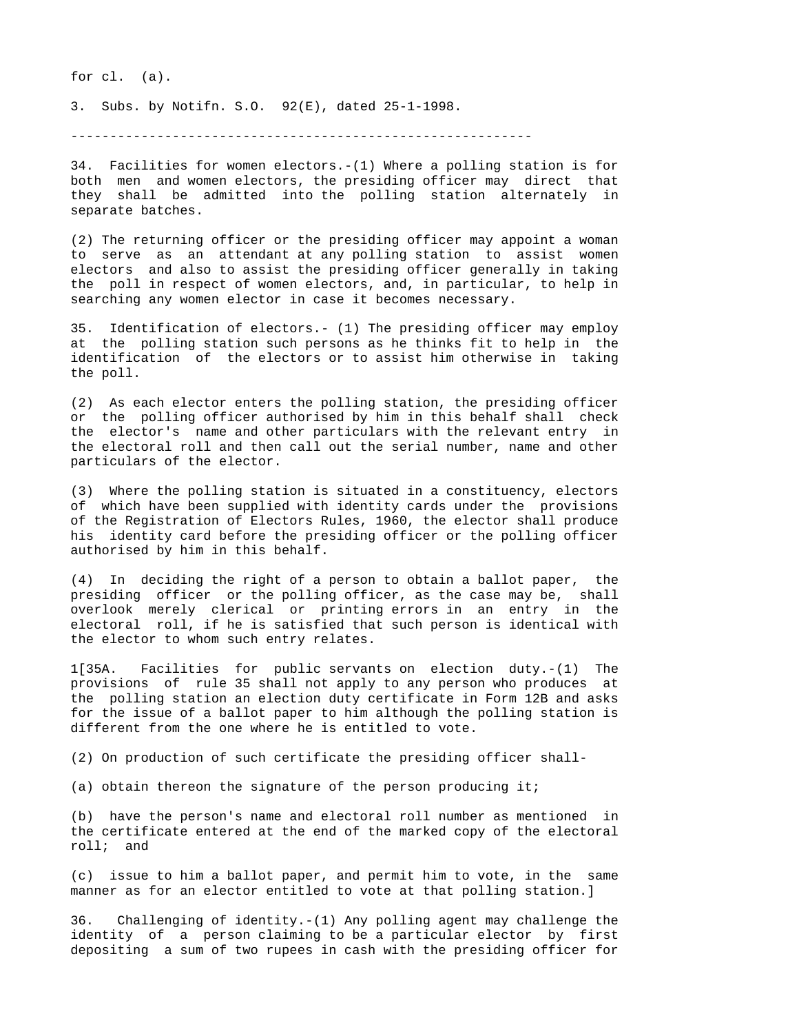for cl. (a).

3. Subs. by Notifn. S.O. 92(E), dated 25-1-1998.

-----------------------------------------------------------

34. Facilities for women electors.-(1) Where a polling station is for both men and women electors, the presiding officer may direct that they shall be admitted into the polling station alternately in separate batches.

(2) The returning officer or the presiding officer may appoint a woman to serve as an attendant at any polling station to assist women electors and also to assist the presiding officer generally in taking the poll in respect of women electors, and, in particular, to help in searching any women elector in case it becomes necessary.

35. Identification of electors.- (1) The presiding officer may employ at the polling station such persons as he thinks fit to help in the identification of the electors or to assist him otherwise in taking the poll.

(2) As each elector enters the polling station, the presiding officer or the polling officer authorised by him in this behalf shall check the elector's name and other particulars with the relevant entry in the electoral roll and then call out the serial number, name and other particulars of the elector.

(3) Where the polling station is situated in a constituency, electors of which have been supplied with identity cards under the provisions of the Registration of Electors Rules, 1960, the elector shall produce his identity card before the presiding officer or the polling officer authorised by him in this behalf.

(4) In deciding the right of a person to obtain a ballot paper, the presiding officer or the polling officer, as the case may be, shall overlook merely clerical or printing errors in an entry in the electoral roll, if he is satisfied that such person is identical with the elector to whom such entry relates.

1[35A. Facilities for public servants on election duty.-(1) The provisions of rule 35 shall not apply to any person who produces at the polling station an election duty certificate in Form 12B and asks for the issue of a ballot paper to him although the polling station is different from the one where he is entitled to vote.

(2) On production of such certificate the presiding officer shall-

(a) obtain thereon the signature of the person producing it;

(b) have the person's name and electoral roll number as mentioned in the certificate entered at the end of the marked copy of the electoral roll; and

(c) issue to him a ballot paper, and permit him to vote, in the same manner as for an elector entitled to vote at that polling station.]

36. Challenging of identity.-(1) Any polling agent may challenge the identity of a person claiming to be a particular elector by first depositing a sum of two rupees in cash with the presiding officer for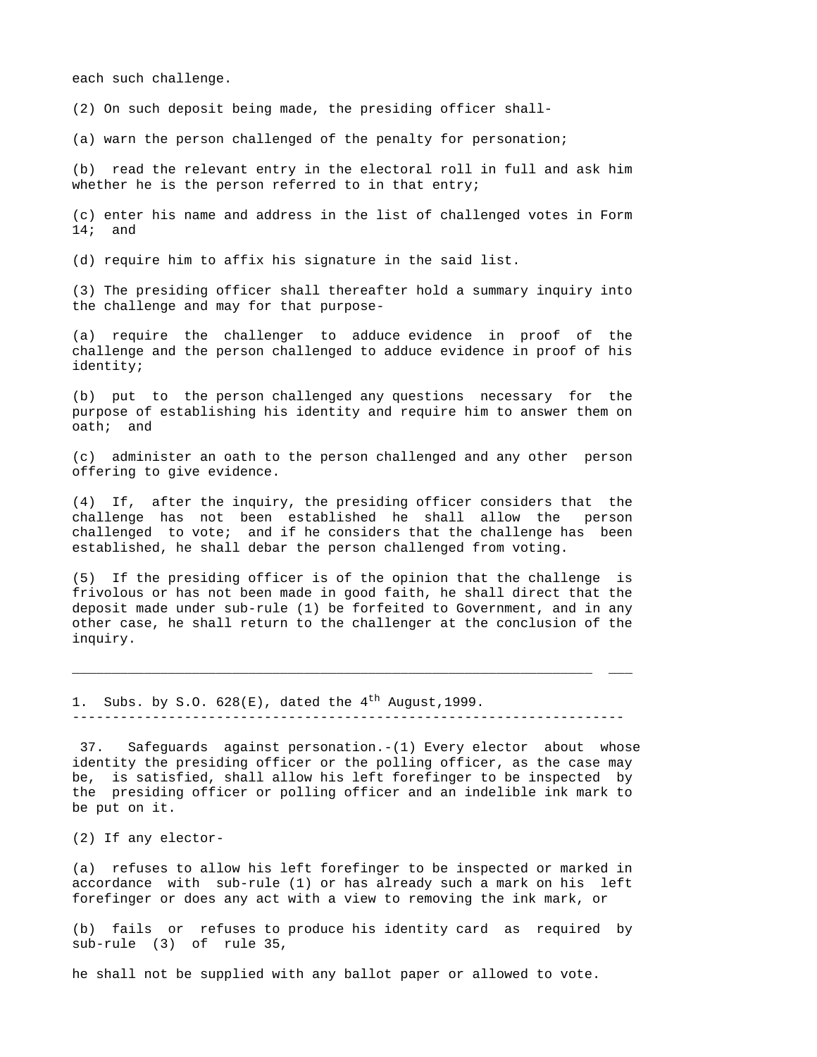each such challenge.

(2) On such deposit being made, the presiding officer shall-

(a) warn the person challenged of the penalty for personation;

(b) read the relevant entry in the electoral roll in full and ask him whether he is the person referred to in that entry;

(c) enter his name and address in the list of challenged votes in Form 14; and

(d) require him to affix his signature in the said list.

(3) The presiding officer shall thereafter hold a summary inquiry into the challenge and may for that purpose-

(a) require the challenger to adduce evidence in proof of the challenge and the person challenged to adduce evidence in proof of his identity;

(b) put to the person challenged any questions necessary for the purpose of establishing his identity and require him to answer them on oath; and

(c) administer an oath to the person challenged and any other person offering to give evidence.

(4) If, after the inquiry, the presiding officer considers that the challenge has not been established he shall allow the person challenged to vote; and if he considers that the challenge has been established, he shall debar the person challenged from voting.

(5) If the presiding officer is of the opinion that the challenge is frivolous or has not been made in good faith, he shall direct that the deposit made under sub-rule (1) be forfeited to Government, and in any other case, he shall return to the challenger at the conclusion of the inquiry.

---

1. Subs. by S.O. 628(E), dated the 4th August,1999.

---

37. Safeguards against personation.-(1) Every elector about whose identity the presiding officer or the polling officer, as the case may be, is satisfied, shall allow his left forefinger to be inspected by the presiding officer or polling officer and an indelible ink mark to be put on it.

(2) If any elector-

(a) refuses to allow his left forefinger to be inspected or marked in accordance with sub-rule (1) or has already such a mark on his left forefinger or does any act with a view to removing the ink mark, or

(b) fails or refuses to produce his identity card as required by sub-rule (3) of rule 35,

he shall not be supplied with any ballot paper or allowed to vote.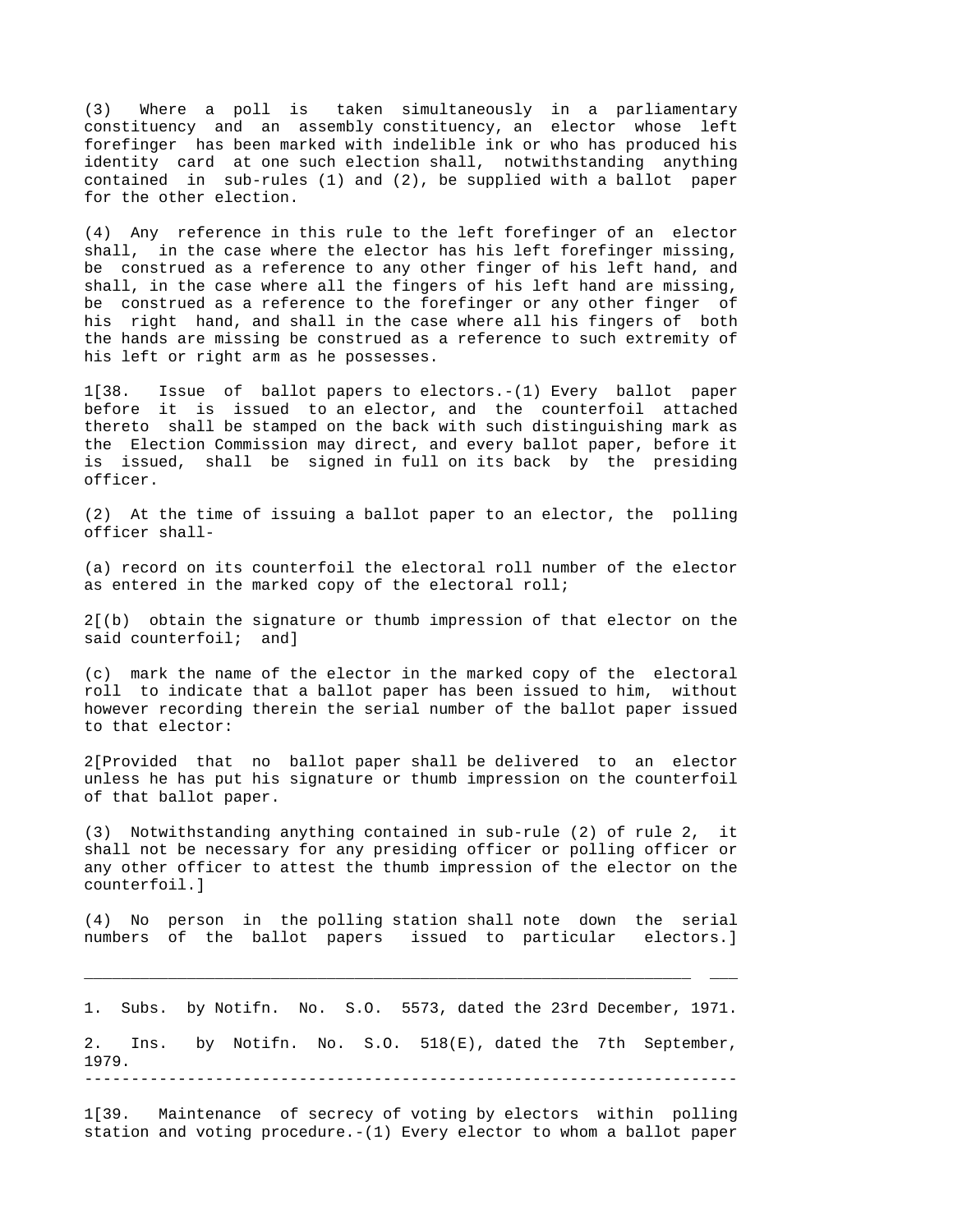(3) Where a poll is taken simultaneously in a parliamentary constituency and an assembly constituency, an elector whose left forefinger has been marked with indelible ink or who has produced his identity card at one such election shall, notwithstanding anything contained in sub-rules (1) and (2), be supplied with a ballot paper for the other election.

(4) Any reference in this rule to the left forefinger of an elector shall, in the case where the elector has his left forefinger missing, be construed as a reference to any other finger of his left hand, and shall, in the case where all the fingers of his left hand are missing, be construed as a reference to the forefinger or any other finger of his right hand, and shall in the case where all his fingers of both the hands are missing be construed as a reference to such extremity of his left or right arm as he possesses.

1[38. Issue of ballot papers to electors.-(1) Every ballot paper before it is issued to an elector, and the counterfoil attached thereto shall be stamped on the back with such distinguishing mark as the Election Commission may direct, and every ballot paper, before it is issued, shall be signed in full on its back by the presiding officer.

(2) At the time of issuing a ballot paper to an elector, the polling officer shall-

(a) record on its counterfoil the electoral roll number of the elector as entered in the marked copy of the electoral roll;

2[(b) obtain the signature or thumb impression of that elector on the said counterfoil; and]

(c) mark the name of the elector in the marked copy of the electoral roll to indicate that a ballot paper has been issued to him, without however recording therein the serial number of the ballot paper issued to that elector:

2[Provided that no ballot paper shall be delivered to an elector unless he has put his signature or thumb impression on the counterfoil of that ballot paper.

(3) Notwithstanding anything contained in sub-rule (2) of rule 2, it shall not be necessary for any presiding officer or polling officer or any other officer to attest the thumb impression of the elector on the counterfoil.]

(4) No person in the polling station shall note down the serial numbers of the ballot papers issued to particular electors.]

---

1. Subs. by Notifn. No. S.O. 5573, dated the 23rd December, 1971.

2. Ins. by Notifn. No. S.O. 518(E), dated the 7th September, 1979.

---

1[39. Maintenance of secrecy of voting by electors within polling station and voting procedure.-(1) Every elector to whom a ballot paper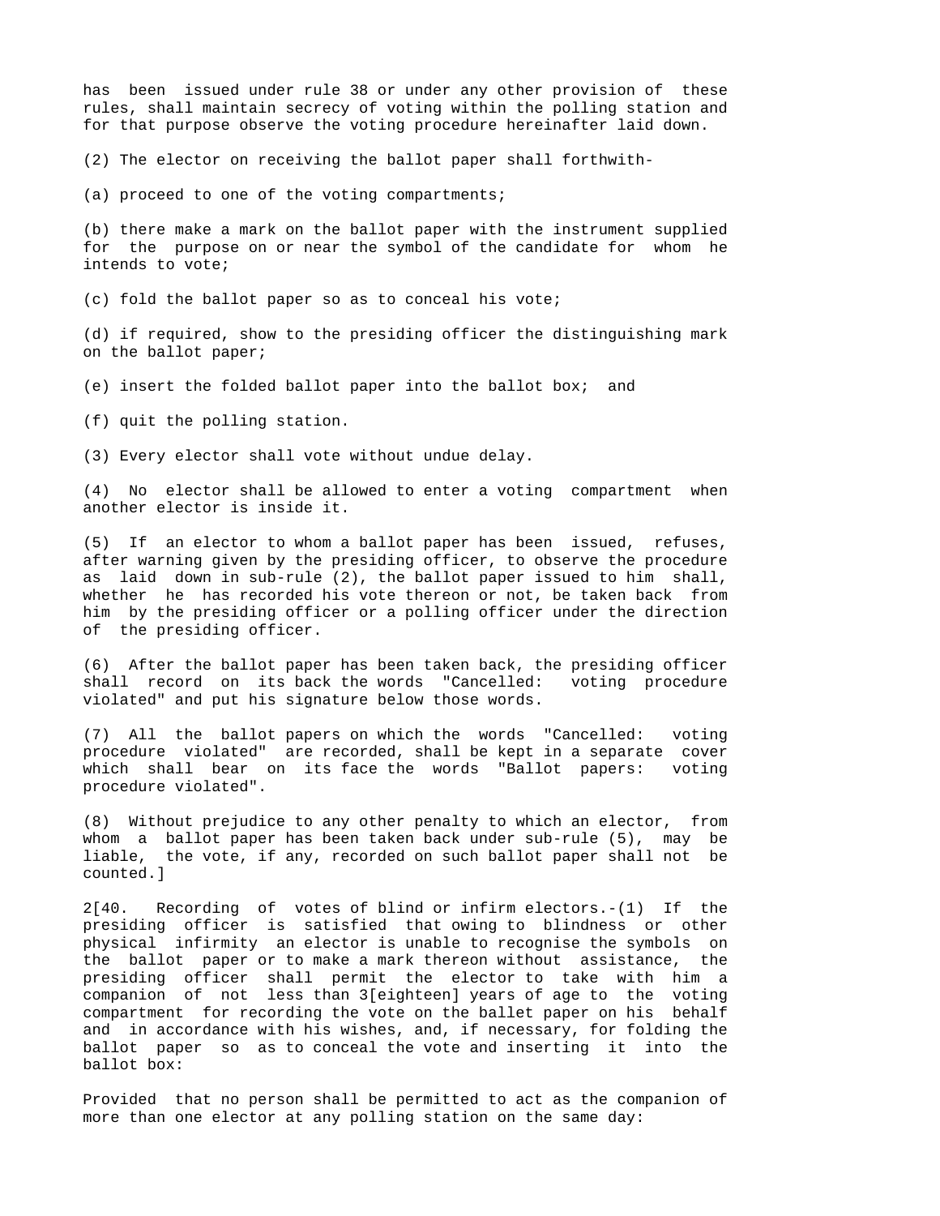has been issued under rule 38 or under any other provision of these rules, shall maintain secrecy of voting within the polling station and for that purpose observe the voting procedure hereinafter laid down.

(2) The elector on receiving the ballot paper shall forthwith-

(a) proceed to one of the voting compartments;

(b) there make a mark on the ballot paper with the instrument supplied for the purpose on or near the symbol of the candidate for whom he intends to vote;

(c) fold the ballot paper so as to conceal his vote;

(d) if required, show to the presiding officer the distinguishing mark on the ballot paper;

(e) insert the folded ballot paper into the ballot box; and

(f) quit the polling station.

(3) Every elector shall vote without undue delay.

(4) No elector shall be allowed to enter a voting compartment when another elector is inside it.

(5) If an elector to whom a ballot paper has been issued, refuses, after warning given by the presiding officer, to observe the procedure as laid down in sub-rule (2), the ballot paper issued to him shall, whether he has recorded his vote thereon or not, be taken back from him by the presiding officer or a polling officer under the direction of the presiding officer.

(6) After the ballot paper has been taken back, the presiding officer shall record on its back the words "Cancelled: voting procedure violated" and put his signature below those words.

(7) All the ballot papers on which the words "Cancelled: voting procedure violated" are recorded, shall be kept in a separate cover which shall bear on its face the words "Ballot papers: voting procedure violated".

(8) Without prejudice to any other penalty to which an elector, from whom a ballot paper has been taken back under sub-rule (5), may be liable, the vote, if any, recorded on such ballot paper shall not be counted.]

2[40. Recording of votes of blind or infirm electors.-(1) If the presiding officer is satisfied that owing to blindness or other physical infirmity an elector is unable to recognise the symbols on the ballot paper or to make a mark thereon without assistance, the presiding officer shall permit the elector to take with him a companion of not less than 3[eighteen] years of age to the voting compartment for recording the vote on the ballet paper on his behalf and in accordance with his wishes, and, if necessary, for folding the ballot paper so as to conceal the vote and inserting it into the ballot box:

Provided that no person shall be permitted to act as the companion of more than one elector at any polling station on the same day: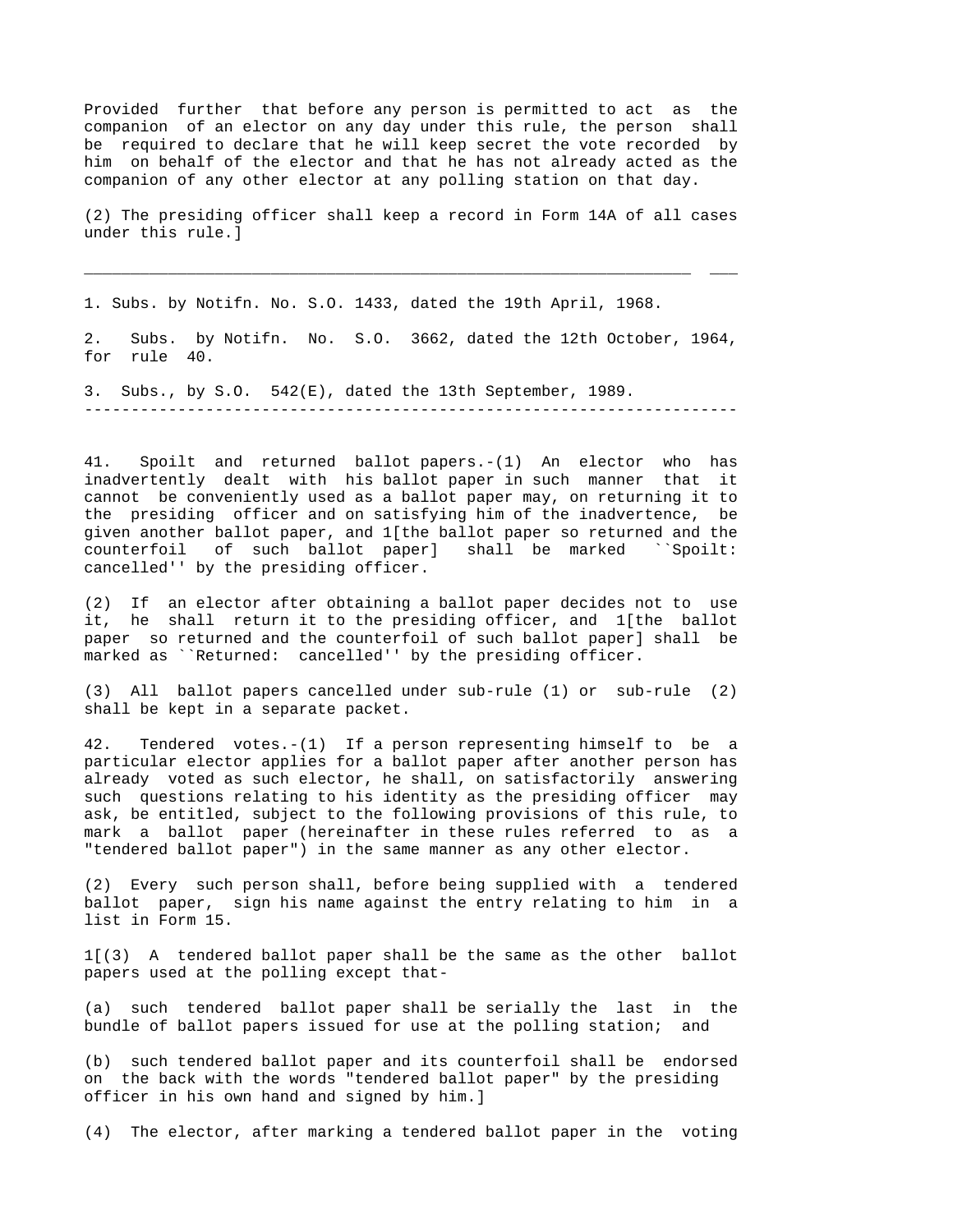Provided further that before any person is permitted to act as the companion of an elector on any day under this rule, the person shall be required to declare that he will keep secret the vote recorded by him on behalf of the elector and that he has not already acted as the companion of any other elector at any polling station on that day.

(2) The presiding officer shall keep a record in Form 14A of all cases under this rule.]

---

1. Subs. by Notifn. No. S.O. 1433, dated the 19th April, 1968.

2. Subs. by Notifn. No. S.O. 3662, dated the 12th October, 1964, for rule 40.

3. Subs., by S.O. 542(E), dated the 13th September, 1989.

---

41. Spoilt and returned ballot papers.-(1) An elector who has inadvertently dealt with his ballot paper in such manner that it cannot be conveniently used as a ballot paper may, on returning it to the presiding officer and on satisfying him of the inadvertence, be given another ballot paper, and 1[the ballot paper so returned and the counterfoil of such ballot paper] shall be marked ``Spoilt: cancelled'' by the presiding officer.

(2) If an elector after obtaining a ballot paper decides not to use it, he shall return it to the presiding officer, and 1[the ballot paper so returned and the counterfoil of such ballot paper] shall be marked as ``Returned: cancelled'' by the presiding officer.

(3) All ballot papers cancelled under sub-rule (1) or sub-rule (2) shall be kept in a separate packet.

42. Tendered votes.-(1) If a person representing himself to be a particular elector applies for a ballot paper after another person has already voted as such elector, he shall, on satisfactorily answering such questions relating to his identity as the presiding officer may ask, be entitled, subject to the following provisions of this rule, to mark a ballot paper (hereinafter in these rules referred to as a "tendered ballot paper") in the same manner as any other elector.

(2) Every such person shall, before being supplied with a tendered ballot paper, sign his name against the entry relating to him in a list in Form 15.

1[(3) A tendered ballot paper shall be the same as the other ballot papers used at the polling except that-

(a) such tendered ballot paper shall be serially the last in the bundle of ballot papers issued for use at the polling station; and

(b) such tendered ballot paper and its counterfoil shall be endorsed on the back with the words "tendered ballot paper" by the presiding officer in his own hand and signed by him.]

(4) The elector, after marking a tendered ballot paper in the voting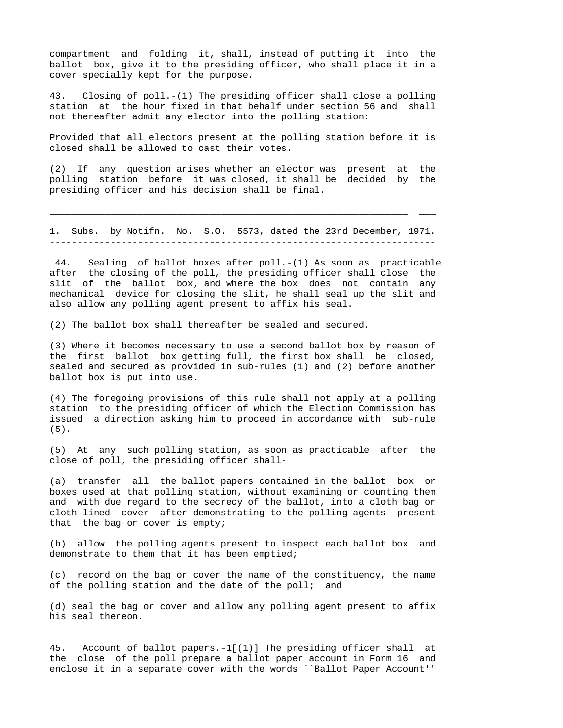compartment and folding it, shall, instead of putting it into the ballot box, give it to the presiding officer, who shall place it in a cover specially kept for the purpose.

43. Closing of poll.-(1) The presiding officer shall close a polling station at the hour fixed in that behalf under section 56 and shall not thereafter admit any elector into the polling station:

Provided that all electors present at the polling station before it is closed shall be allowed to cast their votes.

(2) If any question arises whether an elector was present at the polling station before it was closed, it shall be decided by the presiding officer and his decision shall be final.

---

1. Subs. by Notifn. No. S.O. 5573, dated the 23rd December, 1971.

---

44. Sealing of ballot boxes after poll.-(1) As soon as practicable after the closing of the poll, the presiding officer shall close the slit of the ballot box, and where the box does not contain any mechanical device for closing the slit, he shall seal up the slit and also allow any polling agent present to affix his seal.

(2) The ballot box shall thereafter be sealed and secured.

(3) Where it becomes necessary to use a second ballot box by reason of the first ballot box getting full, the first box shall be closed, sealed and secured as provided in sub-rules (1) and (2) before another ballot box is put into use.

(4) The foregoing provisions of this rule shall not apply at a polling station to the presiding officer of which the Election Commission has issued a direction asking him to proceed in accordance with sub-rule (5).

(5) At any such polling station, as soon as practicable after the close of poll, the presiding officer shall-

(a) transfer all the ballot papers contained in the ballot box or boxes used at that polling station, without examining or counting them and with due regard to the secrecy of the ballot, into a cloth bag or cloth-lined cover after demonstrating to the polling agents present that the bag or cover is empty;

(b) allow the polling agents present to inspect each ballot box and demonstrate to them that it has been emptied;

(c) record on the bag or cover the name of the constituency, the name of the polling station and the date of the poll; and

(d) seal the bag or cover and allow any polling agent present to affix his seal thereon.

45. Account of ballot papers.-1[(1)] The presiding officer shall at the close of the poll prepare a ballot paper account in Form 16 and enclose it in a separate cover with the words ``Ballot Paper Account''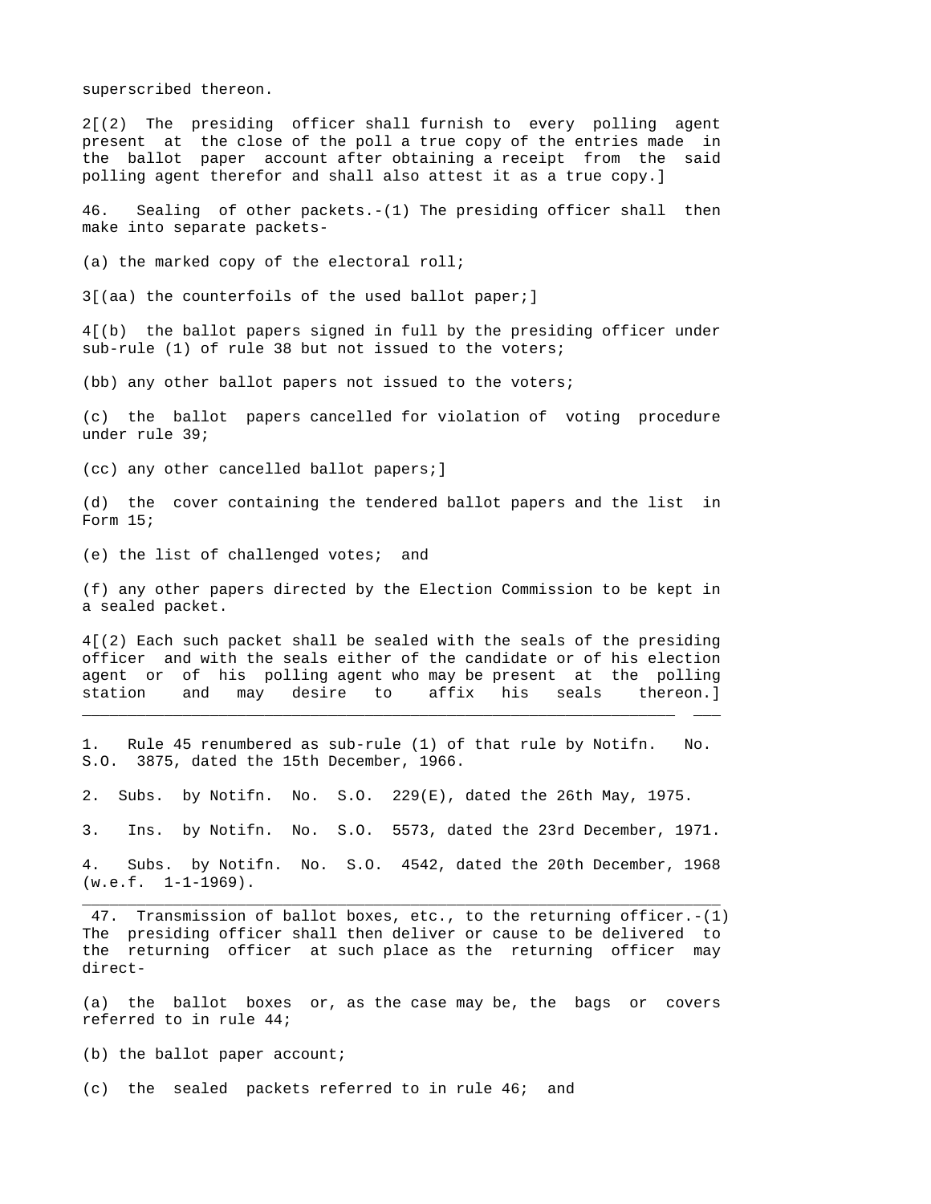superscribed thereon.

2[(2) The presiding officer shall furnish to every polling agent present at the close of the poll a true copy of the entries made in the ballot paper account after obtaining a receipt from the said polling agent therefor and shall also attest it as a true copy.]

46. Sealing of other packets.-(1) The presiding officer shall then make into separate packets-

(a) the marked copy of the electoral roll;

3[(aa) the counterfoils of the used ballot paper;]

4[(b) the ballot papers signed in full by the presiding officer under sub-rule (1) of rule 38 but not issued to the voters;

(bb) any other ballot papers not issued to the voters;

(c) the ballot papers cancelled for violation of voting procedure under rule 39;

(cc) any other cancelled ballot papers;]

(d) the cover containing the tendered ballot papers and the list in Form 15;

(e) the list of challenged votes; and

(f) any other papers directed by the Election Commission to be kept in a sealed packet.

4[(2) Each such packet shall be sealed with the seals of the presiding officer and with the seals either of the candidate or of his election agent or of his polling agent who may be present at the polling station and may desire to affix his seals thereon.]

---

1. Rule 45 renumbered as sub-rule (1) of that rule by Notifn. No. S.O. 3875, dated the 15th December, 1966.

2. Subs. by Notifn. No. S.O. 229(E), dated the 26th May, 1975.

3. Ins. by Notifn. No. S.O. 5573, dated the 23rd December, 1971.

4. Subs. by Notifn. No. S.O. 4542, dated the 20th December, 1968 (w.e.f. 1-1-1969).

---

47. Transmission of ballot boxes, etc., to the returning officer.-(1) The presiding officer shall then deliver or cause to be delivered to the returning officer at such place as the returning officer may direct-

(a) the ballot boxes or, as the case may be, the bags or covers referred to in rule 44;

(b) the ballot paper account;

(c) the sealed packets referred to in rule 46; and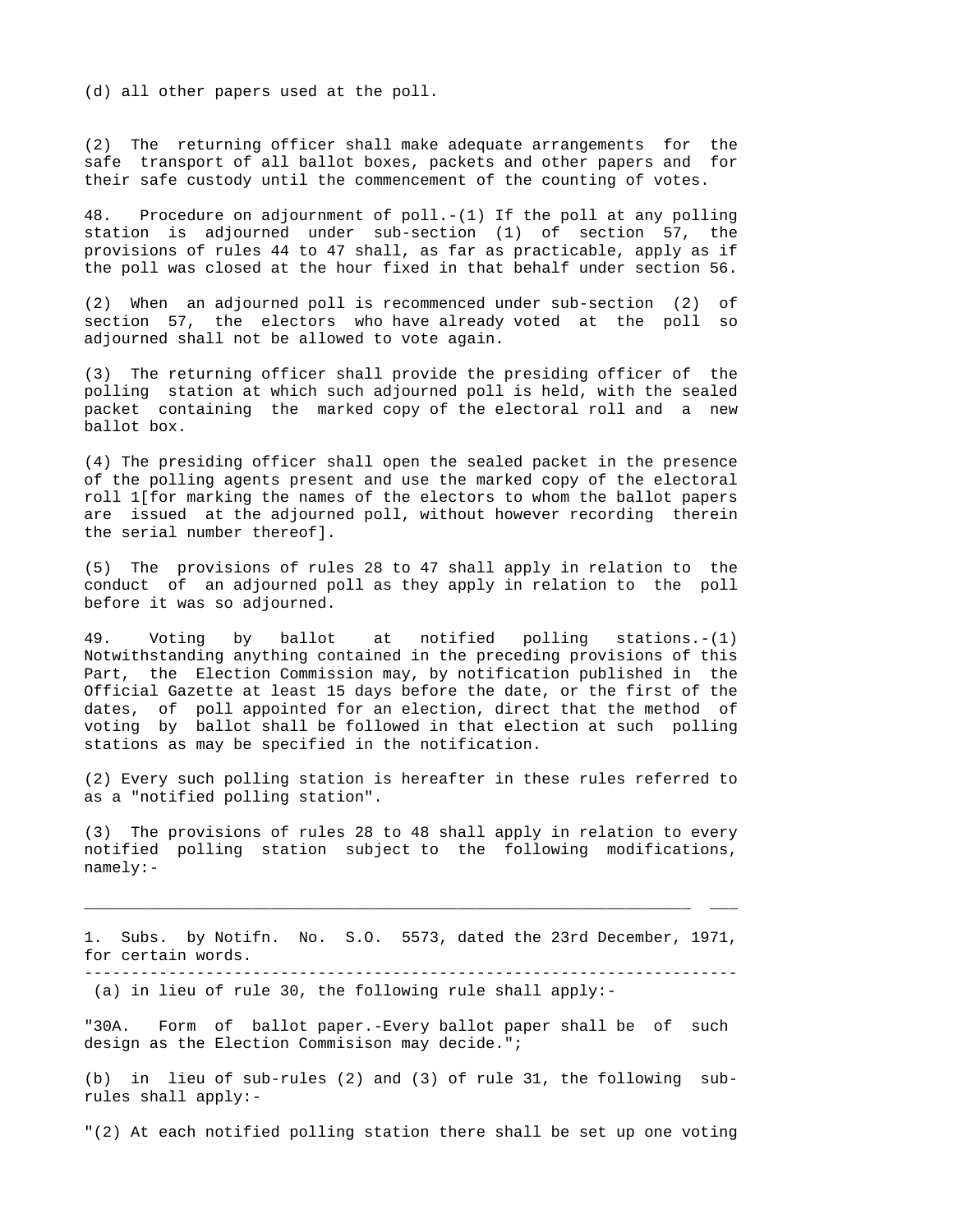(d) all other papers used at the poll.

(2) The returning officer shall make adequate arrangements for the safe transport of all ballot boxes, packets and other papers and for their safe custody until the commencement of the counting of votes.

48. Procedure on adjournment of poll.-(1) If the poll at any polling station is adjourned under sub-section (1) of section 57, the provisions of rules 44 to 47 shall, as far as practicable, apply as if the poll was closed at the hour fixed in that behalf under section 56.

(2) When an adjourned poll is recommenced under sub-section (2) of section 57, the electors who have already voted at the poll so adjourned shall not be allowed to vote again.

(3) The returning officer shall provide the presiding officer of the polling station at which such adjourned poll is held, with the sealed packet containing the marked copy of the electoral roll and a new ballot box.

(4) The presiding officer shall open the sealed packet in the presence of the polling agents present and use the marked copy of the electoral roll [1][for marking the names of the electors to whom the ballot papers are issued at the adjourned poll, without however recording therein the serial number thereof].

(5) The provisions of rules 28 to 47 shall apply in relation to the conduct of an adjourned poll as they apply in relation to the poll before it was so adjourned.

49. Voting by ballot at notified polling stations.-(1) Notwithstanding anything contained in the preceding provisions of this Part, the Election Commission may, by notification published in the Official Gazette at least 15 days before the date, or the first of the dates, of poll appointed for an election, direct that the method of voting by ballot shall be followed in that election at such polling stations as may be specified in the notification.

(2) Every such polling station is hereafter in these rules referred to as a "notified polling station".

(3) The provisions of rules 28 to 48 shall apply in relation to every notified polling station subject to the following modifications, namely:-

---

1. Subs. by Notifn. No. S.O. 5573, dated the 23rd December, 1971, for certain words.

---

(a) in lieu of rule 30, the following rule shall apply:-

"30A. Form of ballot paper.-Every ballot paper shall be of such design as the Election Commisison may decide.";

(b) in lieu of sub-rules (2) and (3) of rule 31, the following sub-rules shall apply:-

"(2) At each notified polling station there shall be set up one voting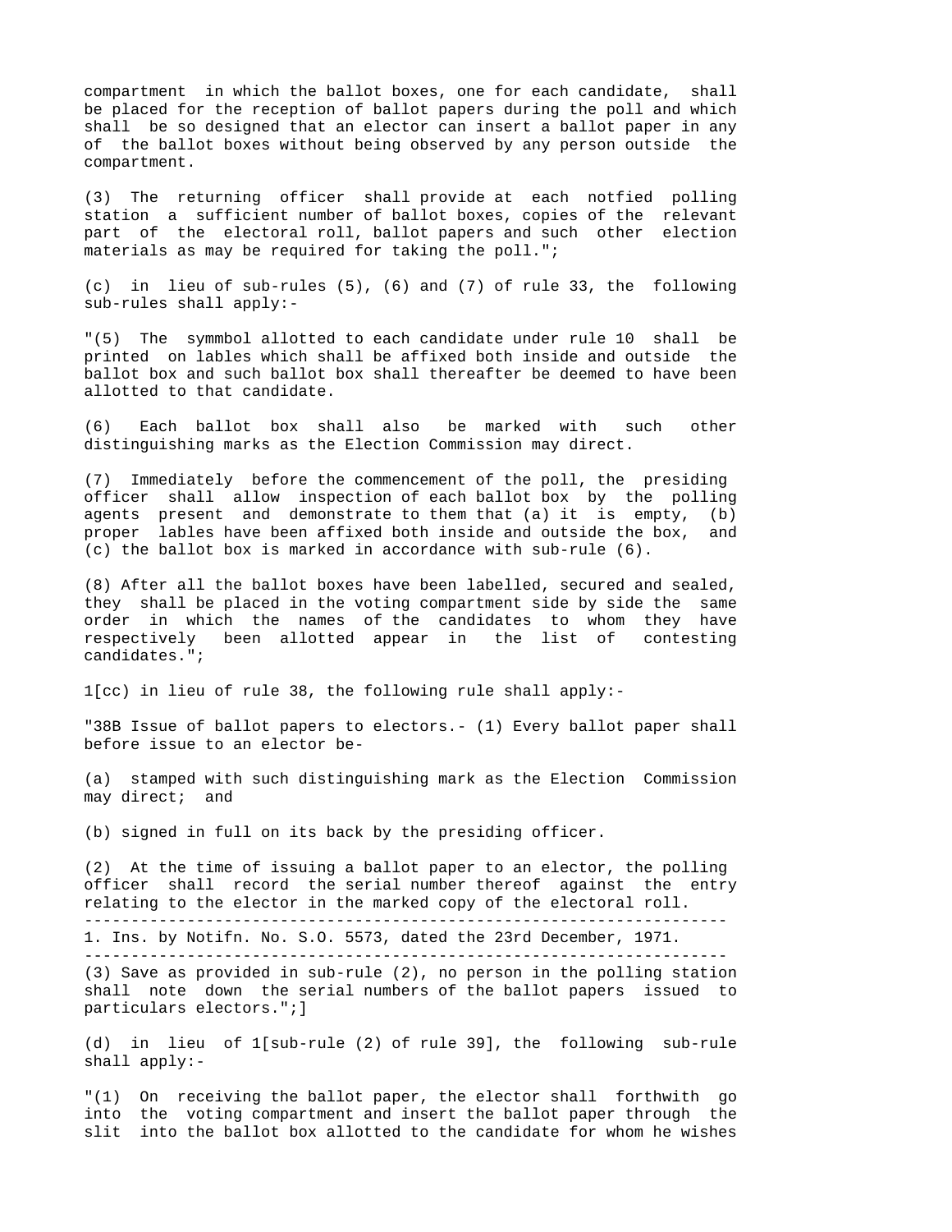compartment in which the ballot boxes, one for each candidate, shall be placed for the reception of ballot papers during the poll and which shall be so designed that an elector can insert a ballot paper in any of the ballot boxes without being observed by any person outside the compartment.

(3) The returning officer shall provide at each notfied polling station a sufficient number of ballot boxes, copies of the relevant part of the electoral roll, ballot papers and such other election materials as may be required for taking the poll.";

(c) in lieu of sub-rules (5), (6) and (7) of rule 33, the following sub-rules shall apply:-

"(5) The symmbol allotted to each candidate under rule 10 shall be printed on lables which shall be affixed both inside and outside the ballot box and such ballot box shall thereafter be deemed to have been allotted to that candidate.

(6) Each ballot box shall also be marked with such other distinguishing marks as the Election Commission may direct.

(7) Immediately before the commencement of the poll, the presiding officer shall allow inspection of each ballot box by the polling agents present and demonstrate to them that (a) it is empty, (b) proper lables have been affixed both inside and outside the box, and (c) the ballot box is marked in accordance with sub-rule (6).

(8) After all the ballot boxes have been labelled, secured and sealed, they shall be placed in the voting compartment side by side the same order in which the names of the candidates to whom they have respectively been allotted appear in the list of contesting candidates.";

1[cc) in lieu of rule 38, the following rule shall apply:-

"38B Issue of ballot papers to electors.- (1) Every ballot paper shall before issue to an elector be-

(a) stamped with such distinguishing mark as the Election Commission may direct; and

(b) signed in full on its back by the presiding officer.

(2) At the time of issuing a ballot paper to an elector, the polling officer shall record the serial number thereof against the entry relating to the elector in the marked copy of the electoral roll.

---

1. Ins. by Notifn. No. S.O. 5573, dated the 23rd December, 1971.

---

(3) Save as provided in sub-rule (2), no person in the polling station shall note down the serial numbers of the ballot papers issued to particulars electors.";]

(d) in lieu of 1[sub-rule (2) of rule 39], the following sub-rule shall apply:-

"(1) On receiving the ballot paper, the elector shall forthwith go into the voting compartment and insert the ballot paper through the slit into the ballot box allotted to the candidate for whom he wishes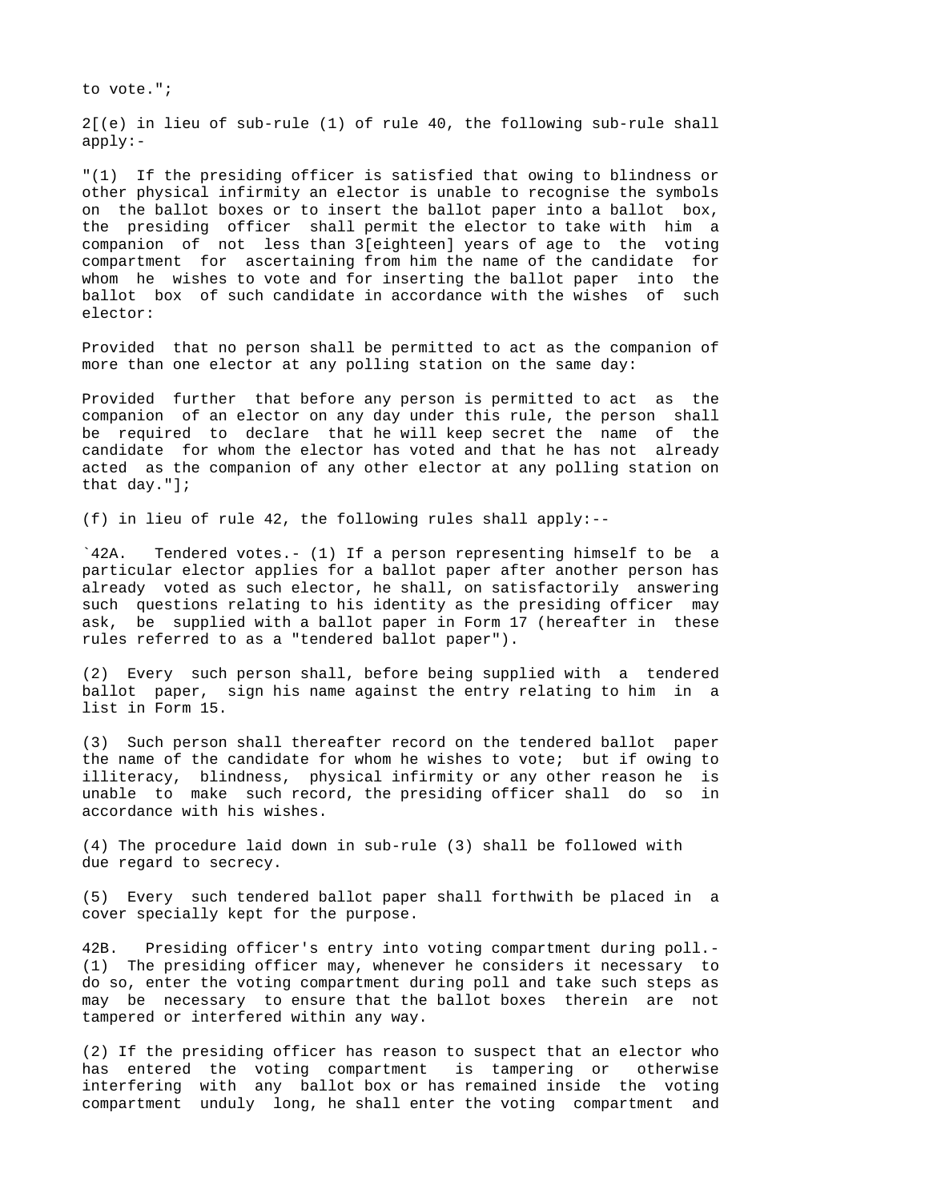to vote.";

2[(e) in lieu of sub-rule (1) of rule 40, the following sub-rule shall apply:-

"(1) If the presiding officer is satisfied that owing to blindness or other physical infirmity an elector is unable to recognise the symbols on the ballot boxes or to insert the ballot paper into a ballot box, the presiding officer shall permit the elector to take with him a companion of not less than 3[eighteen] years of age to the voting compartment for ascertaining from him the name of the candidate for whom he wishes to vote and for inserting the ballot paper into the ballot box of such candidate in accordance with the wishes of such elector:

Provided that no person shall be permitted to act as the companion of more than one elector at any polling station on the same day:

Provided further that before any person is permitted to act as the companion of an elector on any day under this rule, the person shall be required to declare that he will keep secret the name of the candidate for whom the elector has voted and that he has not already acted as the companion of any other elector at any polling station on that day."];

(f) in lieu of rule 42, the following rules shall apply:--

`42A. Tendered votes.- (1) If a person representing himself to be a particular elector applies for a ballot paper after another person has already voted as such elector, he shall, on satisfactorily answering such questions relating to his identity as the presiding officer may ask, be supplied with a ballot paper in Form 17 (hereafter in these rules referred to as a "tendered ballot paper").

(2) Every such person shall, before being supplied with a tendered ballot paper, sign his name against the entry relating to him in a list in Form 15.

(3) Such person shall thereafter record on the tendered ballot paper the name of the candidate for whom he wishes to vote; but if owing to illiteracy, blindness, physical infirmity or any other reason he is unable to make such record, the presiding officer shall do so in accordance with his wishes.

(4) The procedure laid down in sub-rule (3) shall be followed with due regard to secrecy.

(5) Every such tendered ballot paper shall forthwith be placed in a cover specially kept for the purpose.

42B. Presiding officer's entry into voting compartment during poll.- (1) The presiding officer may, whenever he considers it necessary to do so, enter the voting compartment during poll and take such steps as may be necessary to ensure that the ballot boxes therein are not tampered or interfered within any way.

(2) If the presiding officer has reason to suspect that an elector who has entered the voting compartment is tampering or otherwise interfering with any ballot box or has remained inside the voting compartment unduly long, he shall enter the voting compartment and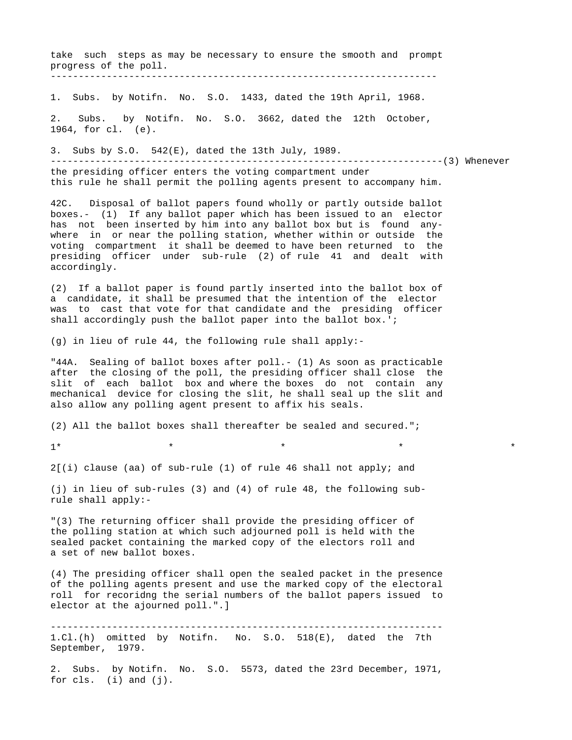take such steps as may be necessary to ensure the smooth and prompt progress of the poll.

---

1. Subs. by Notifn. No. S.O. 1433, dated the 19th April, 1968.

2. Subs. by Notifn. No. S.O. 3662, dated the 12th October, 1964, for cl. (e).

3. Subs by S.O. 542(E), dated the 13th July, 1989.

---

(3) Whenever the presiding officer enters the voting compartment under this rule he shall permit the polling agents present to accompany him.

42C. Disposal of ballot papers found wholly or partly outside ballot boxes.- (1) If any ballot paper which has been issued to an elector has not been inserted by him into any ballot box but is found anywhere in or near the polling station, whether within or outside the voting compartment it shall be deemed to have been returned to the presiding officer under sub-rule (2) of rule 41 and dealt with accordingly.

(2) If a ballot paper is found partly inserted into the ballot box of a candidate, it shall be presumed that the intention of the elector was to cast that vote for that candidate and the presiding officer shall accordingly push the ballot paper into the ballot box.';

(g) in lieu of rule 44, the following rule shall apply:-

"44A. Sealing of ballot boxes after poll.- (1) As soon as practicable after the closing of the poll, the presiding officer shall close the slit of each ballot box and where the boxes do not contain any mechanical device for closing the slit, he shall seal up the slit and also allow any polling agent present to affix his seals.

(2) All the ballot boxes shall thereafter be sealed and secured.";

1* * * * *

2[(i) clause (aa) of sub-rule (1) of rule 46 shall not apply; and

(j) in lieu of sub-rules (3) and (4) of rule 48, the following sub-rule shall apply:-

"(3) The returning officer shall provide the presiding officer of the polling station at which such adjourned poll is held with the sealed packet containing the marked copy of the electors roll and a set of new ballot boxes.

(4) The presiding officer shall open the sealed packet in the presence of the polling agents present and use the marked copy of the electoral roll for recoridng the serial numbers of the ballot papers issued to elector at the ajourned poll.".]

---

1.Cl.(h) omitted by Notifn. No. S.O. 518(E), dated the 7th September, 1979.

2. Subs. by Notifn. No. S.O. 5573, dated the 23rd December, 1971, for cls. (i) and (j).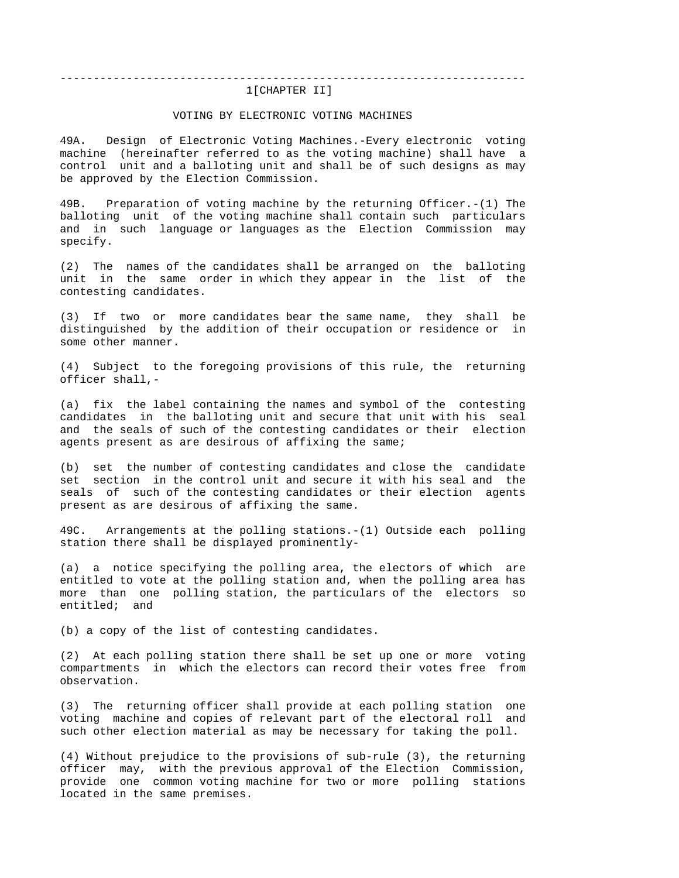---

1[CHAPTER II]

## VOTING BY ELECTRONIC VOTING MACHINES

49A. Design of Electronic Voting Machines.-Every electronic voting machine (hereinafter referred to as the voting machine) shall have a control unit and a balloting unit and shall be of such designs as may be approved by the Election Commission.

49B. Preparation of voting machine by the returning Officer.-(1) The balloting unit of the voting machine shall contain such particulars and in such language or languages as the Election Commission may specify.

(2) The names of the candidates shall be arranged on the balloting unit in the same order in which they appear in the list of the contesting candidates.

(3) If two or more candidates bear the same name, they shall be distinguished by the addition of their occupation or residence or in some other manner.

(4) Subject to the foregoing provisions of this rule, the returning officer shall,-

(a) fix the label containing the names and symbol of the contesting candidates in the balloting unit and secure that unit with his seal and the seals of such of the contesting candidates or their election agents present as are desirous of affixing the same;

(b) set the number of contesting candidates and close the candidate set section in the control unit and secure it with his seal and the seals of such of the contesting candidates or their election agents present as are desirous of affixing the same.

49C. Arrangements at the polling stations.-(1) Outside each polling station there shall be displayed prominently-

(a) a notice specifying the polling area, the electors of which are entitled to vote at the polling station and, when the polling area has more than one polling station, the particulars of the electors so entitled; and

(b) a copy of the list of contesting candidates.

(2) At each polling station there shall be set up one or more voting compartments in which the electors can record their votes free from observation.

(3) The returning officer shall provide at each polling station one voting machine and copies of relevant part of the electoral roll and such other election material as may be necessary for taking the poll.

(4) Without prejudice to the provisions of sub-rule (3), the returning officer may, with the previous approval of the Election Commission, provide one common voting machine for two or more polling stations located in the same premises.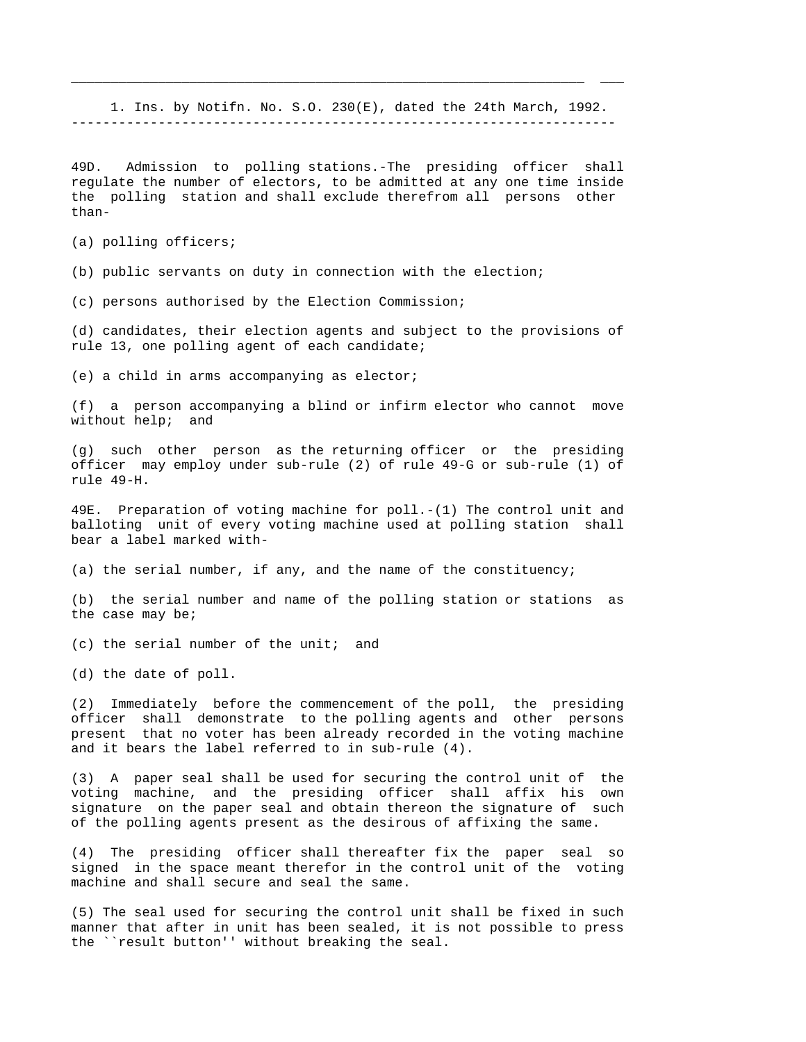1. Ins. by Notifn. No. S.O. 230(E), dated the 24th March, 1992.

---

49D. Admission to polling stations.-The presiding officer shall regulate the number of electors, to be admitted at any one time inside the polling station and shall exclude therefrom all persons other than-

(a) polling officers;

(b) public servants on duty in connection with the election;

(c) persons authorised by the Election Commission;

(d) candidates, their election agents and subject to the provisions of rule 13, one polling agent of each candidate;

(e) a child in arms accompanying as elector;

(f) a person accompanying a blind or infirm elector who cannot move without help; and

(g) such other person as the returning officer or the presiding officer may employ under sub-rule (2) of rule 49-G or sub-rule (1) of rule 49-H.

49E. Preparation of voting machine for poll.-(1) The control unit and balloting unit of every voting machine used at polling station shall bear a label marked with-

(a) the serial number, if any, and the name of the constituency;

(b) the serial number and name of the polling station or stations as the case may be;

(c) the serial number of the unit; and

(d) the date of poll.

(2) Immediately before the commencement of the poll, the presiding officer shall demonstrate to the polling agents and other persons present that no voter has been already recorded in the voting machine and it bears the label referred to in sub-rule (4).

(3) A paper seal shall be used for securing the control unit of the voting machine, and the presiding officer shall affix his own signature on the paper seal and obtain thereon the signature of such of the polling agents present as the desirous of affixing the same.

(4) The presiding officer shall thereafter fix the paper seal so signed in the space meant therefor in the control unit of the voting machine and shall secure and seal the same.

(5) The seal used for securing the control unit shall be fixed in such manner that after in unit has been sealed, it is not possible to press the ``result button'' without breaking the seal.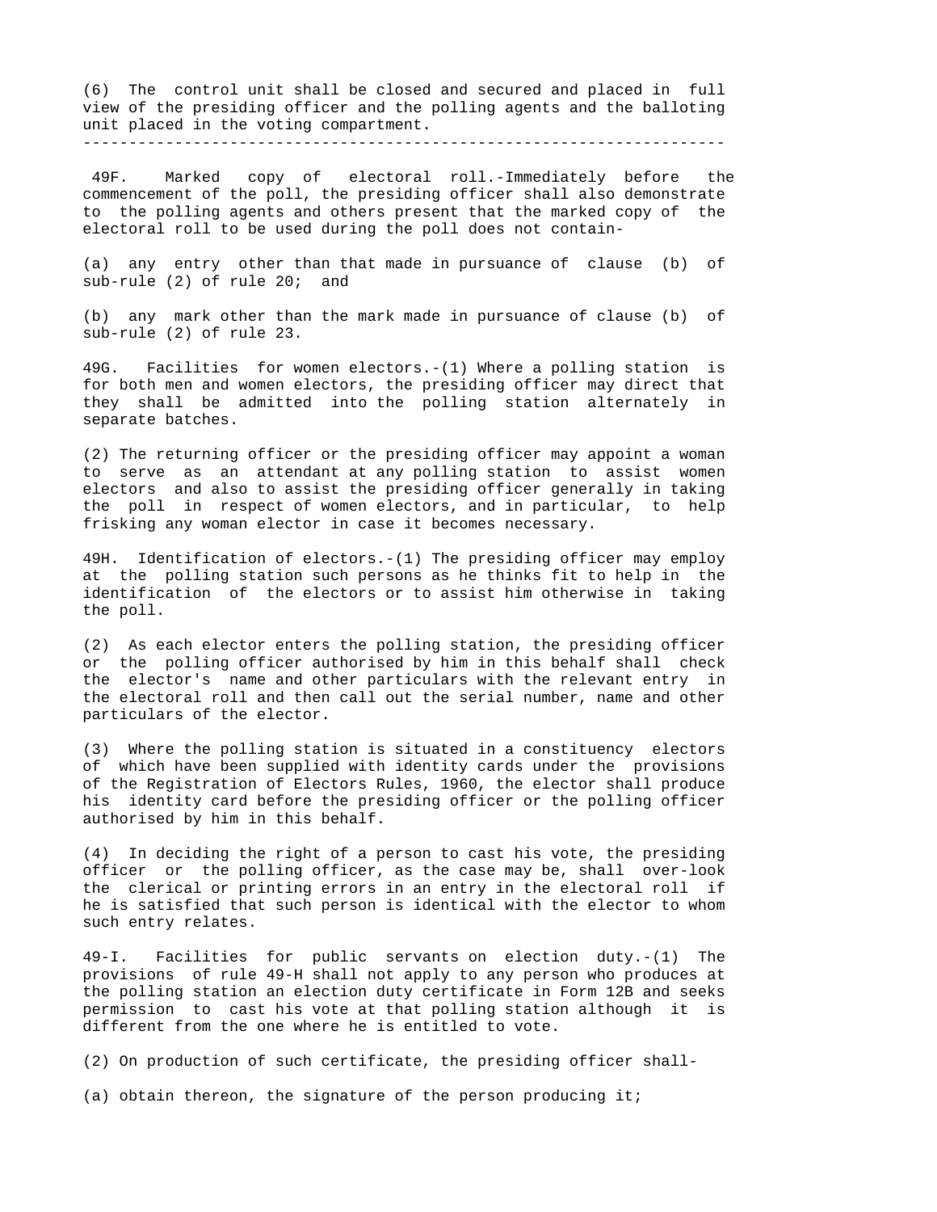(6) The control unit shall be closed and secured and placed in full view of the presiding officer and the polling agents and the balloting unit placed in the voting compartment.

---

49F. Marked copy of electoral roll.-Immediately before the commencement of the poll, the presiding officer shall also demonstrate to the polling agents and others present that the marked copy of the electoral roll to be used during the poll does not contain-

(a) any entry other than that made in pursuance of clause (b) of sub-rule (2) of rule 20; and

(b) any mark other than the mark made in pursuance of clause (b) of sub-rule (2) of rule 23.

49G. Facilities for women electors.-(1) Where a polling station is for both men and women electors, the presiding officer may direct that they shall be admitted into the polling station alternately in separate batches.

(2) The returning officer or the presiding officer may appoint a woman to serve as an attendant at any polling station to assist women electors and also to assist the presiding officer generally in taking the poll in respect of women electors, and in particular, to help frisking any woman elector in case it becomes necessary.

49H. Identification of electors.-(1) The presiding officer may employ at the polling station such persons as he thinks fit to help in the identification of the electors or to assist him otherwise in taking the poll.

(2) As each elector enters the polling station, the presiding officer or the polling officer authorised by him in this behalf shall check the elector's name and other particulars with the relevant entry in the electoral roll and then call out the serial number, name and other particulars of the elector.

(3) Where the polling station is situated in a constituency electors of which have been supplied with identity cards under the provisions of the Registration of Electors Rules, 1960, the elector shall produce his identity card before the presiding officer or the polling officer authorised by him in this behalf.

(4) In deciding the right of a person to cast his vote, the presiding officer or the polling officer, as the case may be, shall over-look the clerical or printing errors in an entry in the electoral roll if he is satisfied that such person is identical with the elector to whom such entry relates.

49-I. Facilities for public servants on election duty.-(1) The provisions of rule 49-H shall not apply to any person who produces at the polling station an election duty certificate in Form 12B and seeks permission to cast his vote at that polling station although it is different from the one where he is entitled to vote.

(2) On production of such certificate, the presiding officer shall-

(a) obtain thereon, the signature of the person producing it;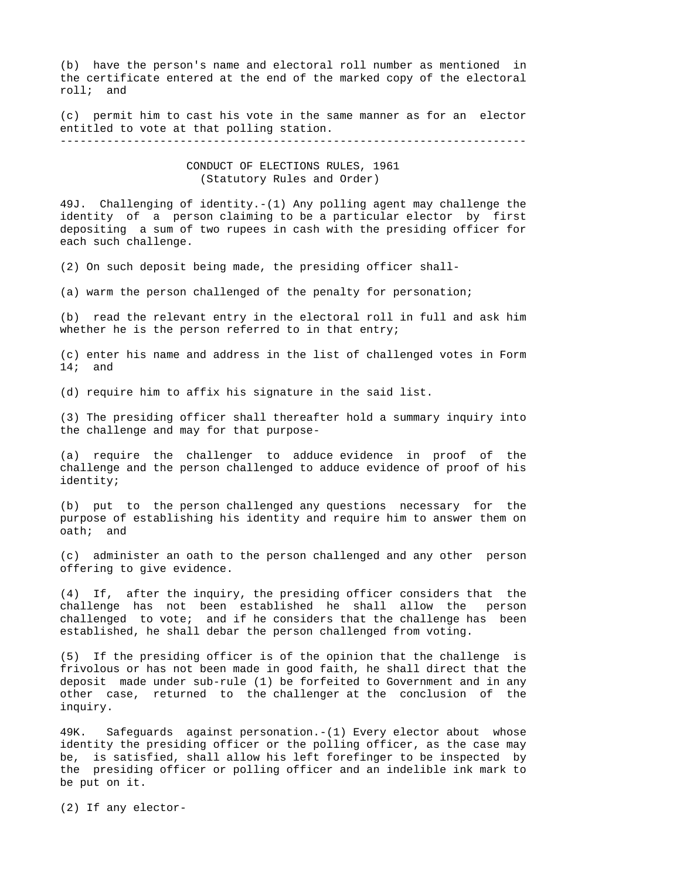(b) have the person's name and electoral roll number as mentioned in the certificate entered at the end of the marked copy of the electoral roll; and

(c) permit him to cast his vote in the same manner as for an elector entitled to vote at that polling station.

---

CONDUCT OF ELECTIONS RULES, 1961
(Statutory Rules and Order)

49J. Challenging of identity.-(1) Any polling agent may challenge the identity of a person claiming to be a particular elector by first depositing a sum of two rupees in cash with the presiding officer for each such challenge.

(2) On such deposit being made, the presiding officer shall-

(a) warm the person challenged of the penalty for personation;

(b) read the relevant entry in the electoral roll in full and ask him whether he is the person referred to in that entry;

(c) enter his name and address in the list of challenged votes in Form 14; and

(d) require him to affix his signature in the said list.

(3) The presiding officer shall thereafter hold a summary inquiry into the challenge and may for that purpose-

(a) require the challenger to adduce evidence in proof of the challenge and the person challenged to adduce evidence of proof of his identity;

(b) put to the person challenged any questions necessary for the purpose of establishing his identity and require him to answer them on oath; and

(c) administer an oath to the person challenged and any other person offering to give evidence.

(4) If, after the inquiry, the presiding officer considers that the challenge has not been established he shall allow the person challenged to vote; and if he considers that the challenge has been established, he shall debar the person challenged from voting.

(5) If the presiding officer is of the opinion that the challenge is frivolous or has not been made in good faith, he shall direct that the deposit made under sub-rule (1) be forfeited to Government and in any other case, returned to the challenger at the conclusion of the inquiry.

49K. Safeguards against personation.-(1) Every elector about whose identity the presiding officer or the polling officer, as the case may be, is satisfied, shall allow his left forefinger to be inspected by the presiding officer or polling officer and an indelible ink mark to be put on it.

(2) If any elector-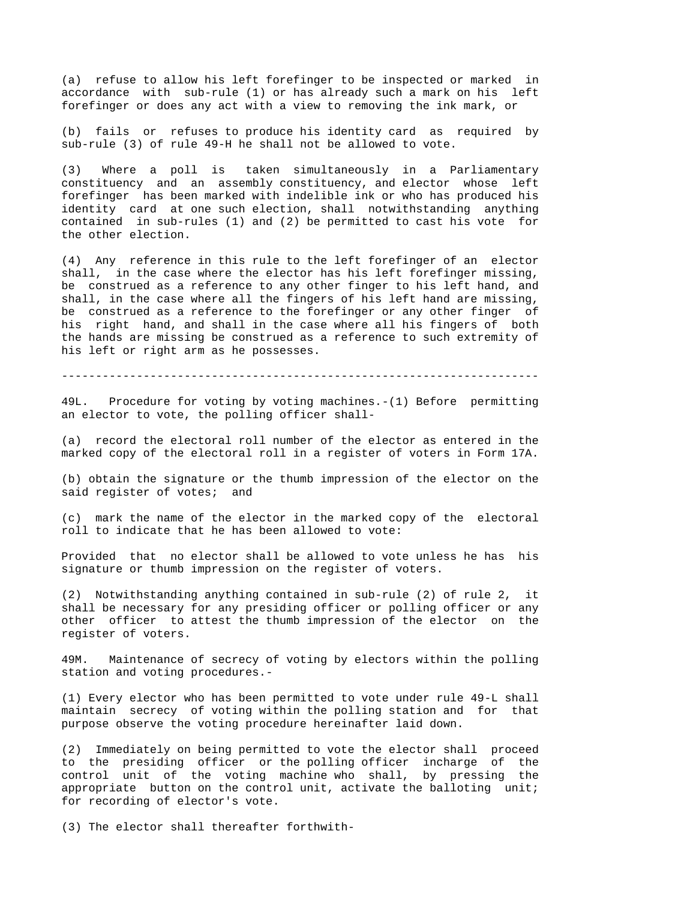(a) refuse to allow his left forefinger to be inspected or marked in accordance with sub-rule (1) or has already such a mark on his left forefinger or does any act with a view to removing the ink mark, or

(b) fails or refuses to produce his identity card as required by sub-rule (3) of rule 49-H he shall not be allowed to vote.

(3) Where a poll is taken simultaneously in a Parliamentary constituency and an assembly constituency, and elector whose left forefinger has been marked with indelible ink or who has produced his identity card at one such election, shall notwithstanding anything contained in sub-rules (1) and (2) be permitted to cast his vote for the other election.

(4) Any reference in this rule to the left forefinger of an elector shall, in the case where the elector has his left forefinger missing, be construed as a reference to any other finger to his left hand, and shall, in the case where all the fingers of his left hand are missing, be construed as a reference to the forefinger or any other finger of his right hand, and shall in the case where all his fingers of both the hands are missing be construed as a reference to such extremity of his left or right arm as he possesses.

---

49L. Procedure for voting by voting machines.-(1) Before permitting an elector to vote, the polling officer shall-

(a) record the electoral roll number of the elector as entered in the marked copy of the electoral roll in a register of voters in Form 17A.

(b) obtain the signature or the thumb impression of the elector on the said register of votes; and

(c) mark the name of the elector in the marked copy of the electoral roll to indicate that he has been allowed to vote:

Provided that no elector shall be allowed to vote unless he has his signature or thumb impression on the register of voters.

(2) Notwithstanding anything contained in sub-rule (2) of rule 2, it shall be necessary for any presiding officer or polling officer or any other officer to attest the thumb impression of the elector on the register of voters.

49M. Maintenance of secrecy of voting by electors within the polling station and voting procedures.-

(1) Every elector who has been permitted to vote under rule 49-L shall maintain secrecy of voting within the polling station and for that purpose observe the voting procedure hereinafter laid down.

(2) Immediately on being permitted to vote the elector shall proceed to the presiding officer or the polling officer incharge of the control unit of the voting machine who shall, by pressing the appropriate button on the control unit, activate the balloting unit; for recording of elector's vote.

(3) The elector shall thereafter forthwith-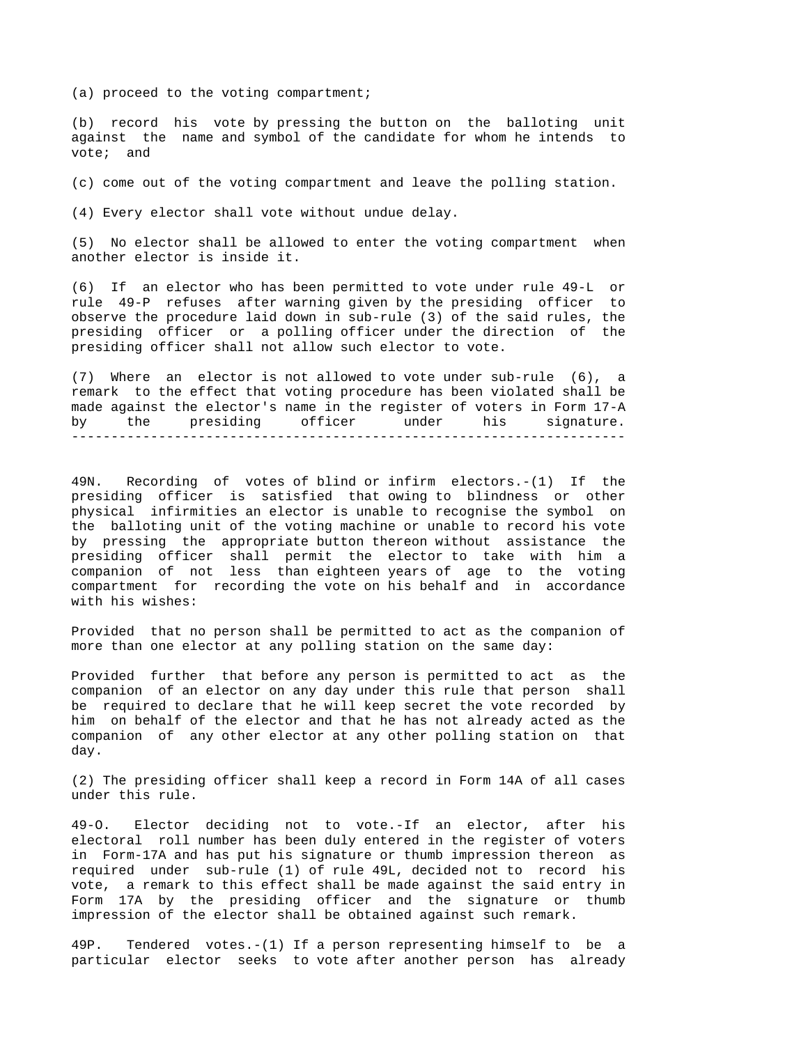(a) proceed to the voting compartment;

(b) record his vote by pressing the button on the balloting unit against the name and symbol of the candidate for whom he intends to vote; and

(c) come out of the voting compartment and leave the polling station.

(4) Every elector shall vote without undue delay.

(5) No elector shall be allowed to enter the voting compartment when another elector is inside it.

(6) If an elector who has been permitted to vote under rule 49-L or rule 49-P refuses after warning given by the presiding officer to observe the procedure laid down in sub-rule (3) of the said rules, the presiding officer or a polling officer under the direction of the presiding officer shall not allow such elector to vote.

(7) Where an elector is not allowed to vote under sub-rule (6), a remark to the effect that voting procedure has been violated shall be made against the elector's name in the register of voters in Form 17-A by the presiding officer under his signature.

---

49N. Recording of votes of blind or infirm electors.-(1) If the presiding officer is satisfied that owing to blindness or other physical infirmities an elector is unable to recognise the symbol on the balloting unit of the voting machine or unable to record his vote by pressing the appropriate button thereon without assistance the presiding officer shall permit the elector to take with him a companion of not less than eighteen years of age to the voting compartment for recording the vote on his behalf and in accordance with his wishes:

Provided that no person shall be permitted to act as the companion of more than one elector at any polling station on the same day:

Provided further that before any person is permitted to act as the companion of an elector on any day under this rule that person shall be required to declare that he will keep secret the vote recorded by him on behalf of the elector and that he has not already acted as the companion of any other elector at any other polling station on that day.

(2) The presiding officer shall keep a record in Form 14A of all cases under this rule.

49-O. Elector deciding not to vote.-If an elector, after his electoral roll number has been duly entered in the register of voters in Form-17A and has put his signature or thumb impression thereon as required under sub-rule (1) of rule 49L, decided not to record his vote, a remark to this effect shall be made against the said entry in Form 17A by the presiding officer and the signature or thumb impression of the elector shall be obtained against such remark.

49P. Tendered votes.-(1) If a person representing himself to be a particular elector seeks to vote after another person has already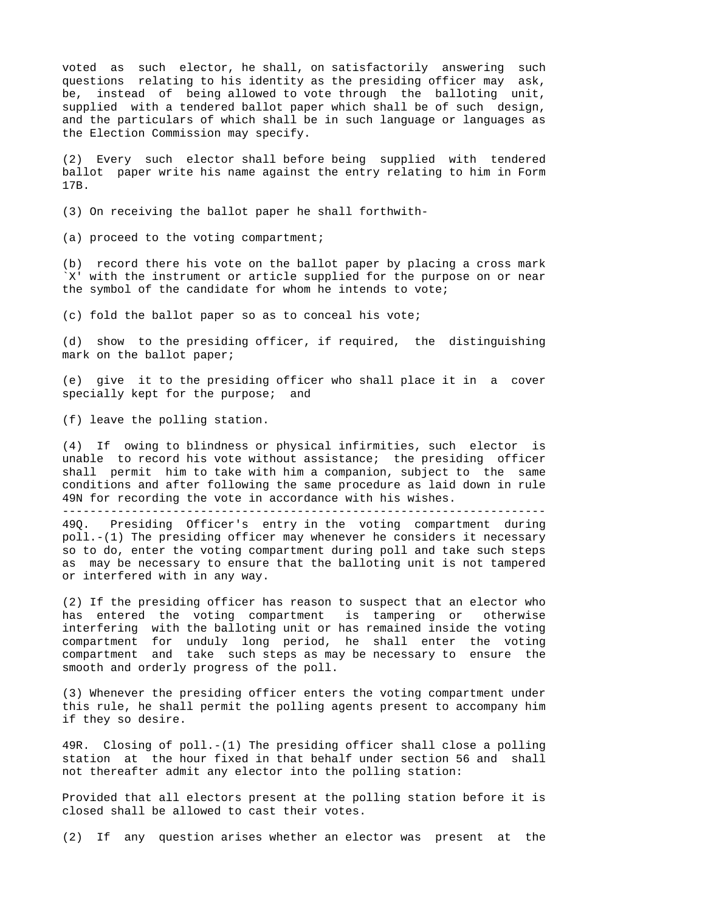voted as such elector, he shall, on satisfactorily answering such questions relating to his identity as the presiding officer may ask, be, instead of being allowed to vote through the balloting unit, supplied with a tendered ballot paper which shall be of such design, and the particulars of which shall be in such language or languages as the Election Commission may specify.

(2) Every such elector shall before being supplied with tendered ballot paper write his name against the entry relating to him in Form 17B.

(3) On receiving the ballot paper he shall forthwith-

(a) proceed to the voting compartment;

(b) record there his vote on the ballot paper by placing a cross mark `X' with the instrument or article supplied for the purpose on or near the symbol of the candidate for whom he intends to vote;

(c) fold the ballot paper so as to conceal his vote;

(d) show to the presiding officer, if required, the distinguishing mark on the ballot paper;

(e) give it to the presiding officer who shall place it in a cover specially kept for the purpose; and

(f) leave the polling station.

(4) If owing to blindness or physical infirmities, such elector is unable to record his vote without assistance; the presiding officer shall permit him to take with him a companion, subject to the same conditions and after following the same procedure as laid down in rule 49N for recording the vote in accordance with his wishes.

---

49Q. Presiding Officer's entry in the voting compartment during poll.-(1) The presiding officer may whenever he considers it necessary so to do, enter the voting compartment during poll and take such steps as may be necessary to ensure that the balloting unit is not tampered or interfered with in any way.

(2) If the presiding officer has reason to suspect that an elector who has entered the voting compartment is tampering or otherwise interfering with the balloting unit or has remained inside the voting compartment for unduly long period, he shall enter the voting compartment and take such steps as may be necessary to ensure the smooth and orderly progress of the poll.

(3) Whenever the presiding officer enters the voting compartment under this rule, he shall permit the polling agents present to accompany him if they so desire.

49R. Closing of poll.-(1) The presiding officer shall close a polling station at the hour fixed in that behalf under section 56 and shall not thereafter admit any elector into the polling station:

Provided that all electors present at the polling station before it is closed shall be allowed to cast their votes.

(2) If any question arises whether an elector was present at the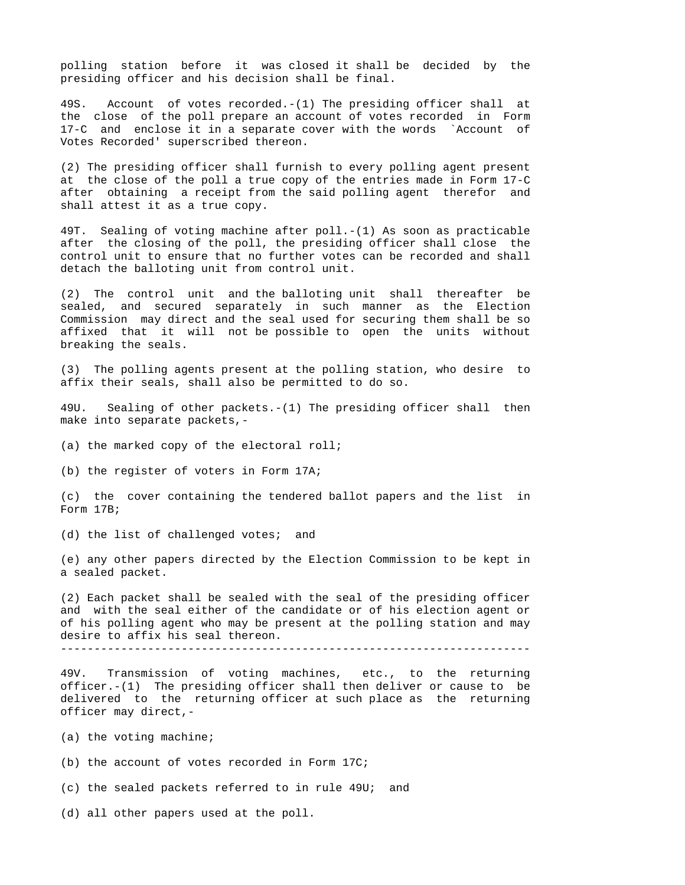polling station before it was closed it shall be decided by the presiding officer and his decision shall be final.

49S. Account of votes recorded.-(1) The presiding officer shall at the close of the poll prepare an account of votes recorded in Form 17-C and enclose it in a separate cover with the words `Account of Votes Recorded' superscribed thereon.

(2) The presiding officer shall furnish to every polling agent present at the close of the poll a true copy of the entries made in Form 17-C after obtaining a receipt from the said polling agent therefor and shall attest it as a true copy.

49T. Sealing of voting machine after poll.-(1) As soon as practicable after the closing of the poll, the presiding officer shall close the control unit to ensure that no further votes can be recorded and shall detach the balloting unit from control unit.

(2) The control unit and the balloting unit shall thereafter be sealed, and secured separately in such manner as the Election Commission may direct and the seal used for securing them shall be so affixed that it will not be possible to open the units without breaking the seals.

(3) The polling agents present at the polling station, who desire to affix their seals, shall also be permitted to do so.

49U. Sealing of other packets.-(1) The presiding officer shall then make into separate packets,-

(a) the marked copy of the electoral roll;

(b) the register of voters in Form 17A;

(c) the cover containing the tendered ballot papers and the list in Form 17B;

(d) the list of challenged votes; and

(e) any other papers directed by the Election Commission to be kept in a sealed packet.

(2) Each packet shall be sealed with the seal of the presiding officer and with the seal either of the candidate or of his election agent or of his polling agent who may be present at the polling station and may desire to affix his seal thereon.

---

49V. Transmission of voting machines, etc., to the returning officer.-(1) The presiding officer shall then deliver or cause to be delivered to the returning officer at such place as the returning officer may direct,-

(a) the voting machine;

(b) the account of votes recorded in Form 17C;

(c) the sealed packets referred to in rule 49U; and

(d) all other papers used at the poll.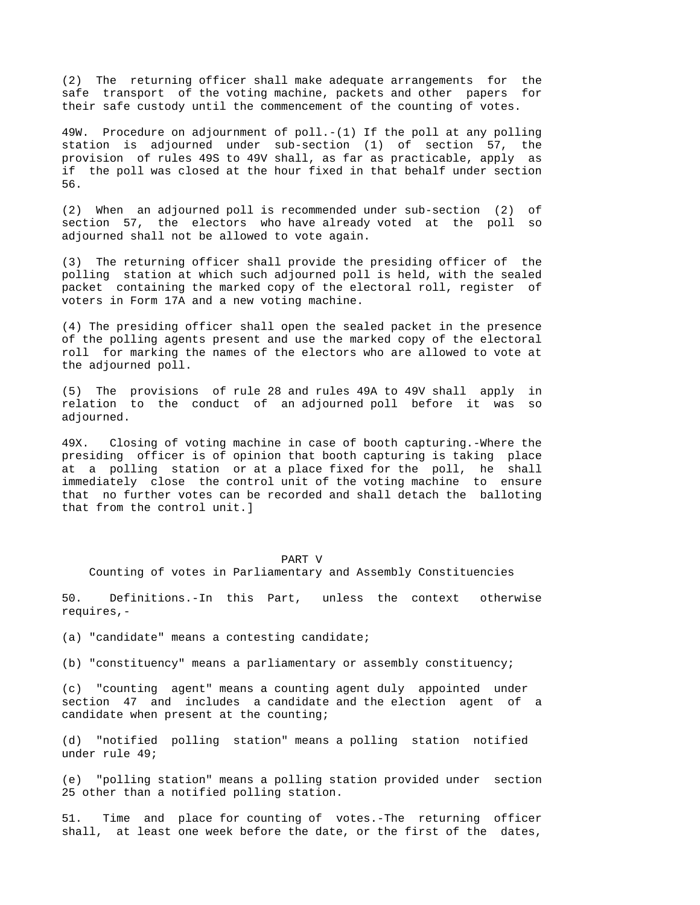(2) The returning officer shall make adequate arrangements for the safe transport of the voting machine, packets and other papers for their safe custody until the commencement of the counting of votes.

49W. Procedure on adjournment of poll.-(1) If the poll at any polling station is adjourned under sub-section (1) of section 57, the provision of rules 49S to 49V shall, as far as practicable, apply as if the poll was closed at the hour fixed in that behalf under section 56.

(2) When an adjourned poll is recommended under sub-section (2) of section 57, the electors who have already voted at the poll so adjourned shall not be allowed to vote again.

(3) The returning officer shall provide the presiding officer of the polling station at which such adjourned poll is held, with the sealed packet containing the marked copy of the electoral roll, register of voters in Form 17A and a new voting machine.

(4) The presiding officer shall open the sealed packet in the presence of the polling agents present and use the marked copy of the electoral roll for marking the names of the electors who are allowed to vote at the adjourned poll.

(5) The provisions of rule 28 and rules 49A to 49V shall apply in relation to the conduct of an adjourned poll before it was so adjourned.

49X. Closing of voting machine in case of booth capturing.-Where the presiding officer is of opinion that booth capturing is taking place at a polling station or at a place fixed for the poll, he shall immediately close the control unit of the voting machine to ensure that no further votes can be recorded and shall detach the balloting that from the control unit.]

## PART V

### Counting of votes in Parliamentary and Assembly Constituencies

50. Definitions.-In this Part, unless the context otherwise requires,-

(a) "candidate" means a contesting candidate;

(b) "constituency" means a parliamentary or assembly constituency;

(c) "counting agent" means a counting agent duly appointed under section 47 and includes a candidate and the election agent of a candidate when present at the counting;

(d) "notified polling station" means a polling station notified under rule 49;

(e) "polling station" means a polling station provided under section 25 other than a notified polling station.

51. Time and place for counting of votes.-The returning officer shall, at least one week before the date, or the first of the dates,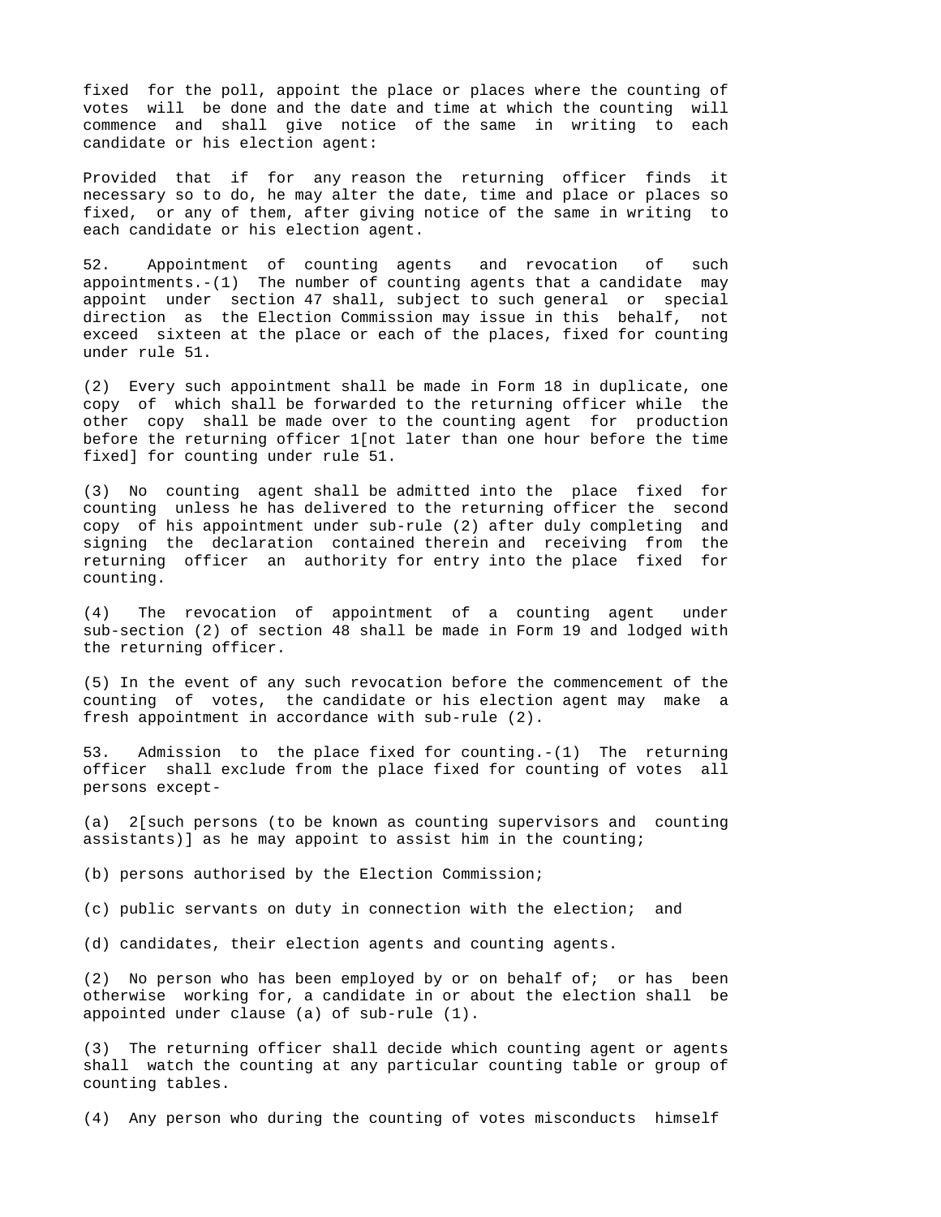fixed for the poll, appoint the place or places where the counting of votes will be done and the date and time at which the counting will commence and shall give notice of the same in writing to each candidate or his election agent:

Provided that if for any reason the returning officer finds it necessary so to do, he may alter the date, time and place or places so fixed, or any of them, after giving notice of the same in writing to each candidate or his election agent.

52. Appointment of counting agents and revocation of such appointments.-(1) The number of counting agents that a candidate may appoint under section 47 shall, subject to such general or special direction as the Election Commission may issue in this behalf, not exceed sixteen at the place or each of the places, fixed for counting under rule 51.

(2) Every such appointment shall be made in Form 18 in duplicate, one copy of which shall be forwarded to the returning officer while the other copy shall be made over to the counting agent for production before the returning officer 1[not later than one hour before the time fixed] for counting under rule 51.

(3) No counting agent shall be admitted into the place fixed for counting unless he has delivered to the returning officer the second copy of his appointment under sub-rule (2) after duly completing and signing the declaration contained therein and receiving from the returning officer an authority for entry into the place fixed for counting.

(4) The revocation of appointment of a counting agent under sub-section (2) of section 48 shall be made in Form 19 and lodged with the returning officer.

(5) In the event of any such revocation before the commencement of the counting of votes, the candidate or his election agent may make a fresh appointment in accordance with sub-rule (2).

53. Admission to the place fixed for counting.-(1) The returning officer shall exclude from the place fixed for counting of votes all persons except-

(a) 2[such persons (to be known as counting supervisors and counting assistants)] as he may appoint to assist him in the counting;

(b) persons authorised by the Election Commission;

(c) public servants on duty in connection with the election; and

(d) candidates, their election agents and counting agents.

(2) No person who has been employed by or on behalf of; or has been otherwise working for, a candidate in or about the election shall be appointed under clause (a) of sub-rule (1).

(3) The returning officer shall decide which counting agent or agents shall watch the counting at any particular counting table or group of counting tables.

(4) Any person who during the counting of votes misconducts himself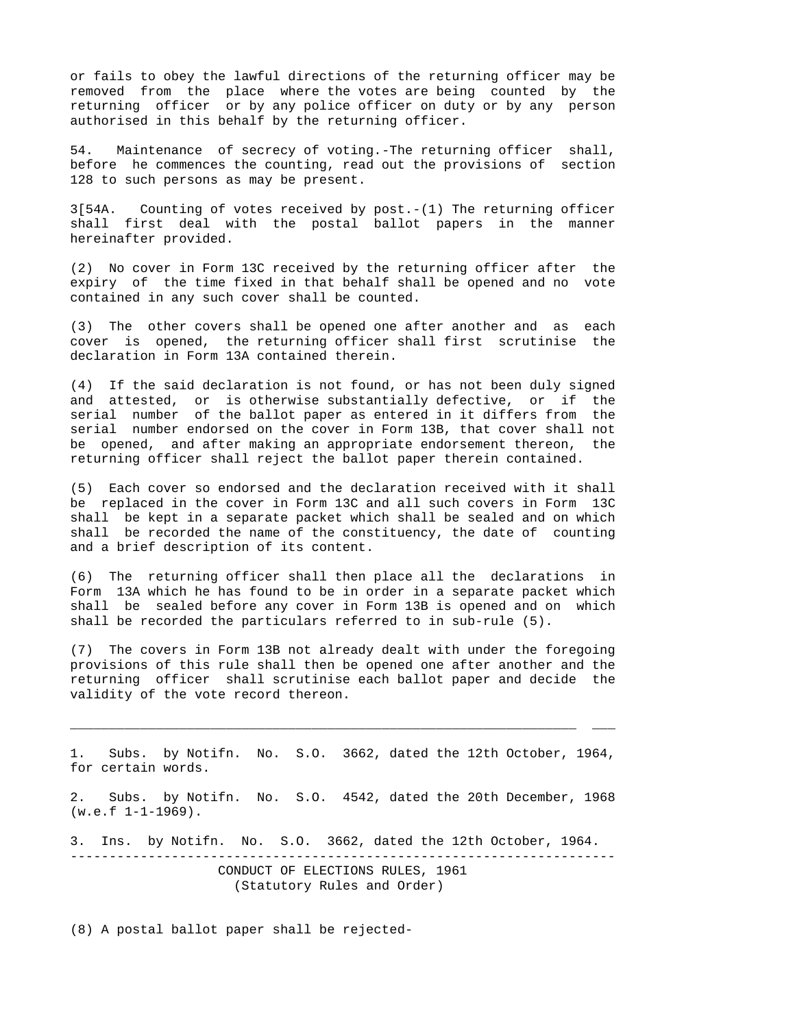or fails to obey the lawful directions of the returning officer may be removed from the place where the votes are being counted by the returning officer or by any police officer on duty or by any person authorised in this behalf by the returning officer.

54. Maintenance of secrecy of voting.-The returning officer shall, before he commences the counting, read out the provisions of section 128 to such persons as may be present.

3[54A. Counting of votes received by post.-(1) The returning officer shall first deal with the postal ballot papers in the manner hereinafter provided.

(2) No cover in Form 13C received by the returning officer after the expiry of the time fixed in that behalf shall be opened and no vote contained in any such cover shall be counted.

(3) The other covers shall be opened one after another and as each cover is opened, the returning officer shall first scrutinise the declaration in Form 13A contained therein.

(4) If the said declaration is not found, or has not been duly signed and attested, or is otherwise substantially defective, or if the serial number of the ballot paper as entered in it differs from the serial number endorsed on the cover in Form 13B, that cover shall not be opened, and after making an appropriate endorsement thereon, the returning officer shall reject the ballot paper therein contained.

(5) Each cover so endorsed and the declaration received with it shall be replaced in the cover in Form 13C and all such covers in Form 13C shall be kept in a separate packet which shall be sealed and on which shall be recorded the name of the constituency, the date of counting and a brief description of its content.

(6) The returning officer shall then place all the declarations in Form 13A which he has found to be in order in a separate packet which shall be sealed before any cover in Form 13B is opened and on which shall be recorded the particulars referred to in sub-rule (5).

(7) The covers in Form 13B not already dealt with under the foregoing provisions of this rule shall then be opened one after another and the returning officer shall scrutinise each ballot paper and decide the validity of the vote record thereon.

---

1. Subs. by Notifn. No. S.O. 3662, dated the 12th October, 1964, for certain words.

2. Subs. by Notifn. No. S.O. 4542, dated the 20th December, 1968 (w.e.f 1-1-1969).

3. Ins. by Notifn. No. S.O. 3662, dated the 12th October, 1964.

---

(8) A postal ballot paper shall be rejected-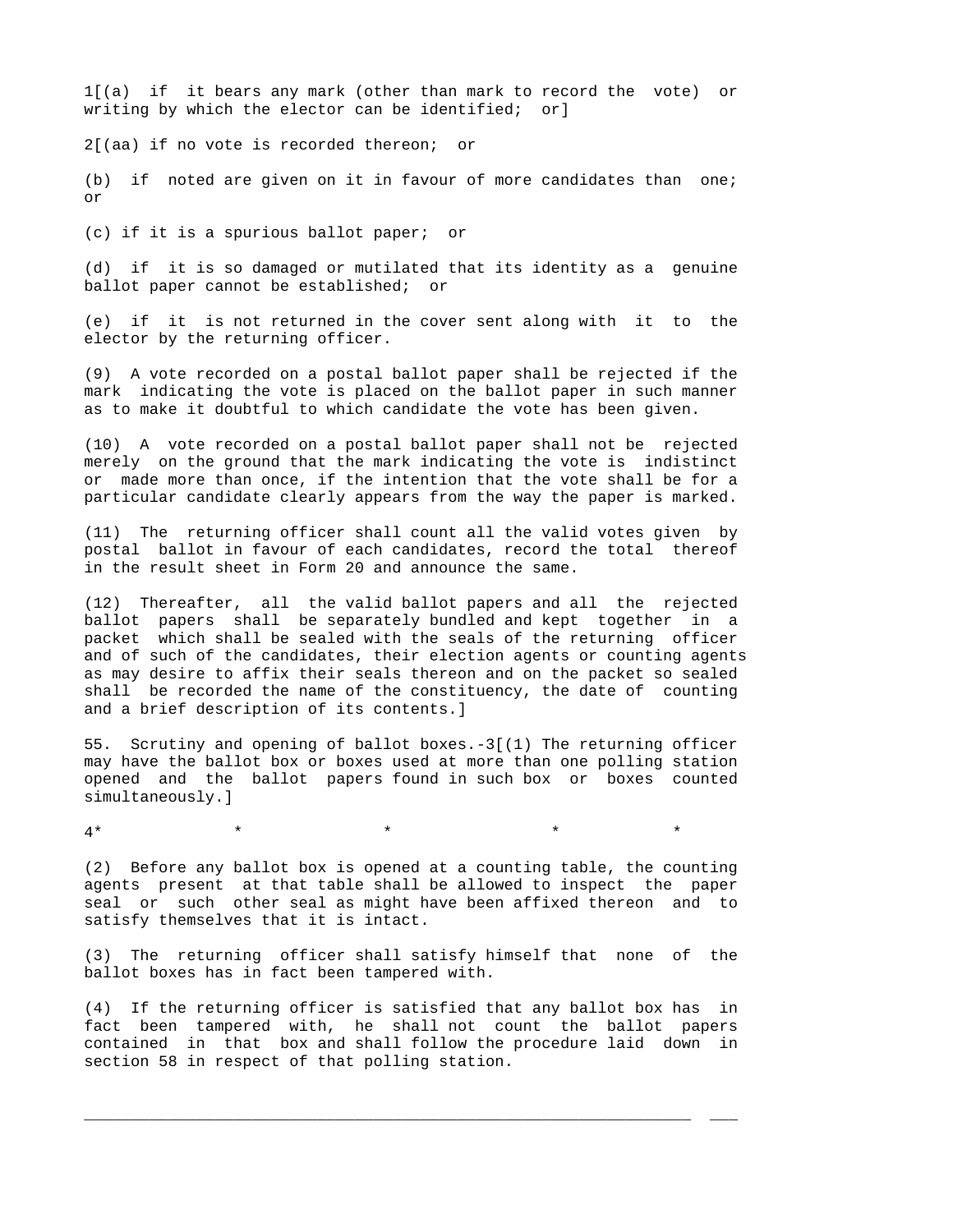1[(a) if it bears any mark (other than mark to record the vote) or writing by which the elector can be identified; or]

2[(aa) if no vote is recorded thereon; or

(b) if noted are given on it in favour of more candidates than one; or

(c) if it is a spurious ballot paper; or

(d) if it is so damaged or mutilated that its identity as a genuine ballot paper cannot be established; or

(e) if it is not returned in the cover sent along with it to the elector by the returning officer.

(9) A vote recorded on a postal ballot paper shall be rejected if the mark indicating the vote is placed on the ballot paper in such manner as to make it doubtful to which candidate the vote has been given.

(10) A vote recorded on a postal ballot paper shall not be rejected merely on the ground that the mark indicating the vote is indistinct or made more than once, if the intention that the vote shall be for a particular candidate clearly appears from the way the paper is marked.

(11) The returning officer shall count all the valid votes given by postal ballot in favour of each candidates, record the total thereof in the result sheet in Form 20 and announce the same.

(12) Thereafter, all the valid ballot papers and all the rejected ballot papers shall be separately bundled and kept together in a packet which shall be sealed with the seals of the returning officer and of such of the candidates, their election agents or counting agents as may desire to affix their seals thereon and on the packet so sealed shall be recorded the name of the constituency, the date of counting and a brief description of its contents.]

55. Scrutiny and opening of ballot boxes.-3[(1) The returning officer may have the ballot box or boxes used at more than one polling station opened and the ballot papers found in such box or boxes counted simultaneously.]

4* * * * *

(2) Before any ballot box is opened at a counting table, the counting agents present at that table shall be allowed to inspect the paper seal or such other seal as might have been affixed thereon and to satisfy themselves that it is intact.

(3) The returning officer shall satisfy himself that none of the ballot boxes has in fact been tampered with.

(4) If the returning officer is satisfied that any ballot box has in fact been tampered with, he shall not count the ballot papers contained in that box and shall follow the procedure laid down in section 58 in respect of that polling station.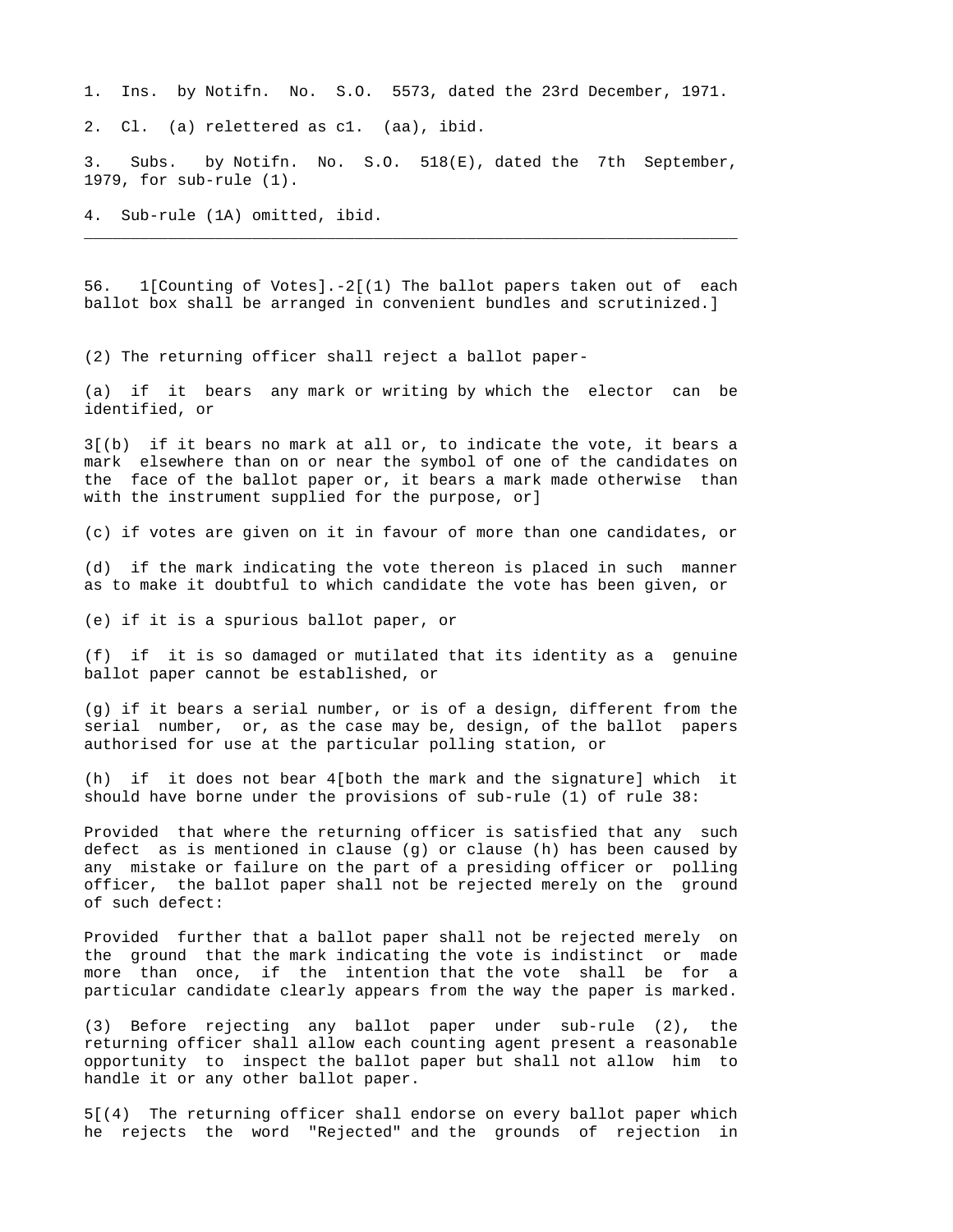1. Ins. by Notifn. No. S.O. 5573, dated the 23rd December, 1971.

2. Cl. (a) relettered as c1. (aa), ibid.

3. Subs. by Notifn. No. S.O. 518(E), dated the 7th September, 1979, for sub-rule (1).

4. Sub-rule (1A) omitted, ibid.

---

56. 1[Counting of Votes].-2[(1) The ballot papers taken out of each ballot box shall be arranged in convenient bundles and scrutinized.]

(2) The returning officer shall reject a ballot paper-

(a) if it bears any mark or writing by which the elector can be identified, or

3[(b) if it bears no mark at all or, to indicate the vote, it bears a mark elsewhere than on or near the symbol of one of the candidates on the face of the ballot paper or, it bears a mark made otherwise than with the instrument supplied for the purpose, or]

(c) if votes are given on it in favour of more than one candidates, or

(d) if the mark indicating the vote thereon is placed in such manner as to make it doubtful to which candidate the vote has been given, or

(e) if it is a spurious ballot paper, or

(f) if it is so damaged or mutilated that its identity as a genuine ballot paper cannot be established, or

(g) if it bears a serial number, or is of a design, different from the serial number, or, as the case may be, design, of the ballot papers authorised for use at the particular polling station, or

(h) if it does not bear 4[both the mark and the signature] which it should have borne under the provisions of sub-rule (1) of rule 38:

Provided that where the returning officer is satisfied that any such defect as is mentioned in clause (g) or clause (h) has been caused by any mistake or failure on the part of a presiding officer or polling officer, the ballot paper shall not be rejected merely on the ground of such defect:

Provided further that a ballot paper shall not be rejected merely on the ground that the mark indicating the vote is indistinct or made more than once, if the intention that the vote shall be for a particular candidate clearly appears from the way the paper is marked.

(3) Before rejecting any ballot paper under sub-rule (2), the returning officer shall allow each counting agent present a reasonable opportunity to inspect the ballot paper but shall not allow him to handle it or any other ballot paper.

5[(4) The returning officer shall endorse on every ballot paper which he rejects the word "Rejected" and the grounds of rejection in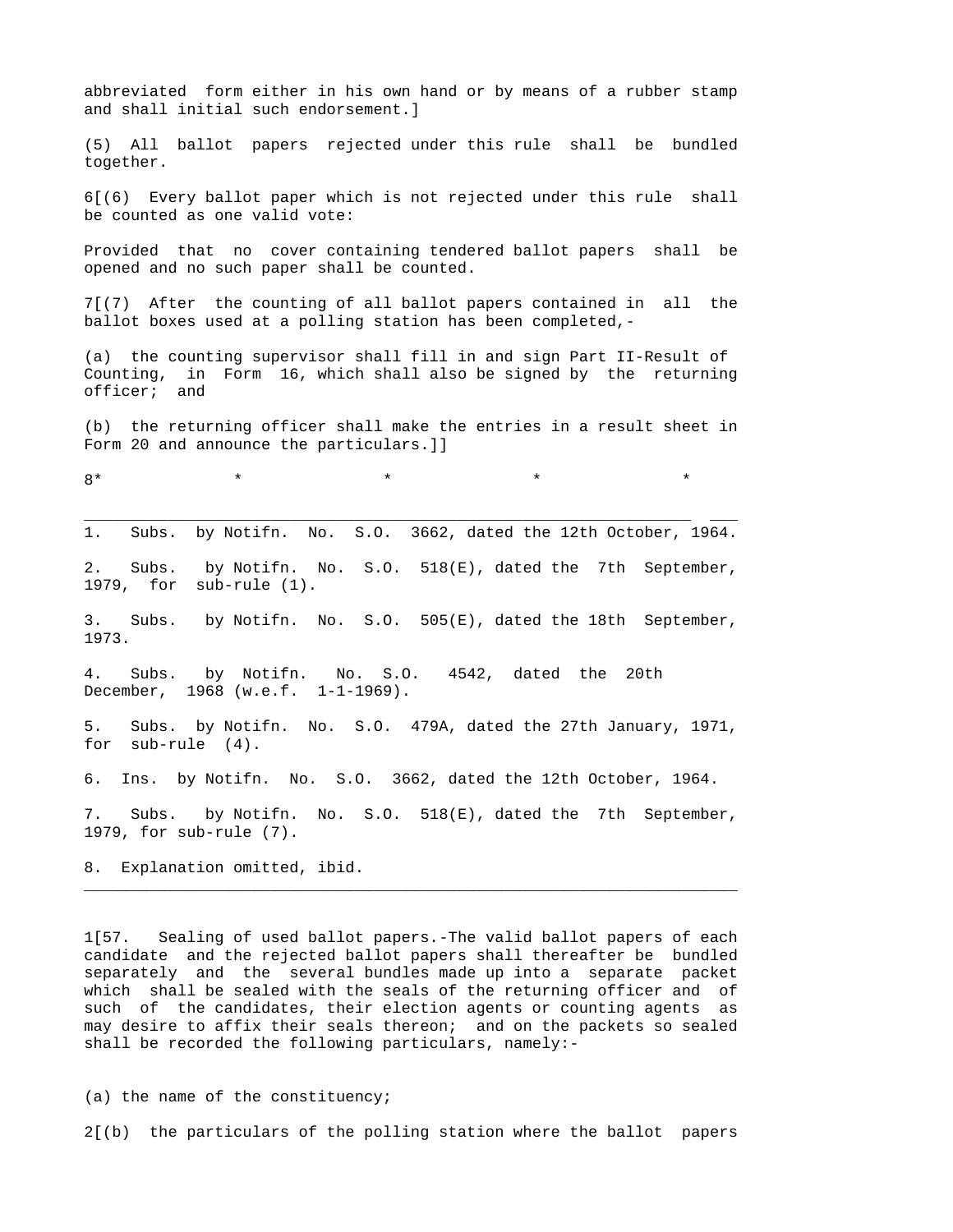abbreviated form either in his own hand or by means of a rubber stamp and shall initial such endorsement.]

(5) All ballot papers rejected under this rule shall be bundled together.

6[(6) Every ballot paper which is not rejected under this rule shall be counted as one valid vote:

Provided that no cover containing tendered ballot papers shall be opened and no such paper shall be counted.

7[(7) After the counting of all ballot papers contained in all the ballot boxes used at a polling station has been completed,-

(a) the counting supervisor shall fill in and sign Part II-Result of Counting, in Form 16, which shall also be signed by the returning officer; and

(b) the returning officer shall make the entries in a result sheet in Form 20 and announce the particulars.]]

8* * * * *

---

1. Subs. by Notifn. No. S.O. 3662, dated the 12th October, 1964.

2. Subs. by Notifn. No. S.O. 518(E), dated the 7th September, 1979, for sub-rule (1).

3. Subs. by Notifn. No. S.O. 505(E), dated the 18th September, 1973.

4. Subs. by Notifn. No. S.O. 4542, dated the 20th December, 1968 (w.e.f. 1-1-1969).

5. Subs. by Notifn. No. S.O. 479A, dated the 27th January, 1971, for sub-rule (4).

6. Ins. by Notifn. No. S.O. 3662, dated the 12th October, 1964.

7. Subs. by Notifn. No. S.O. 518(E), dated the 7th September, 1979, for sub-rule (7).

8. Explanation omitted, ibid.

---

1[57. Sealing of used ballot papers.-The valid ballot papers of each candidate and the rejected ballot papers shall thereafter be bundled separately and the several bundles made up into a separate packet which shall be sealed with the seals of the returning officer and of such of the candidates, their election agents or counting agents as may desire to affix their seals thereon; and on the packets so sealed shall be recorded the following particulars, namely:-

(a) the name of the constituency;

2[(b) the particulars of the polling station where the ballot papers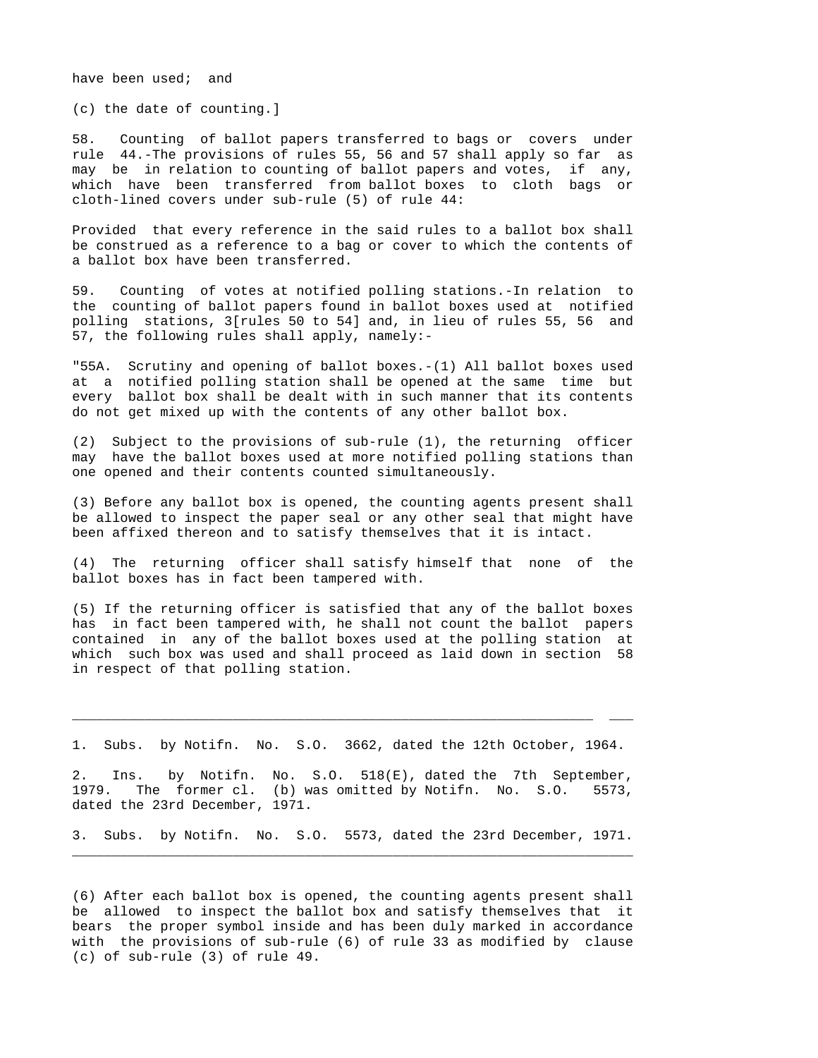have been used; and

(c) the date of counting.]

58. Counting of ballot papers transferred to bags or covers under rule 44.-The provisions of rules 55, 56 and 57 shall apply so far as may be in relation to counting of ballot papers and votes, if any, which have been transferred from ballot boxes to cloth bags or cloth-lined covers under sub-rule (5) of rule 44:

Provided that every reference in the said rules to a ballot box shall be construed as a reference to a bag or cover to which the contents of a ballot box have been transferred.

59. Counting of votes at notified polling stations.-In relation to the counting of ballot papers found in ballot boxes used at notified polling stations, 3[rules 50 to 54] and, in lieu of rules 55, 56 and 57, the following rules shall apply, namely:-

"55A. Scrutiny and opening of ballot boxes.-(1) All ballot boxes used at a notified polling station shall be opened at the same time but every ballot box shall be dealt with in such manner that its contents do not get mixed up with the contents of any other ballot box.

(2) Subject to the provisions of sub-rule (1), the returning officer may have the ballot boxes used at more notified polling stations than one opened and their contents counted simultaneously.

(3) Before any ballot box is opened, the counting agents present shall be allowed to inspect the paper seal or any other seal that might have been affixed thereon and to satisfy themselves that it is intact.

(4) The returning officer shall satisfy himself that none of the ballot boxes has in fact been tampered with.

(5) If the returning officer is satisfied that any of the ballot boxes has in fact been tampered with, he shall not count the ballot papers contained in any of the ballot boxes used at the polling station at which such box was used and shall proceed as laid down in section 58 in respect of that polling station.

---

1. Subs. by Notifn. No. S.O. 3662, dated the 12th October, 1964.

2. Ins. by Notifn. No. S.O. 518(E), dated the 7th September, 1979. The former cl. (b) was omitted by Notifn. No. S.O. 5573, dated the 23rd December, 1971.

3. Subs. by Notifn. No. S.O. 5573, dated the 23rd December, 1971.

---

(6) After each ballot box is opened, the counting agents present shall be allowed to inspect the ballot box and satisfy themselves that it bears the proper symbol inside and has been duly marked in accordance with the provisions of sub-rule (6) of rule 33 as modified by clause (c) of sub-rule (3) of rule 49.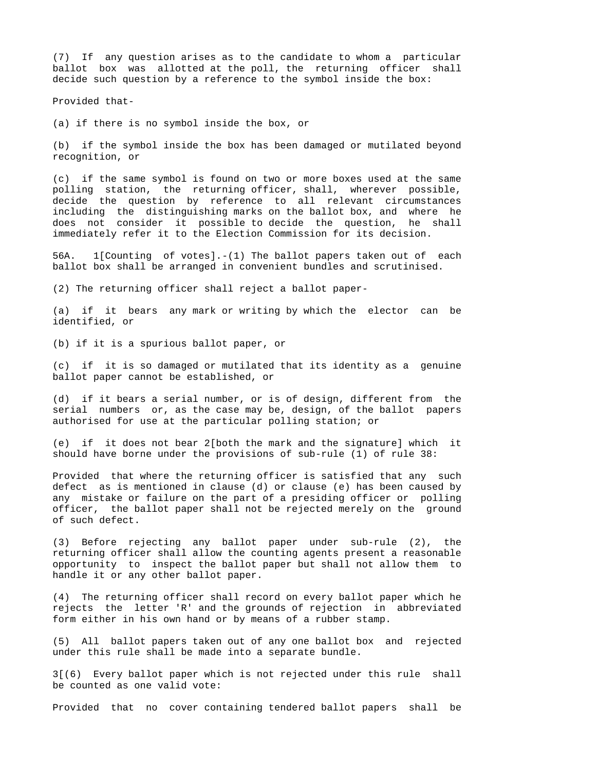(7) If any question arises as to the candidate to whom a particular ballot box was allotted at the poll, the returning officer shall decide such question by a reference to the symbol inside the box:

Provided that-

(a) if there is no symbol inside the box, or

(b) if the symbol inside the box has been damaged or mutilated beyond recognition, or

(c) if the same symbol is found on two or more boxes used at the same polling station, the returning officer, shall, wherever possible, decide the question by reference to all relevant circumstances including the distinguishing marks on the ballot box, and where he does not consider it possible to decide the question, he shall immediately refer it to the Election Commission for its decision.

56A. 1[Counting of votes].-(1) The ballot papers taken out of each ballot box shall be arranged in convenient bundles and scrutinised.

(2) The returning officer shall reject a ballot paper-

(a) if it bears any mark or writing by which the elector can be identified, or

(b) if it is a spurious ballot paper, or

(c) if it is so damaged or mutilated that its identity as a genuine ballot paper cannot be established, or

(d) if it bears a serial number, or is of design, different from the serial numbers or, as the case may be, design, of the ballot papers authorised for use at the particular polling station; or

(e) if it does not bear 2[both the mark and the signature] which it should have borne under the provisions of sub-rule (1) of rule 38:

Provided that where the returning officer is satisfied that any such defect as is mentioned in clause (d) or clause (e) has been caused by any mistake or failure on the part of a presiding officer or polling officer, the ballot paper shall not be rejected merely on the ground of such defect.

(3) Before rejecting any ballot paper under sub-rule (2), the returning officer shall allow the counting agents present a reasonable opportunity to inspect the ballot paper but shall not allow them to handle it or any other ballot paper.

(4) The returning officer shall record on every ballot paper which he rejects the letter 'R' and the grounds of rejection in abbreviated form either in his own hand or by means of a rubber stamp.

(5) All ballot papers taken out of any one ballot box and rejected under this rule shall be made into a separate bundle.

3[(6) Every ballot paper which is not rejected under this rule shall be counted as one valid vote:

Provided that no cover containing tendered ballot papers shall be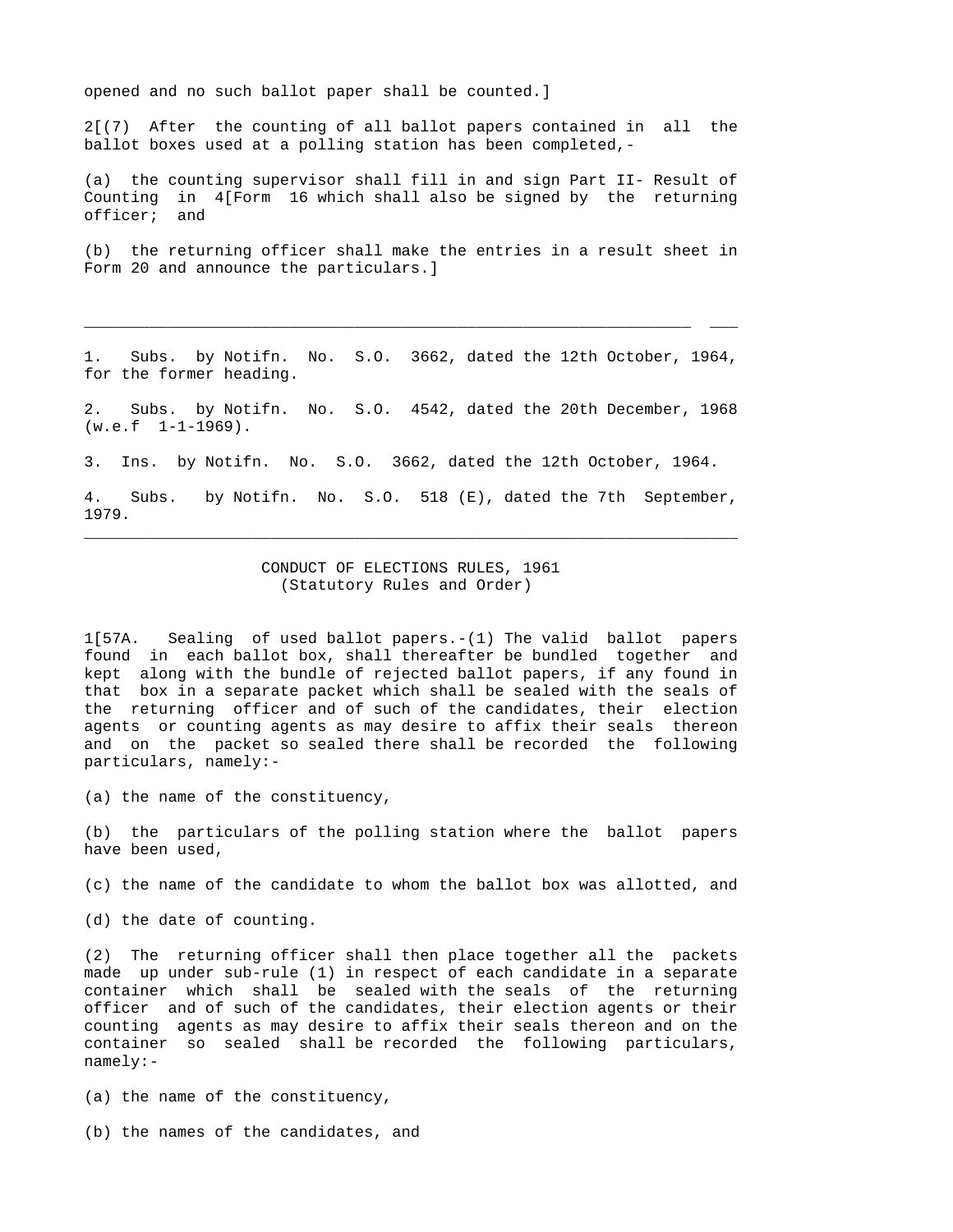opened and no such ballot paper shall be counted.]

2[(7) After the counting of all ballot papers contained in all the ballot boxes used at a polling station has been completed,-

(a) the counting supervisor shall fill in and sign Part II- Result of Counting in 4[Form 16 which shall also be signed by the returning officer; and

(b) the returning officer shall make the entries in a result sheet in Form 20 and announce the particulars.]

---

1. Subs. by Notifn. No. S.O. 3662, dated the 12th October, 1964, for the former heading.

2. Subs. by Notifn. No. S.O. 4542, dated the 20th December, 1968 (w.e.f 1-1-1969).

3. Ins. by Notifn. No. S.O. 3662, dated the 12th October, 1964.

4. Subs. by Notifn. No. S.O. 518 (E), dated the 7th September, 1979.

---

CONDUCT OF ELECTIONS RULES, 1961
(Statutory Rules and Order)

1[57A. Sealing of used ballot papers.-(1) The valid ballot papers found in each ballot box, shall thereafter be bundled together and kept along with the bundle of rejected ballot papers, if any found in that box in a separate packet which shall be sealed with the seals of the returning officer and of such of the candidates, their election agents or counting agents as may desire to affix their seals thereon and on the packet so sealed there shall be recorded the following particulars, namely:-

(a) the name of the constituency,

(b) the particulars of the polling station where the ballot papers have been used,

(c) the name of the candidate to whom the ballot box was allotted, and

(d) the date of counting.

(2) The returning officer shall then place together all the packets made up under sub-rule (1) in respect of each candidate in a separate container which shall be sealed with the seals of the returning officer and of such of the candidates, their election agents or their counting agents as may desire to affix their seals thereon and on the container so sealed shall be recorded the following particulars, namely:-

(a) the name of the constituency,

(b) the names of the candidates, and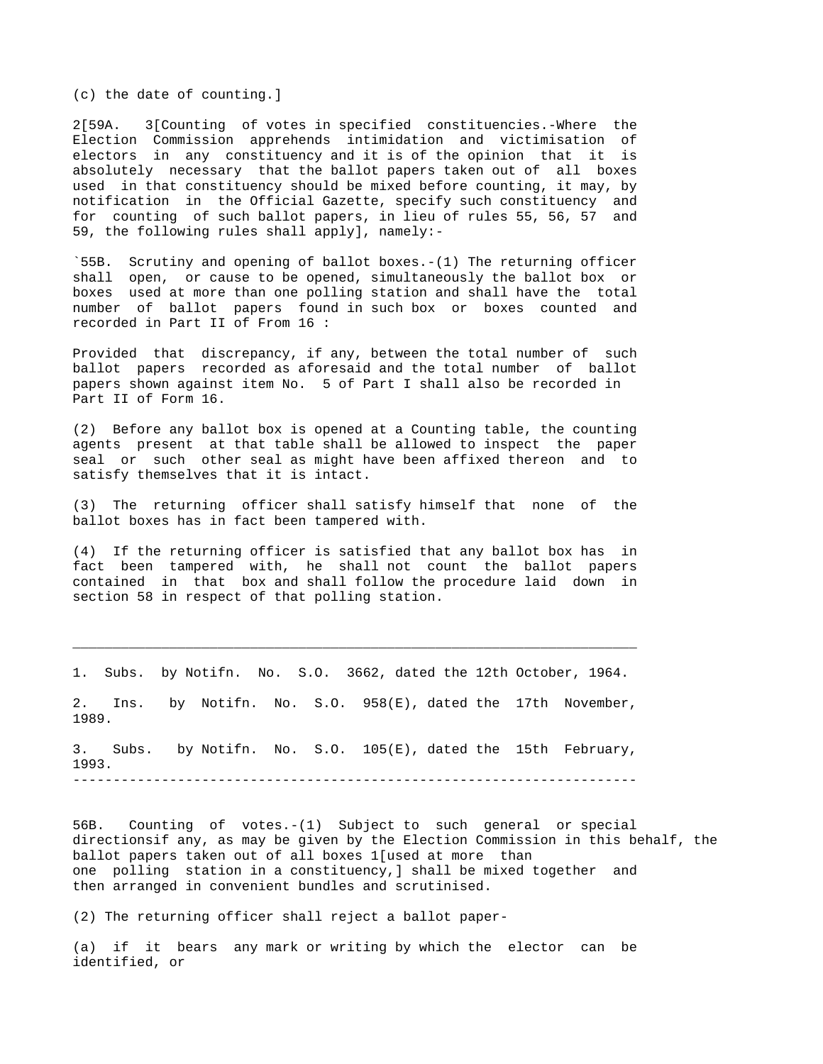(c) the date of counting.]

2[59A. 3[Counting of votes in specified constituencies.-Where the Election Commission apprehends intimidation and victimisation of electors in any constituency and it is of the opinion that it is absolutely necessary that the ballot papers taken out of all boxes used in that constituency should be mixed before counting, it may, by notification in the Official Gazette, specify such constituency and for counting of such ballot papers, in lieu of rules 55, 56, 57 and 59, the following rules shall apply], namely:-

`55B. Scrutiny and opening of ballot boxes.-(1) The returning officer shall open, or cause to be opened, simultaneously the ballot box or boxes used at more than one polling station and shall have the total number of ballot papers found in such box or boxes counted and recorded in Part II of From 16 :

Provided that discrepancy, if any, between the total number of such ballot papers recorded as aforesaid and the total number of ballot papers shown against item No. 5 of Part I shall also be recorded in Part II of Form 16.

(2) Before any ballot box is opened at a Counting table, the counting agents present at that table shall be allowed to inspect the paper seal or such other seal as might have been affixed thereon and to satisfy themselves that it is intact.

(3) The returning officer shall satisfy himself that none of the ballot boxes has in fact been tampered with.

(4) If the returning officer is satisfied that any ballot box has in fact been tampered with, he shall not count the ballot papers contained in that box and shall follow the procedure laid down in section 58 in respect of that polling station.

---

1. Subs. by Notifn. No. S.O. 3662, dated the 12th October, 1964.

2. Ins. by Notifn. No. S.O. 958(E), dated the 17th November, 1989.

3. Subs. by Notifn. No. S.O. 105(E), dated the 15th February, 1993.

---

56B. Counting of votes.-(1) Subject to such general or special directionsif any, as may be given by the Election Commission in this behalf, the ballot papers taken out of all boxes 1[used at more than one polling station in a constituency,] shall be mixed together and then arranged in convenient bundles and scrutinised.

(2) The returning officer shall reject a ballot paper-

(a) if it bears any mark or writing by which the elector can be identified, or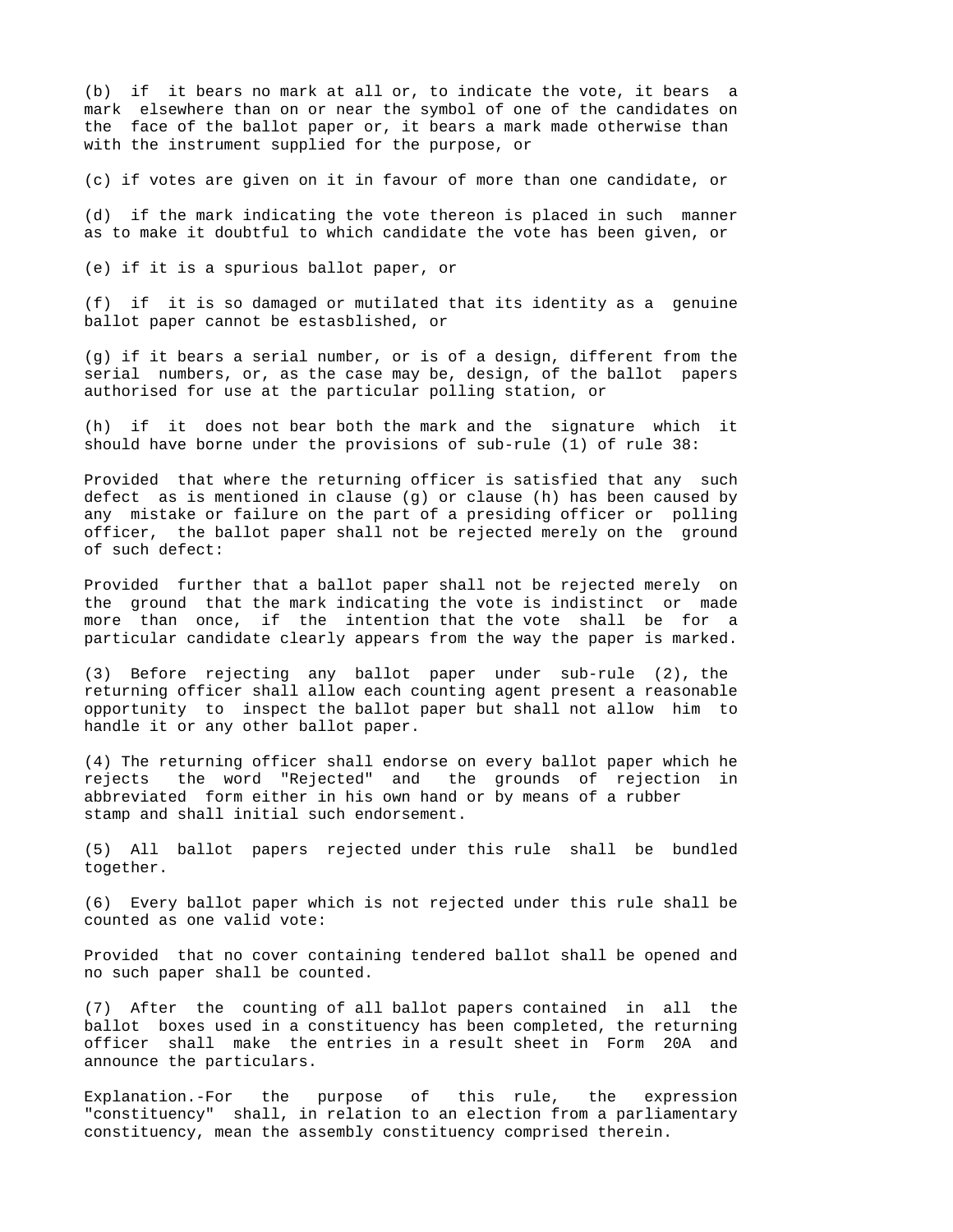(b) if it bears no mark at all or, to indicate the vote, it bears a mark elsewhere than on or near the symbol of one of the candidates on the face of the ballot paper or, it bears a mark made otherwise than with the instrument supplied for the purpose, or

(c) if votes are given on it in favour of more than one candidate, or

(d) if the mark indicating the vote thereon is placed in such manner as to make it doubtful to which candidate the vote has been given, or

(e) if it is a spurious ballot paper, or

(f) if it is so damaged or mutilated that its identity as a genuine ballot paper cannot be estasblished, or

(g) if it bears a serial number, or is of a design, different from the serial numbers, or, as the case may be, design, of the ballot papers authorised for use at the particular polling station, or

(h) if it does not bear both the mark and the signature which it should have borne under the provisions of sub-rule (1) of rule 38:

Provided that where the returning officer is satisfied that any such defect as is mentioned in clause (g) or clause (h) has been caused by any mistake or failure on the part of a presiding officer or polling officer, the ballot paper shall not be rejected merely on the ground of such defect:

Provided further that a ballot paper shall not be rejected merely on the ground that the mark indicating the vote is indistinct or made more than once, if the intention that the vote shall be for a particular candidate clearly appears from the way the paper is marked.

(3) Before rejecting any ballot paper under sub-rule (2), the returning officer shall allow each counting agent present a reasonable opportunity to inspect the ballot paper but shall not allow him to handle it or any other ballot paper.

(4) The returning officer shall endorse on every ballot paper which he rejects the word "Rejected" and the grounds of rejection in abbreviated form either in his own hand or by means of a rubber stamp and shall initial such endorsement.

(5) All ballot papers rejected under this rule shall be bundled together.

(6) Every ballot paper which is not rejected under this rule shall be counted as one valid vote:

Provided that no cover containing tendered ballot shall be opened and no such paper shall be counted.

(7) After the counting of all ballot papers contained in all the ballot boxes used in a constituency has been completed, the returning officer shall make the entries in a result sheet in Form 20A and announce the particulars.

Explanation.-For the purpose of this rule, the expression "constituency" shall, in relation to an election from a parliamentary constituency, mean the assembly constituency comprised therein.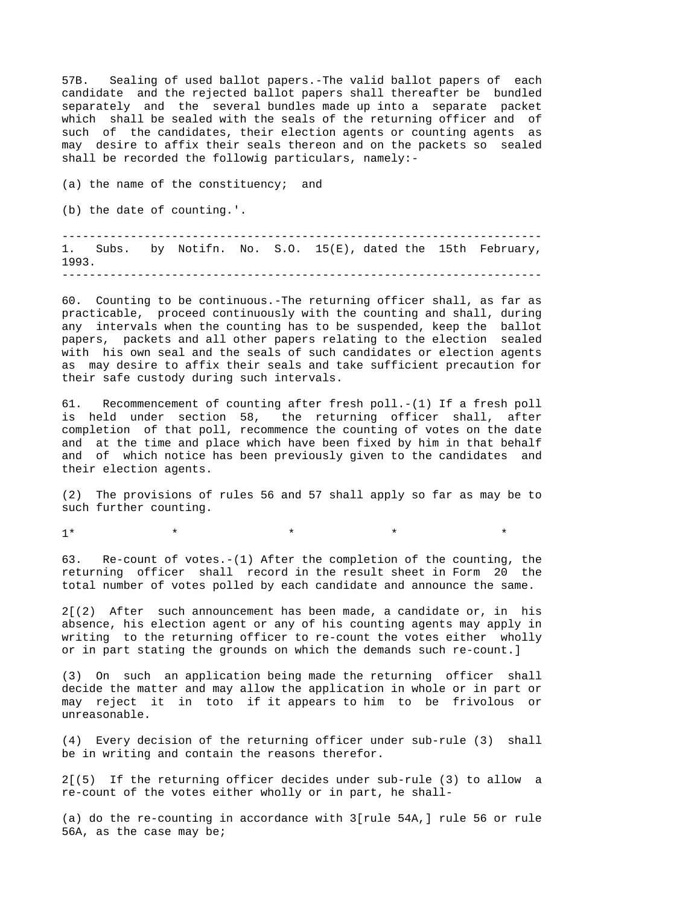57B. Sealing of used ballot papers.-The valid ballot papers of each candidate and the rejected ballot papers shall thereafter be bundled separately and the several bundles made up into a separate packet which shall be sealed with the seals of the returning officer and of such of the candidates, their election agents or counting agents as may desire to affix their seals thereon and on the packets so sealed shall be recorded the followig particulars, namely:-

(a) the name of the constituency; and

(b) the date of counting.'.

---

1. Subs. by Notifn. No. S.O. 15(E), dated the 15th February, 1993.

---

60. Counting to be continuous.-The returning officer shall, as far as practicable, proceed continuously with the counting and shall, during any intervals when the counting has to be suspended, keep the ballot papers, packets and all other papers relating to the election sealed with his own seal and the seals of such candidates or election agents as may desire to affix their seals and take sufficient precaution for their safe custody during such intervals.

61. Recommencement of counting after fresh poll.-(1) If a fresh poll is held under section 58, the returning officer shall, after completion of that poll, recommence the counting of votes on the date and at the time and place which have been fixed by him in that behalf and of which notice has been previously given to the candidates and their election agents.

(2) The provisions of rules 56 and 57 shall apply so far as may be to such further counting.

1* * * * *

63. Re-count of votes.-(1) After the completion of the counting, the returning officer shall record in the result sheet in Form 20 the total number of votes polled by each candidate and announce the same.

2[(2) After such announcement has been made, a candidate or, in his absence, his election agent or any of his counting agents may apply in writing to the returning officer to re-count the votes either wholly or in part stating the grounds on which the demands such re-count.]

(3) On such an application being made the returning officer shall decide the matter and may allow the application in whole or in part or may reject it in toto if it appears to him to be frivolous or unreasonable.

(4) Every decision of the returning officer under sub-rule (3) shall be in writing and contain the reasons therefor.

2[(5) If the returning officer decides under sub-rule (3) to allow a re-count of the votes either wholly or in part, he shall-

(a) do the re-counting in accordance with 3[rule 54A,] rule 56 or rule 56A, as the case may be;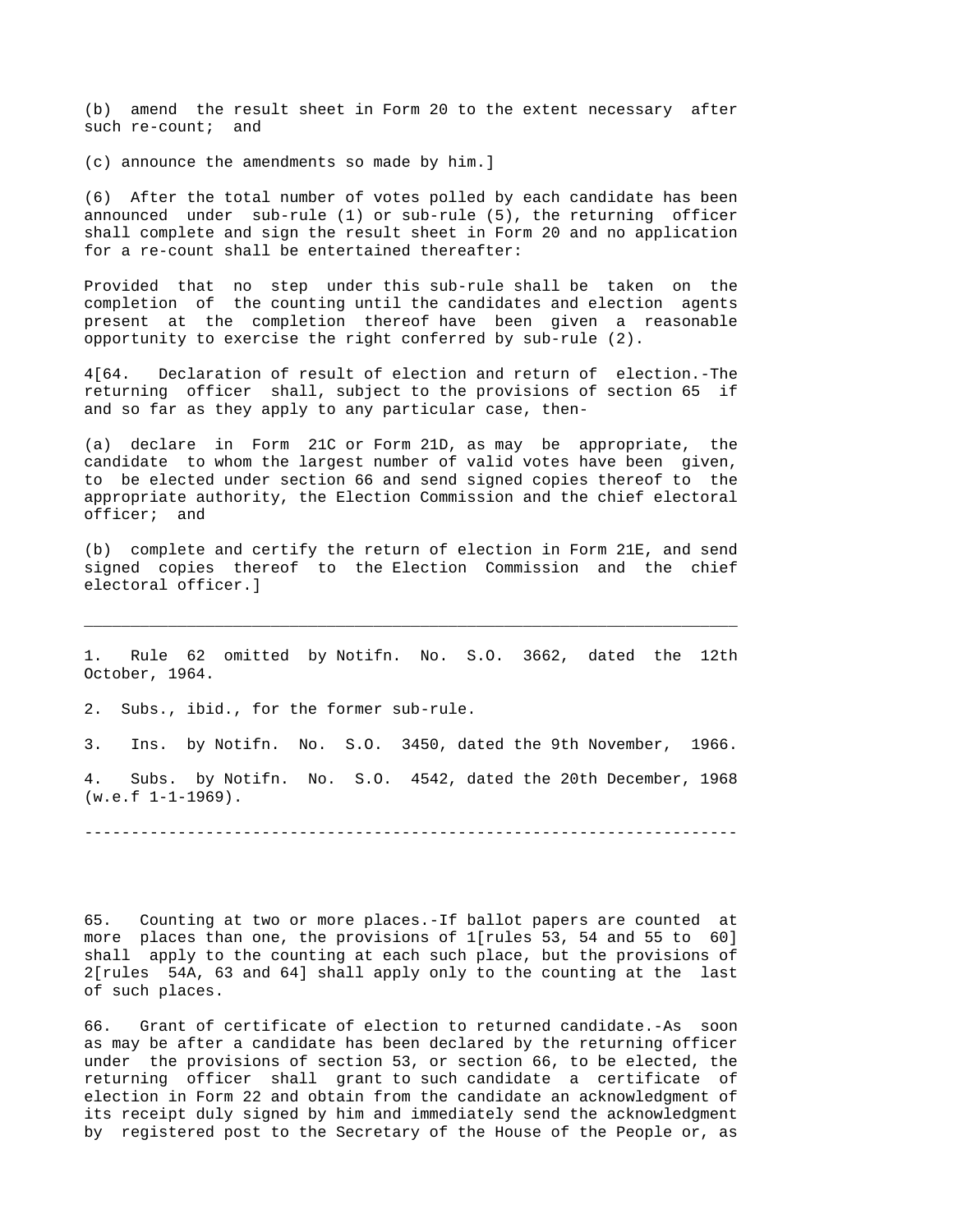(b) amend the result sheet in Form 20 to the extent necessary after such re-count; and

(c) announce the amendments so made by him.]

(6) After the total number of votes polled by each candidate has been announced under sub-rule (1) or sub-rule (5), the returning officer shall complete and sign the result sheet in Form 20 and no application for a re-count shall be entertained thereafter:

Provided that no step under this sub-rule shall be taken on the completion of the counting until the candidates and election agents present at the completion thereof have been given a reasonable opportunity to exercise the right conferred by sub-rule (2).

4[64. Declaration of result of election and return of election.-The returning officer shall, subject to the provisions of section 65 if and so far as they apply to any particular case, then-

(a) declare in Form 21C or Form 21D, as may be appropriate, the candidate to whom the largest number of valid votes have been given, to be elected under section 66 and send signed copies thereof to the appropriate authority, the Election Commission and the chief electoral officer; and

(b) complete and certify the return of election in Form 21E, and send signed copies thereof to the Election Commission and the chief electoral officer.]

---

1. Rule 62 omitted by Notifn. No. S.O. 3662, dated the 12th October, 1964.

2. Subs., ibid., for the former sub-rule.

3. Ins. by Notifn. No. S.O. 3450, dated the 9th November, 1966.

4. Subs. by Notifn. No. S.O. 4542, dated the 20th December, 1968 (w.e.f 1-1-1969).

---

65. Counting at two or more places.-If ballot papers are counted at more places than one, the provisions of 1[rules 53, 54 and 55 to 60] shall apply to the counting at each such place, but the provisions of 2[rules 54A, 63 and 64] shall apply only to the counting at the last of such places.

66. Grant of certificate of election to returned candidate.-As soon as may be after a candidate has been declared by the returning officer under the provisions of section 53, or section 66, to be elected, the returning officer shall grant to such candidate a certificate of election in Form 22 and obtain from the candidate an acknowledgment of its receipt duly signed by him and immediately send the acknowledgment by registered post to the Secretary of the House of the People or, as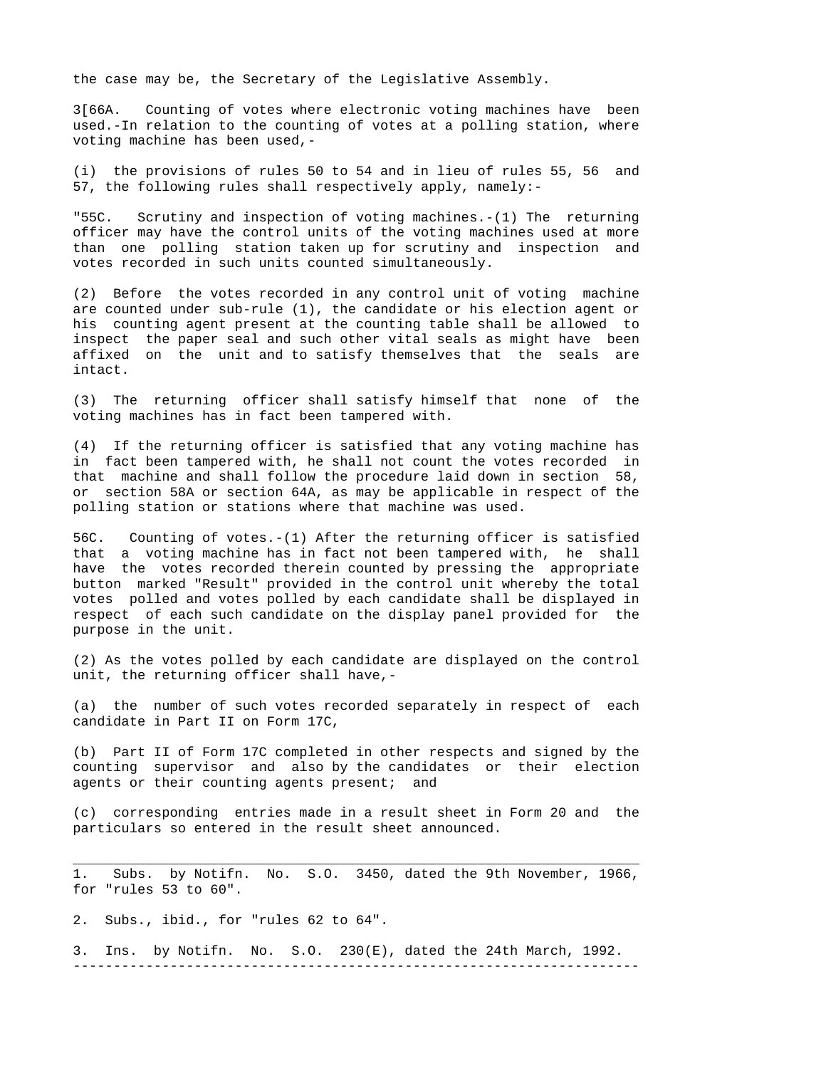the case may be, the Secretary of the Legislative Assembly.

3[66A. Counting of votes where electronic voting machines have been used.-In relation to the counting of votes at a polling station, where voting machine has been used,-

(i) the provisions of rules 50 to 54 and in lieu of rules 55, 56 and 57, the following rules shall respectively apply, namely:-

"55C. Scrutiny and inspection of voting machines.-(1) The returning officer may have the control units of the voting machines used at more than one polling station taken up for scrutiny and inspection and votes recorded in such units counted simultaneously.

(2) Before the votes recorded in any control unit of voting machine are counted under sub-rule (1), the candidate or his election agent or his counting agent present at the counting table shall be allowed to inspect the paper seal and such other vital seals as might have been affixed on the unit and to satisfy themselves that the seals are intact.

(3) The returning officer shall satisfy himself that none of the voting machines has in fact been tampered with.

(4) If the returning officer is satisfied that any voting machine has in fact been tampered with, he shall not count the votes recorded in that machine and shall follow the procedure laid down in section 58, or section 58A or section 64A, as may be applicable in respect of the polling station or stations where that machine was used.

56C. Counting of votes.-(1) After the returning officer is satisfied that a voting machine has in fact not been tampered with, he shall have the votes recorded therein counted by pressing the appropriate button marked "Result" provided in the control unit whereby the total votes polled and votes polled by each candidate shall be displayed in respect of each such candidate on the display panel provided for the purpose in the unit.

(2) As the votes polled by each candidate are displayed on the control unit, the returning officer shall have,-

(a) the number of such votes recorded separately in respect of each candidate in Part II on Form 17C,

(b) Part II of Form 17C completed in other respects and signed by the counting supervisor and also by the candidates or their election agents or their counting agents present; and

(c) corresponding entries made in a result sheet in Form 20 and the particulars so entered in the result sheet announced.

---

1. Subs. by Notifn. No. S.O. 3450, dated the 9th November, 1966, for "rules 53 to 60".

2. Subs., ibid., for "rules 62 to 64".

3. Ins. by Notifn. No. S.O. 230(E), dated the 24th March, 1992.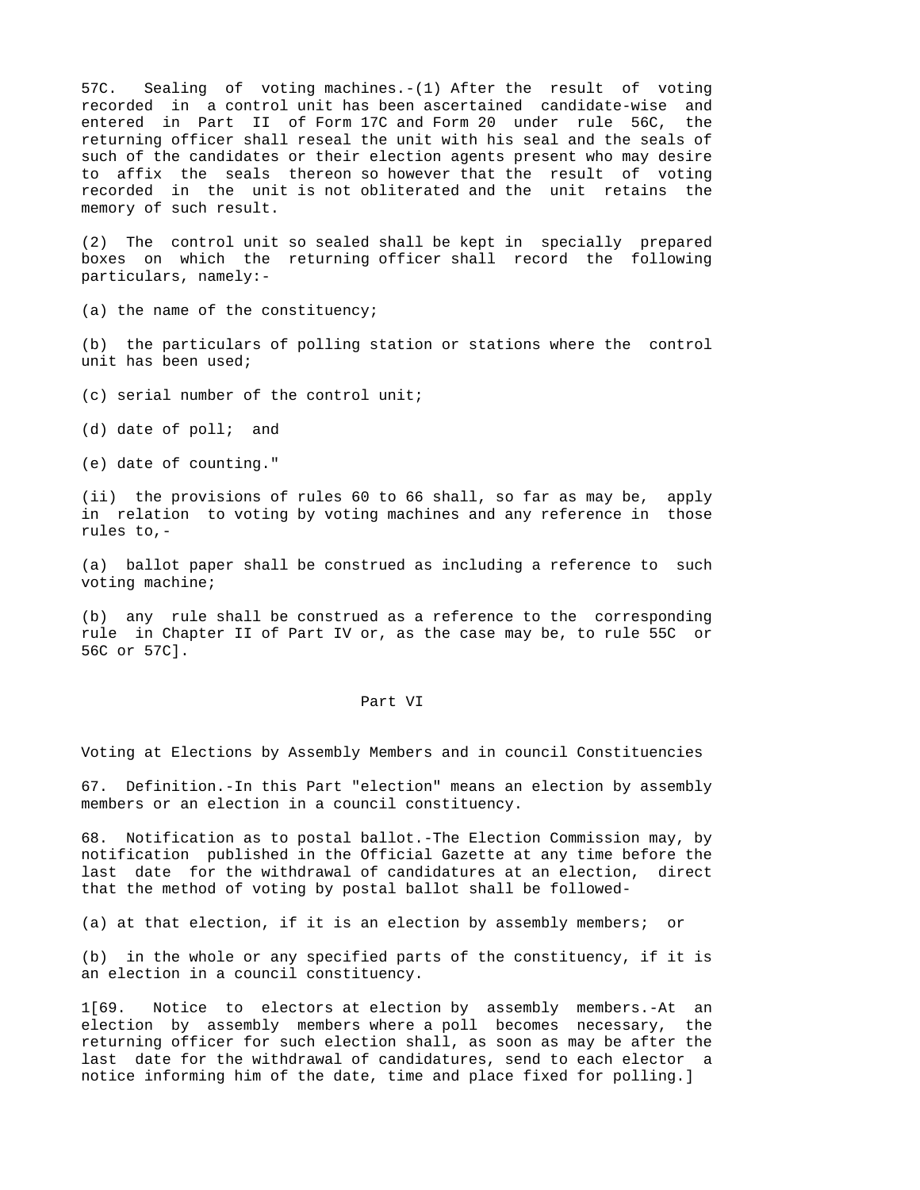57C. Sealing of voting machines.-(1) After the result of voting recorded in a control unit has been ascertained candidate-wise and entered in Part II of Form 17C and Form 20 under rule 56C, the returning officer shall reseal the unit with his seal and the seals of such of the candidates or their election agents present who may desire to affix the seals thereon so however that the result of voting recorded in the unit is not obliterated and the unit retains the memory of such result.

(2) The control unit so sealed shall be kept in specially prepared boxes on which the returning officer shall record the following particulars, namely:-

(a) the name of the constituency;

(b) the particulars of polling station or stations where the control unit has been used;

(c) serial number of the control unit;

(d) date of poll; and

(e) date of counting."

(ii) the provisions of rules 60 to 66 shall, so far as may be, apply in relation to voting by voting machines and any reference in those rules to,-

(a) ballot paper shall be construed as including a reference to such voting machine;

(b) any rule shall be construed as a reference to the corresponding rule in Chapter II of Part IV or, as the case may be, to rule 55C or 56C or 57C].

## Part VI

### Voting at Elections by Assembly Members and in council Constituencies

67. Definition.-In this Part "election" means an election by assembly members or an election in a council constituency.

68. Notification as to postal ballot.-The Election Commission may, by notification published in the Official Gazette at any time before the last date for the withdrawal of candidatures at an election, direct that the method of voting by postal ballot shall be followed-

(a) at that election, if it is an election by assembly members; or

(b) in the whole or any specified parts of the constituency, if it is an election in a council constituency.

1[69. Notice to electors at election by assembly members.-At an election by assembly members where a poll becomes necessary, the returning officer for such election shall, as soon as may be after the last date for the withdrawal of candidatures, send to each elector a notice informing him of the date, time and place fixed for polling.]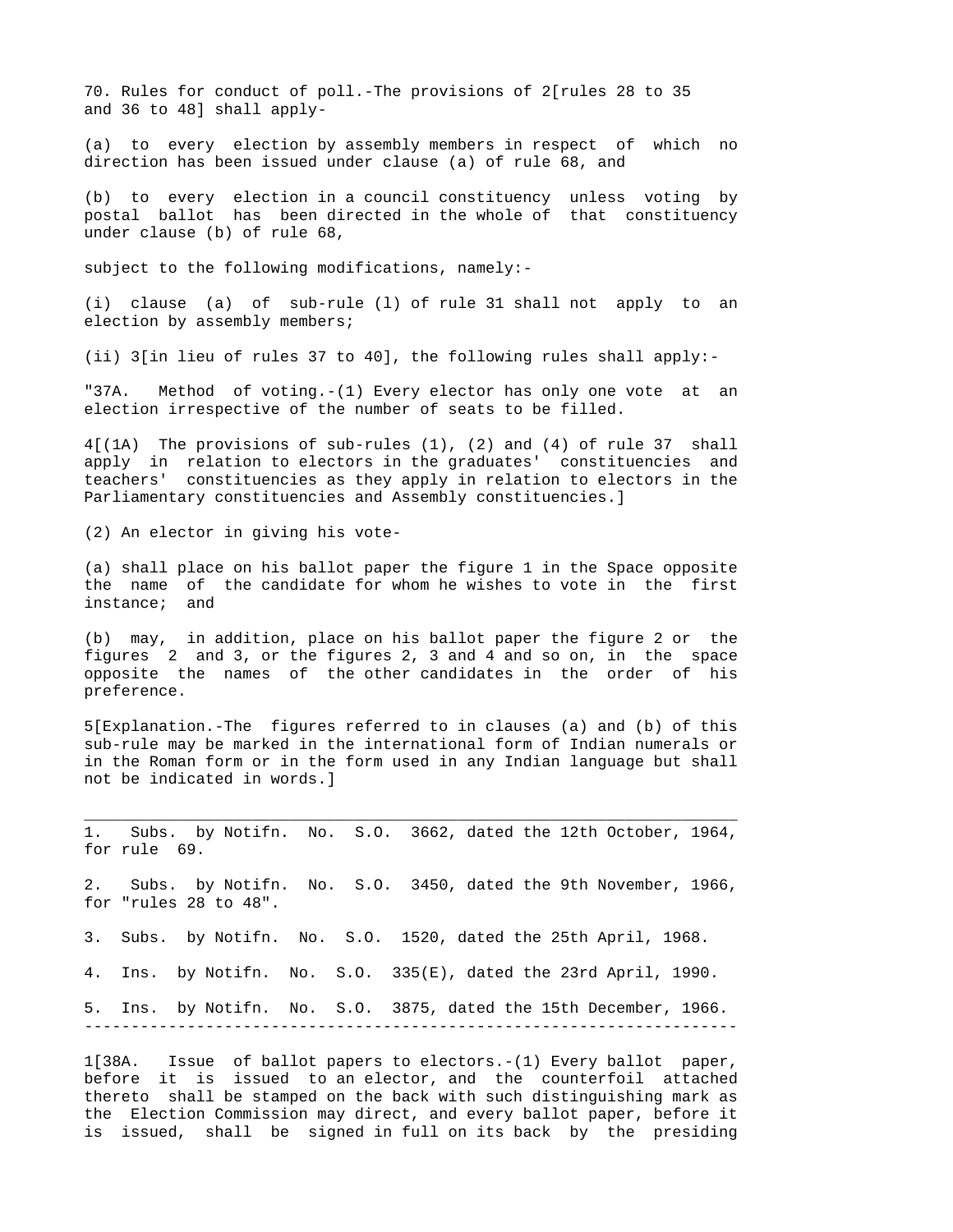70. Rules for conduct of poll.-The provisions of 2[rules 28 to 35 and 36 to 48] shall apply-

(a) to every election by assembly members in respect of which no direction has been issued under clause (a) of rule 68, and

(b) to every election in a council constituency unless voting by postal ballot has been directed in the whole of that constituency under clause (b) of rule 68,

subject to the following modifications, namely:-

(i) clause (a) of sub-rule (l) of rule 31 shall not apply to an election by assembly members;

(ii) 3[in lieu of rules 37 to 40], the following rules shall apply:-

"37A. Method of voting.-(1) Every elector has only one vote at an election irrespective of the number of seats to be filled.

4[(1A) The provisions of sub-rules (1), (2) and (4) of rule 37 shall apply in relation to electors in the graduates' constituencies and teachers' constituencies as they apply in relation to electors in the Parliamentary constituencies and Assembly constituencies.]

(2) An elector in giving his vote-

(a) shall place on his ballot paper the figure 1 in the Space opposite the name of the candidate for whom he wishes to vote in the first instance; and

(b) may, in addition, place on his ballot paper the figure 2 or the figures 2 and 3, or the figures 2, 3 and 4 and so on, in the space opposite the names of the other candidates in the order of his preference.

5[Explanation.-The figures referred to in clauses (a) and (b) of this sub-rule may be marked in the international form of Indian numerals or in the Roman form or in the form used in any Indian language but shall not be indicated in words.]

---

1. Subs. by Notifn. No. S.O. 3662, dated the 12th October, 1964, for rule 69.

2. Subs. by Notifn. No. S.O. 3450, dated the 9th November, 1966, for "rules 28 to 48".

3. Subs. by Notifn. No. S.O. 1520, dated the 25th April, 1968.

4. Ins. by Notifn. No. S.O. 335(E), dated the 23rd April, 1990.

5. Ins. by Notifn. No. S.O. 3875, dated the 15th December, 1966.

---

1[38A. Issue of ballot papers to electors.-(1) Every ballot paper, before it is issued to an elector, and the counterfoil attached thereto shall be stamped on the back with such distinguishing mark as the Election Commission may direct, and every ballot paper, before it is issued, shall be signed in full on its back by the presiding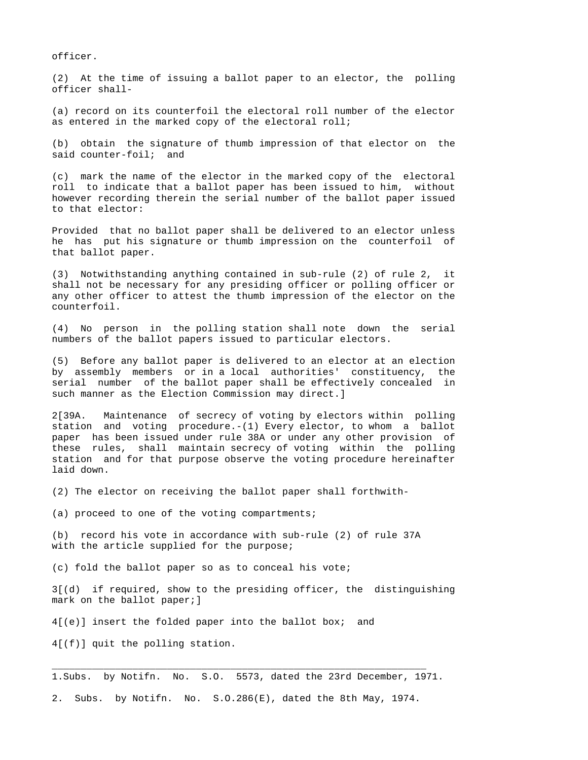officer.

(2) At the time of issuing a ballot paper to an elector, the polling officer shall-

(a) record on its counterfoil the electoral roll number of the elector as entered in the marked copy of the electoral roll;

(b) obtain the signature of thumb impression of that elector on the said counter-foil; and

(c) mark the name of the elector in the marked copy of the electoral roll to indicate that a ballot paper has been issued to him, without however recording therein the serial number of the ballot paper issued to that elector:

Provided that no ballot paper shall be delivered to an elector unless he has put his signature or thumb impression on the counterfoil of that ballot paper.

(3) Notwithstanding anything contained in sub-rule (2) of rule 2, it shall not be necessary for any presiding officer or polling officer or any other officer to attest the thumb impression of the elector on the counterfoil.

(4) No person in the polling station shall note down the serial numbers of the ballot papers issued to particular electors.

(5) Before any ballot paper is delivered to an elector at an election by assembly members or in a local authorities' constituency, the serial number of the ballot paper shall be effectively concealed in such manner as the Election Commission may direct.]

2[39A. Maintenance of secrecy of voting by electors within polling station and voting procedure.-(1) Every elector, to whom a ballot paper has been issued under rule 38A or under any other provision of these rules, shall maintain secrecy of voting within the polling station and for that purpose observe the voting procedure hereinafter laid down.

(2) The elector on receiving the ballot paper shall forthwith-

(a) proceed to one of the voting compartments;

(b) record his vote in accordance with sub-rule (2) of rule 37A with the article supplied for the purpose;

(c) fold the ballot paper so as to conceal his vote;

3[(d) if required, show to the presiding officer, the distinguishing mark on the ballot paper;]

4[(e)] insert the folded paper into the ballot box; and

4[(f)] quit the polling station.

---

1.Subs. by Notifn. No. S.O. 5573, dated the 23rd December, 1971.

2. Subs. by Notifn. No. S.O.286(E), dated the 8th May, 1974.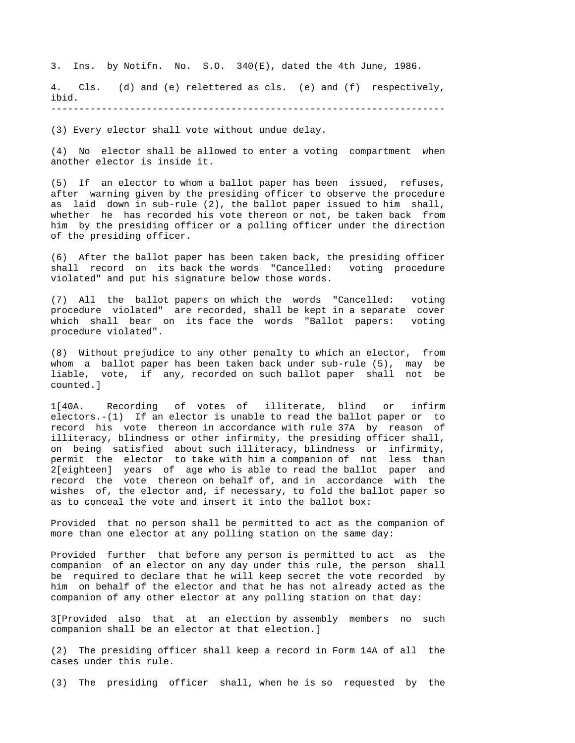3. Ins. by Notifn. No. S.O. 340(E), dated the 4th June, 1986.

4. Cls. (d) and (e) relettered as cls. (e) and (f) respectively, ibid.

---

(3) Every elector shall vote without undue delay.

(4) No elector shall be allowed to enter a voting compartment when another elector is inside it.

(5) If an elector to whom a ballot paper has been issued, refuses, after warning given by the presiding officer to observe the procedure as laid down in sub-rule (2), the ballot paper issued to him shall, whether he has recorded his vote thereon or not, be taken back from him by the presiding officer or a polling officer under the direction of the presiding officer.

(6) After the ballot paper has been taken back, the presiding officer shall record on its back the words "Cancelled: voting procedure violated" and put his signature below those words.

(7) All the ballot papers on which the words "Cancelled: voting procedure violated" are recorded, shall be kept in a separate cover which shall bear on its face the words "Ballot papers: voting procedure violated".

(8) Without prejudice to any other penalty to which an elector, from whom a ballot paper has been taken back under sub-rule (5), may be liable, vote, if any, recorded on such ballot paper shall not be counted.]

1[40A. Recording of votes of illiterate, blind or infirm electors.-(1) If an elector is unable to read the ballot paper or to record his vote thereon in accordance with rule 37A by reason of illiteracy, blindness or other infirmity, the presiding officer shall, on being satisfied about such illiteracy, blindness or infirmity, permit the elector to take with him a companion of not less than 2[eighteen] years of age who is able to read the ballot paper and record the vote thereon on behalf of, and in accordance with the wishes of, the elector and, if necessary, to fold the ballot paper so as to conceal the vote and insert it into the ballot box:

Provided that no person shall be permitted to act as the companion of more than one elector at any polling station on the same day:

Provided further that before any person is permitted to act as the companion of an elector on any day under this rule, the person shall be required to declare that he will keep secret the vote recorded by him on behalf of the elector and that he has not already acted as the companion of any other elector at any polling station on that day:

3[Provided also that at an election by assembly members no such companion shall be an elector at that election.]

(2) The presiding officer shall keep a record in Form 14A of all the cases under this rule.

(3) The presiding officer shall, when he is so requested by the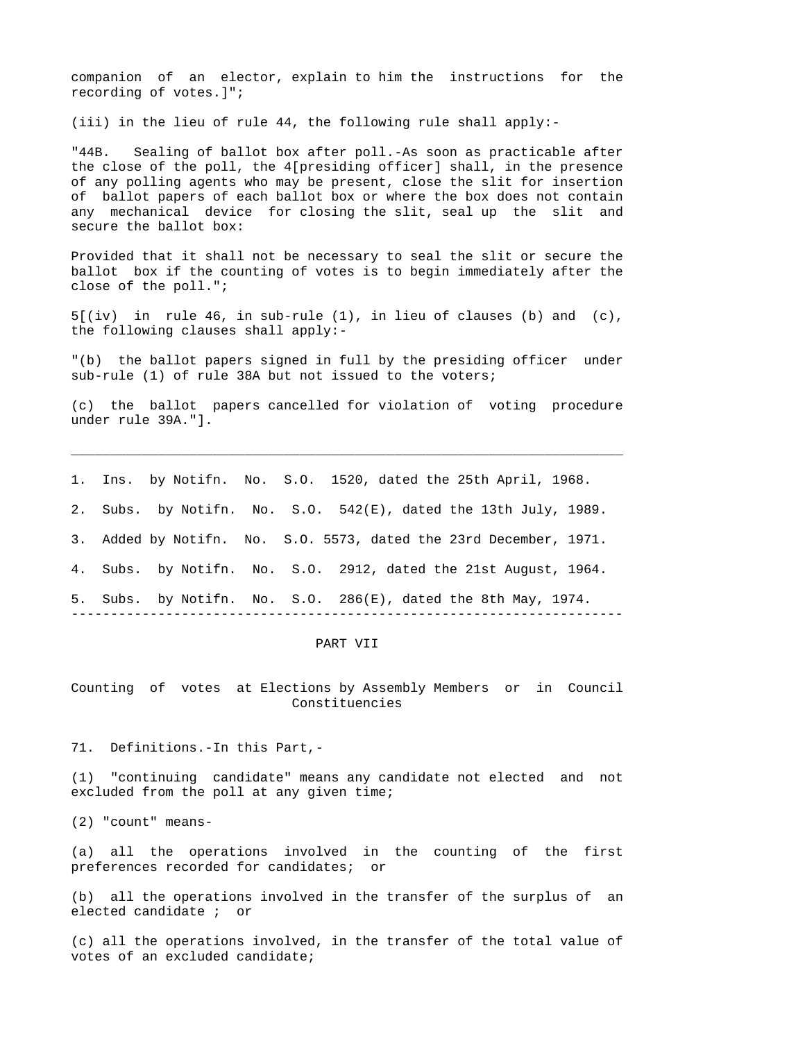companion of an elector, explain to him the instructions for the recording of votes.]";

(iii) in the lieu of rule 44, the following rule shall apply:-

"44B. Sealing of ballot box after poll.-As soon as practicable after the close of the poll, the 4[presiding officer] shall, in the presence of any polling agents who may be present, close the slit for insertion of ballot papers of each ballot box or where the box does not contain any mechanical device for closing the slit, seal up the slit and secure the ballot box:

Provided that it shall not be necessary to seal the slit or secure the ballot box if the counting of votes is to begin immediately after the close of the poll.";

5[(iv) in rule 46, in sub-rule (1), in lieu of clauses (b) and (c), the following clauses shall apply:-

"(b) the ballot papers signed in full by the presiding officer under sub-rule (1) of rule 38A but not issued to the voters;

(c) the ballot papers cancelled for violation of voting procedure under rule 39A."].

---

1. Ins. by Notifn. No. S.O. 1520, dated the 25th April, 1968.
2. Subs. by Notifn. No. S.O. 542(E), dated the 13th July, 1989.
3. Added by Notifn. No. S.O. 5573, dated the 23rd December, 1971.
4. Subs. by Notifn. No. S.O. 2912, dated the 21st August, 1964.
5. Subs. by Notifn. No. S.O. 286(E), dated the 8th May, 1974.

---

## PART VII

### Counting of votes at Elections by Assembly Members or in Council Constituencies

71. Definitions.-In this Part,-

(1) "continuing candidate" means any candidate not elected and not excluded from the poll at any given time;

(2) "count" means-

(a) all the operations involved in the counting of the first preferences recorded for candidates; or

(b) all the operations involved in the transfer of the surplus of an elected candidate ; or

(c) all the operations involved, in the transfer of the total value of votes of an excluded candidate;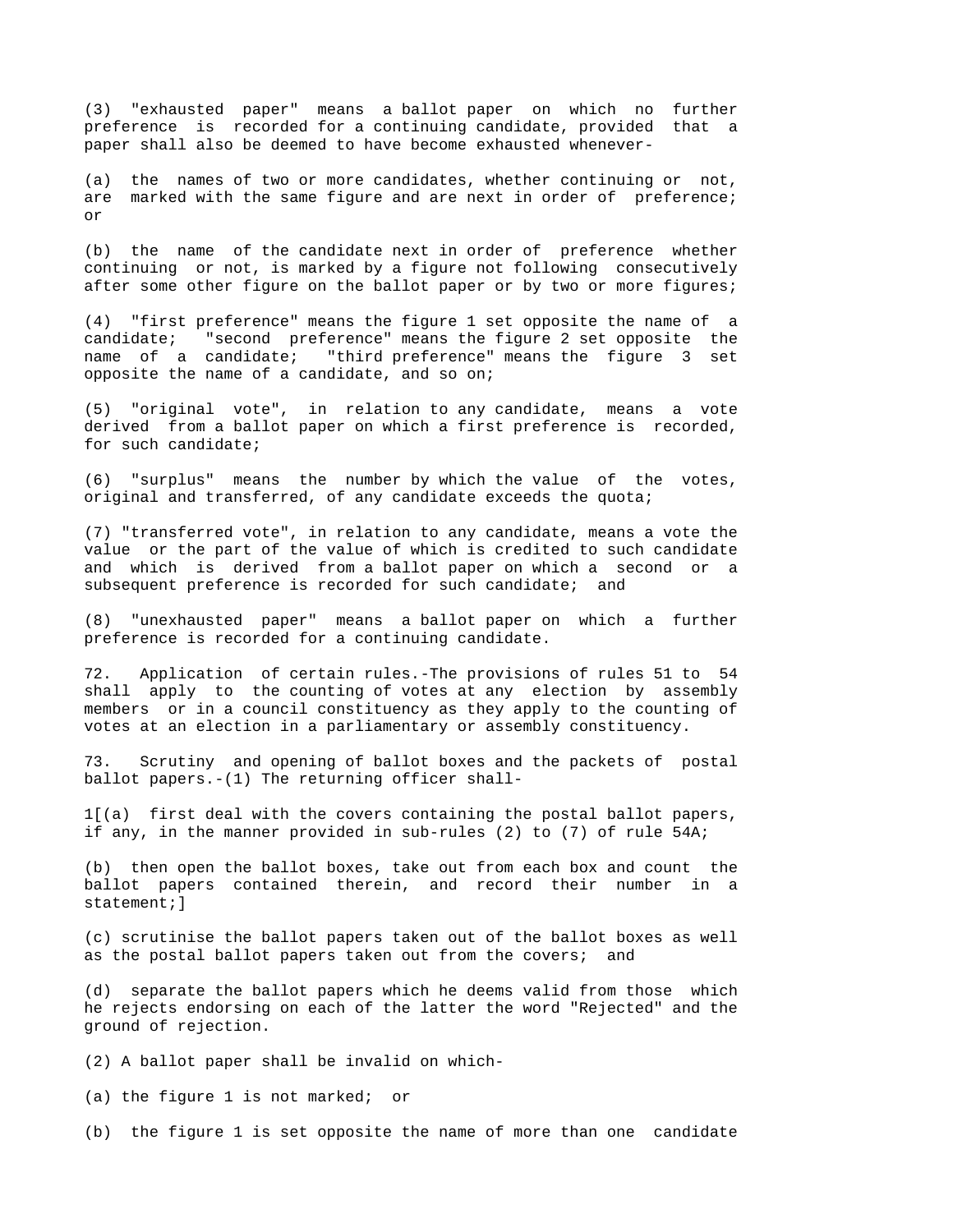(3) "exhausted paper" means a ballot paper on which no further preference is recorded for a continuing candidate, provided that a paper shall also be deemed to have become exhausted whenever-

(a) the names of two or more candidates, whether continuing or not, are marked with the same figure and are next in order of preference; or

(b) the name of the candidate next in order of preference whether continuing or not, is marked by a figure not following consecutively after some other figure on the ballot paper or by two or more figures;

(4) "first preference" means the figure 1 set opposite the name of a candidate; "second preference" means the figure 2 set opposite the name of a candidate; "third preference" means the figure 3 set opposite the name of a candidate, and so on;

(5) "original vote", in relation to any candidate, means a vote derived from a ballot paper on which a first preference is recorded, for such candidate;

(6) "surplus" means the number by which the value of the votes, original and transferred, of any candidate exceeds the quota;

(7) "transferred vote", in relation to any candidate, means a vote the value or the part of the value of which is credited to such candidate and which is derived from a ballot paper on which a second or a subsequent preference is recorded for such candidate; and

(8) "unexhausted paper" means a ballot paper on which a further preference is recorded for a continuing candidate.

72. Application of certain rules.-The provisions of rules 51 to 54 shall apply to the counting of votes at any election by assembly members or in a council constituency as they apply to the counting of votes at an election in a parliamentary or assembly constituency.

73. Scrutiny and opening of ballot boxes and the packets of postal ballot papers.-(1) The returning officer shall-

1[(a) first deal with the covers containing the postal ballot papers, if any, in the manner provided in sub-rules (2) to (7) of rule 54A;

(b) then open the ballot boxes, take out from each box and count the ballot papers contained therein, and record their number in a statement;]

(c) scrutinise the ballot papers taken out of the ballot boxes as well as the postal ballot papers taken out from the covers; and

(d) separate the ballot papers which he deems valid from those which he rejects endorsing on each of the latter the word "Rejected" and the ground of rejection.

(2) A ballot paper shall be invalid on which-

(a) the figure 1 is not marked; or

(b) the figure 1 is set opposite the name of more than one candidate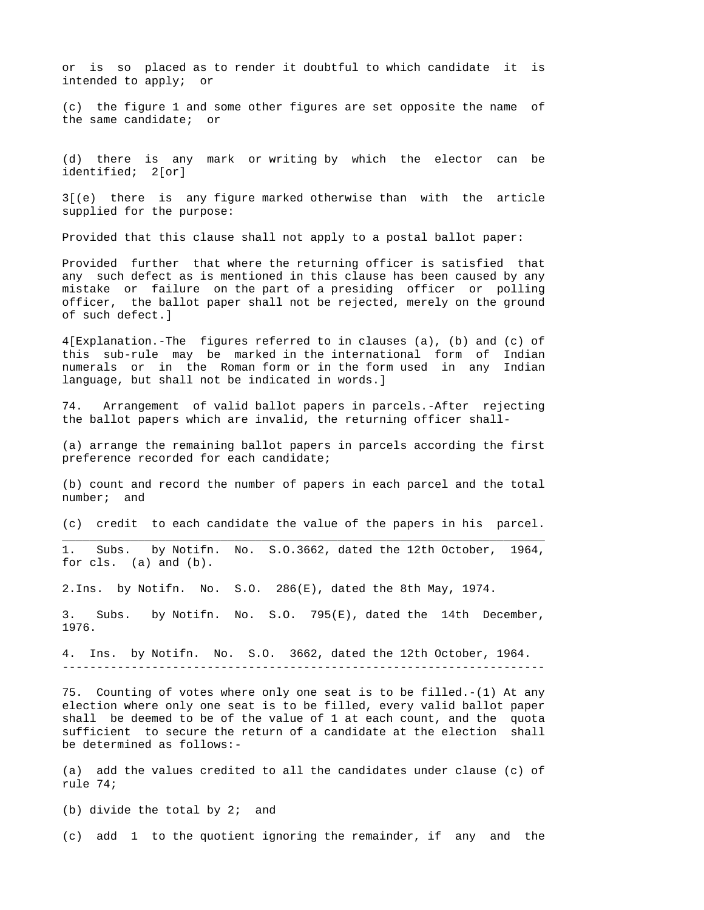or is so placed as to render it doubtful to which candidate it is intended to apply; or

(c) the figure 1 and some other figures are set opposite the name of the same candidate; or

(d) there is any mark or writing by which the elector can be identified; 2[or]

3[(e) there is any figure marked otherwise than with the article supplied for the purpose:

Provided that this clause shall not apply to a postal ballot paper:

Provided further that where the returning officer is satisfied that any such defect as is mentioned in this clause has been caused by any mistake or failure on the part of a presiding officer or polling officer, the ballot paper shall not be rejected, merely on the ground of such defect.]

4[Explanation.-The figures referred to in clauses (a), (b) and (c) of this sub-rule may be marked in the international form of Indian numerals or in the Roman form or in the form used in any Indian language, but shall not be indicated in words.]

74. Arrangement of valid ballot papers in parcels.-After rejecting the ballot papers which are invalid, the returning officer shall-

(a) arrange the remaining ballot papers in parcels according the first preference recorded for each candidate;

(b) count and record the number of papers in each parcel and the total number; and

(c) credit to each candidate the value of the papers in his parcel.

---

1. Subs. by Notifn. No. S.O.3662, dated the 12th October, 1964, for cls. (a) and (b).

2.Ins. by Notifn. No. S.O. 286(E), dated the 8th May, 1974.

3. Subs. by Notifn. No. S.O. 795(E), dated the 14th December, 1976.

4. Ins. by Notifn. No. S.O. 3662, dated the 12th October, 1964.

---

75. Counting of votes where only one seat is to be filled.-(1) At any election where only one seat is to be filled, every valid ballot paper shall be deemed to be of the value of 1 at each count, and the quota sufficient to secure the return of a candidate at the election shall be determined as follows:-

(a) add the values credited to all the candidates under clause (c) of rule 74;

(b) divide the total by 2; and

(c) add 1 to the quotient ignoring the remainder, if any and the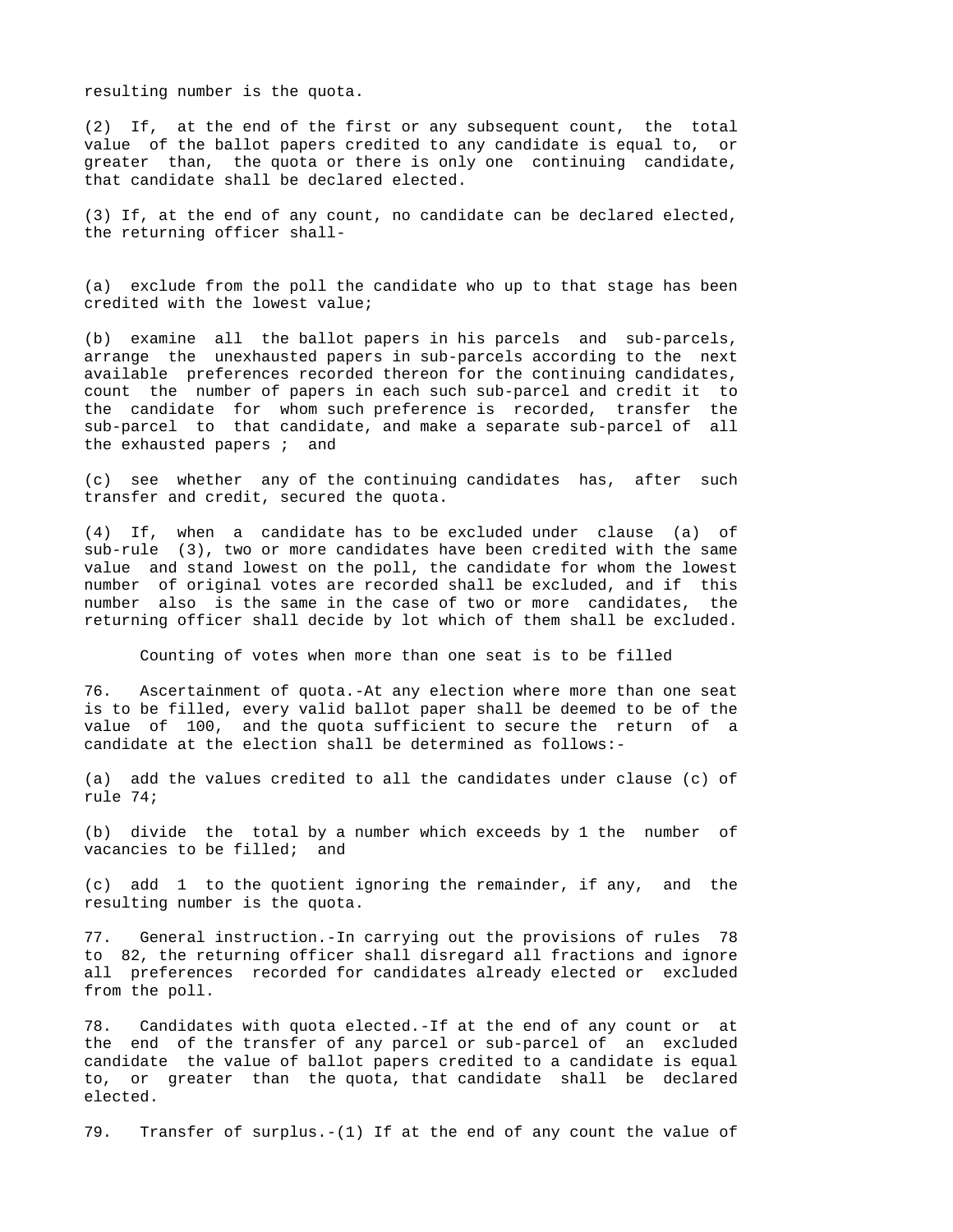resulting number is the quota.

(2) If, at the end of the first or any subsequent count, the total value of the ballot papers credited to any candidate is equal to, or greater than, the quota or there is only one continuing candidate, that candidate shall be declared elected.

(3) If, at the end of any count, no candidate can be declared elected, the returning officer shall-

(a) exclude from the poll the candidate who up to that stage has been credited with the lowest value;

(b) examine all the ballot papers in his parcels and sub-parcels, arrange the unexhausted papers in sub-parcels according to the next available preferences recorded thereon for the continuing candidates, count the number of papers in each such sub-parcel and credit it to the candidate for whom such preference is recorded, transfer the sub-parcel to that candidate, and make a separate sub-parcel of all the exhausted papers ; and

(c) see whether any of the continuing candidates has, after such transfer and credit, secured the quota.

(4) If, when a candidate has to be excluded under clause (a) of sub-rule (3), two or more candidates have been credited with the same value and stand lowest on the poll, the candidate for whom the lowest number of original votes are recorded shall be excluded, and if this number also is the same in the case of two or more candidates, the returning officer shall decide by lot which of them shall be excluded.

### Counting of votes when more than one seat is to be filled

76. Ascertainment of quota.-At any election where more than one seat is to be filled, every valid ballot paper shall be deemed to be of the value of 100, and the quota sufficient to secure the return of a candidate at the election shall be determined as follows:-

(a) add the values credited to all the candidates under clause (c) of rule 74;

(b) divide the total by a number which exceeds by 1 the number of vacancies to be filled; and

(c) add 1 to the quotient ignoring the remainder, if any, and the resulting number is the quota.

77. General instruction.-In carrying out the provisions of rules 78 to 82, the returning officer shall disregard all fractions and ignore all preferences recorded for candidates already elected or excluded from the poll.

78. Candidates with quota elected.-If at the end of any count or at the end of the transfer of any parcel or sub-parcel of an excluded candidate the value of ballot papers credited to a candidate is equal to, or greater than the quota, that candidate shall be declared elected.

79. Transfer of surplus.-(1) If at the end of any count the value of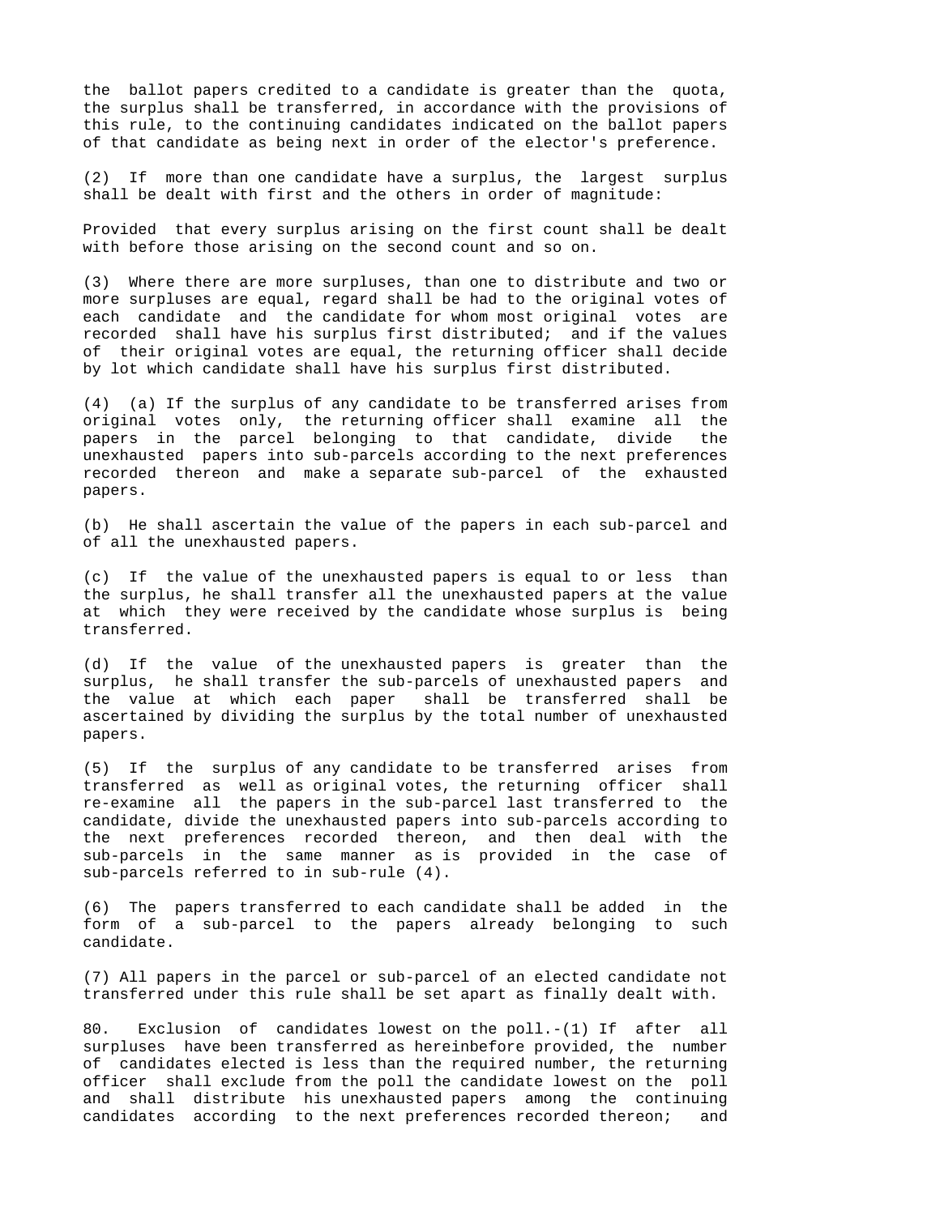the ballot papers credited to a candidate is greater than the quota, the surplus shall be transferred, in accordance with the provisions of this rule, to the continuing candidates indicated on the ballot papers of that candidate as being next in order of the elector's preference.

(2) If more than one candidate have a surplus, the largest surplus shall be dealt with first and the others in order of magnitude:

Provided that every surplus arising on the first count shall be dealt with before those arising on the second count and so on.

(3) Where there are more surpluses, than one to distribute and two or more surpluses are equal, regard shall be had to the original votes of each candidate and the candidate for whom most original votes are recorded shall have his surplus first distributed; and if the values of their original votes are equal, the returning officer shall decide by lot which candidate shall have his surplus first distributed.

(4) (a) If the surplus of any candidate to be transferred arises from original votes only, the returning officer shall examine all the papers in the parcel belonging to that candidate, divide the unexhausted papers into sub-parcels according to the next preferences recorded thereon and make a separate sub-parcel of the exhausted papers.

(b) He shall ascertain the value of the papers in each sub-parcel and of all the unexhausted papers.

(c) If the value of the unexhausted papers is equal to or less than the surplus, he shall transfer all the unexhausted papers at the value at which they were received by the candidate whose surplus is being transferred.

(d) If the value of the unexhausted papers is greater than the surplus, he shall transfer the sub-parcels of unexhausted papers and the value at which each paper shall be transferred shall be ascertained by dividing the surplus by the total number of unexhausted papers.

(5) If the surplus of any candidate to be transferred arises from transferred as well as original votes, the returning officer shall re-examine all the papers in the sub-parcel last transferred to the candidate, divide the unexhausted papers into sub-parcels according to the next preferences recorded thereon, and then deal with the sub-parcels in the same manner as is provided in the case of sub-parcels referred to in sub-rule (4).

(6) The papers transferred to each candidate shall be added in the form of a sub-parcel to the papers already belonging to such candidate.

(7) All papers in the parcel or sub-parcel of an elected candidate not transferred under this rule shall be set apart as finally dealt with.

80. Exclusion of candidates lowest on the poll.-(1) If after all surpluses have been transferred as hereinbefore provided, the number of candidates elected is less than the required number, the returning officer shall exclude from the poll the candidate lowest on the poll and shall distribute his unexhausted papers among the continuing candidates according to the next preferences recorded thereon; and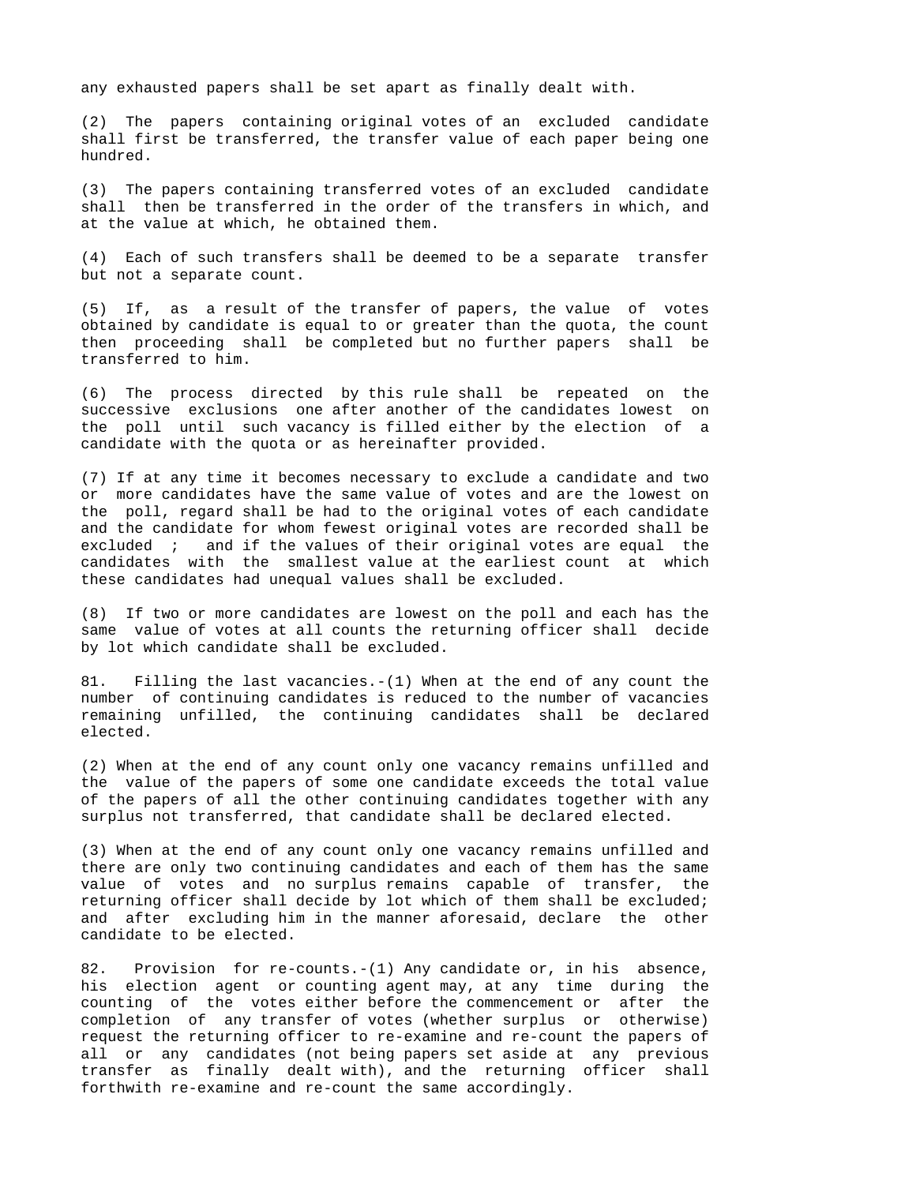any exhausted papers shall be set apart as finally dealt with.

(2) The papers containing original votes of an excluded candidate shall first be transferred, the transfer value of each paper being one hundred.

(3) The papers containing transferred votes of an excluded candidate shall then be transferred in the order of the transfers in which, and at the value at which, he obtained them.

(4) Each of such transfers shall be deemed to be a separate transfer but not a separate count.

(5) If, as a result of the transfer of papers, the value of votes obtained by candidate is equal to or greater than the quota, the count then proceeding shall be completed but no further papers shall be transferred to him.

(6) The process directed by this rule shall be repeated on the successive exclusions one after another of the candidates lowest on the poll until such vacancy is filled either by the election of a candidate with the quota or as hereinafter provided.

(7) If at any time it becomes necessary to exclude a candidate and two or more candidates have the same value of votes and are the lowest on the poll, regard shall be had to the original votes of each candidate and the candidate for whom fewest original votes are recorded shall be excluded ; and if the values of their original votes are equal the candidates with the smallest value at the earliest count at which these candidates had unequal values shall be excluded.

(8) If two or more candidates are lowest on the poll and each has the same value of votes at all counts the returning officer shall decide by lot which candidate shall be excluded.

81. Filling the last vacancies.-(1) When at the end of any count the number of continuing candidates is reduced to the number of vacancies remaining unfilled, the continuing candidates shall be declared elected.

(2) When at the end of any count only one vacancy remains unfilled and the value of the papers of some one candidate exceeds the total value of the papers of all the other continuing candidates together with any surplus not transferred, that candidate shall be declared elected.

(3) When at the end of any count only one vacancy remains unfilled and there are only two continuing candidates and each of them has the same value of votes and no surplus remains capable of transfer, the returning officer shall decide by lot which of them shall be excluded; and after excluding him in the manner aforesaid, declare the other candidate to be elected.

82. Provision for re-counts.-(1) Any candidate or, in his absence, his election agent or counting agent may, at any time during the counting of the votes either before the commencement or after the completion of any transfer of votes (whether surplus or otherwise) request the returning officer to re-examine and re-count the papers of all or any candidates (not being papers set aside at any previous transfer as finally dealt with), and the returning officer shall forthwith re-examine and re-count the same accordingly.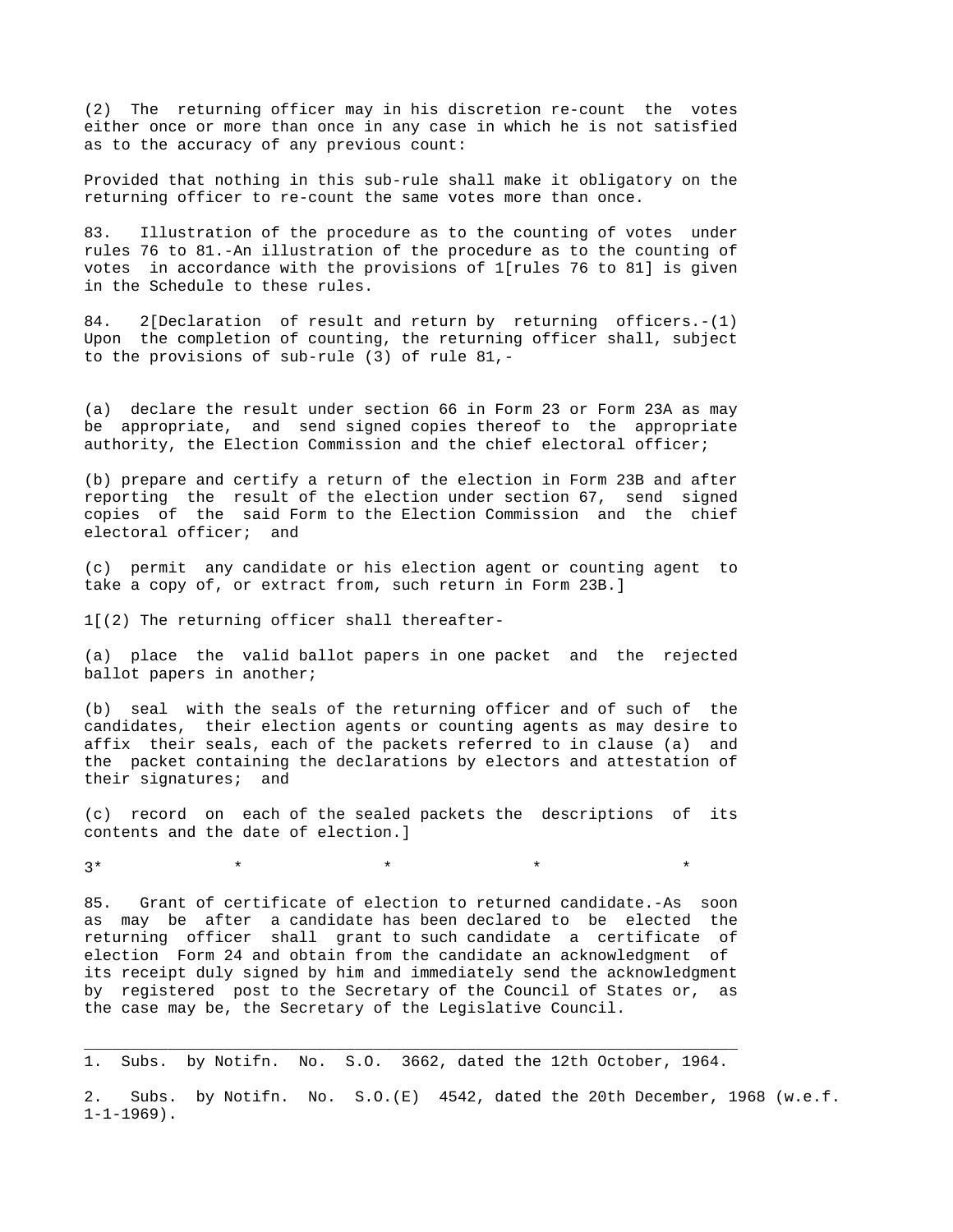(2) The returning officer may in his discretion re-count the votes either once or more than once in any case in which he is not satisfied as to the accuracy of any previous count:

Provided that nothing in this sub-rule shall make it obligatory on the returning officer to re-count the same votes more than once.

83. Illustration of the procedure as to the counting of votes under rules 76 to 81.-An illustration of the procedure as to the counting of votes in accordance with the provisions of 1[rules 76 to 81] is given in the Schedule to these rules.

84. 2[Declaration of result and return by returning officers.-(1) Upon the completion of counting, the returning officer shall, subject to the provisions of sub-rule (3) of rule 81,-

(a) declare the result under section 66 in Form 23 or Form 23A as may be appropriate, and send signed copies thereof to the appropriate authority, the Election Commission and the chief electoral officer;

(b) prepare and certify a return of the election in Form 23B and after reporting the result of the election under section 67, send signed copies of the said Form to the Election Commission and the chief electoral officer; and

(c) permit any candidate or his election agent or counting agent to take a copy of, or extract from, such return in Form 23B.]

1[(2) The returning officer shall thereafter-

(a) place the valid ballot papers in one packet and the rejected ballot papers in another;

(b) seal with the seals of the returning officer and of such of the candidates, their election agents or counting agents as may desire to affix their seals, each of the packets referred to in clause (a) and the packet containing the declarations by electors and attestation of their signatures; and

(c) record on each of the sealed packets the descriptions of its contents and the date of election.]

3* * * * *

85. Grant of certificate of election to returned candidate.-As soon as may be after a candidate has been declared to be elected the returning officer shall grant to such candidate a certificate of election Form 24 and obtain from the candidate an acknowledgment of its receipt duly signed by him and immediately send the acknowledgment by registered post to the Secretary of the Council of States or, as the case may be, the Secretary of the Legislative Council.

---

1. Subs. by Notifn. No. S.O. 3662, dated the 12th October, 1964.

2. Subs. by Notifn. No. S.O.(E) 4542, dated the 20th December, 1968 (w.e.f. 1-1-1969).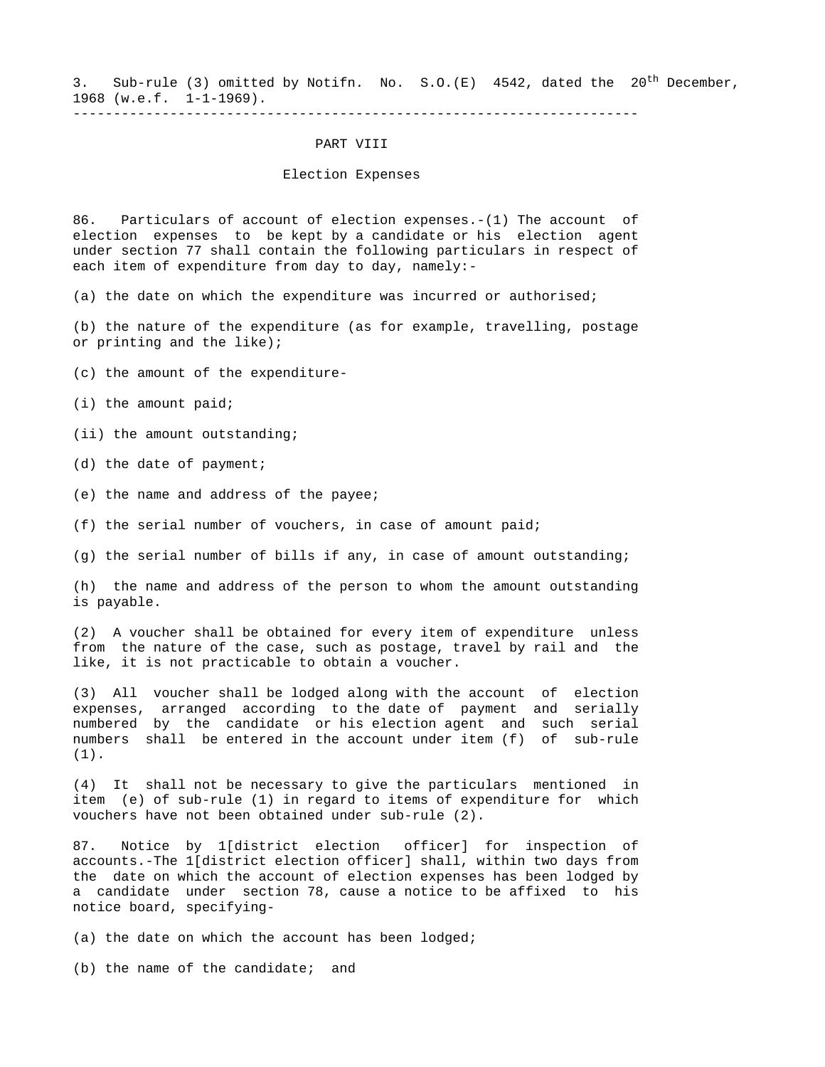3. Sub-rule (3) omitted by Notifn. No. S.O.(E) 4542, dated the 20th December, 1968 (w.e.f. 1-1-1969).

---

## PART VIII

## Election Expenses

86. Particulars of account of election expenses.-(1) The account of election expenses to be kept by a candidate or his election agent under section 77 shall contain the following particulars in respect of each item of expenditure from day to day, namely:-

(a) the date on which the expenditure was incurred or authorised;

(b) the nature of the expenditure (as for example, travelling, postage or printing and the like);

(c) the amount of the expenditure-

(i) the amount paid;

(ii) the amount outstanding;

(d) the date of payment;

(e) the name and address of the payee;

(f) the serial number of vouchers, in case of amount paid;

(g) the serial number of bills if any, in case of amount outstanding;

(h) the name and address of the person to whom the amount outstanding is payable.

(2) A voucher shall be obtained for every item of expenditure unless from the nature of the case, such as postage, travel by rail and the like, it is not practicable to obtain a voucher.

(3) All voucher shall be lodged along with the account of election expenses, arranged according to the date of payment and serially numbered by the candidate or his election agent and such serial numbers shall be entered in the account under item (f) of sub-rule (1).

(4) It shall not be necessary to give the particulars mentioned in item (e) of sub-rule (1) in regard to items of expenditure for which vouchers have not been obtained under sub-rule (2).

87. Notice by 1[district election officer] for inspection of accounts.-The 1[district election officer] shall, within two days from the date on which the account of election expenses has been lodged by a candidate under section 78, cause a notice to be affixed to his notice board, specifying-

(a) the date on which the account has been lodged;

(b) the name of the candidate; and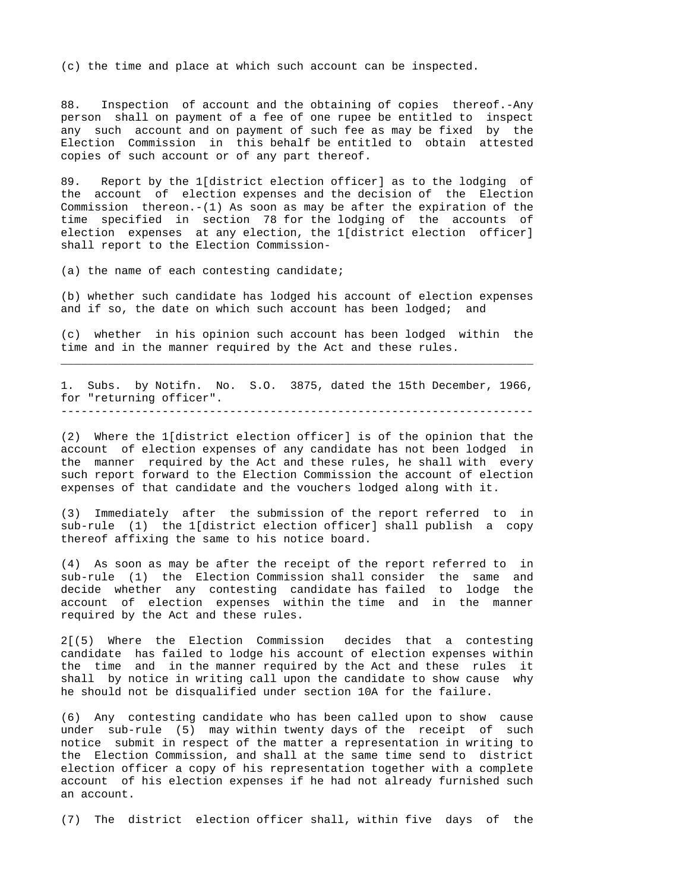(c) the time and place at which such account can be inspected.

88. Inspection of account and the obtaining of copies thereof.-Any person shall on payment of a fee of one rupee be entitled to inspect any such account and on payment of such fee as may be fixed by the Election Commission in this behalf be entitled to obtain attested copies of such account or of any part thereof.

89. Report by the 1[district election officer] as to the lodging of the account of election expenses and the decision of the Election Commission thereon.-(1) As soon as may be after the expiration of the time specified in section 78 for the lodging of the accounts of election expenses at any election, the 1[district election officer] shall report to the Election Commission-

(a) the name of each contesting candidate;

(b) whether such candidate has lodged his account of election expenses and if so, the date on which such account has been lodged; and

(c) whether in his opinion such account has been lodged within the time and in the manner required by the Act and these rules.

---

1. Subs. by Notifn. No. S.O. 3875, dated the 15th December, 1966, for "returning officer".

---

(2) Where the 1[district election officer] is of the opinion that the account of election expenses of any candidate has not been lodged in the manner required by the Act and these rules, he shall with every such report forward to the Election Commission the account of election expenses of that candidate and the vouchers lodged along with it.

(3) Immediately after the submission of the report referred to in sub-rule (1) the 1[district election officer] shall publish a copy thereof affixing the same to his notice board.

(4) As soon as may be after the receipt of the report referred to in sub-rule (1) the Election Commission shall consider the same and decide whether any contesting candidate has failed to lodge the account of election expenses within the time and in the manner required by the Act and these rules.

2[(5) Where the Election Commission decides that a contesting candidate has failed to lodge his account of election expenses within the time and in the manner required by the Act and these rules it shall by notice in writing call upon the candidate to show cause why he should not be disqualified under section 10A for the failure.

(6) Any contesting candidate who has been called upon to show cause under sub-rule (5) may within twenty days of the receipt of such notice submit in respect of the matter a representation in writing to the Election Commission, and shall at the same time send to district election officer a copy of his representation together with a complete account of his election expenses if he had not already furnished such an account.

(7) The district election officer shall, within five days of the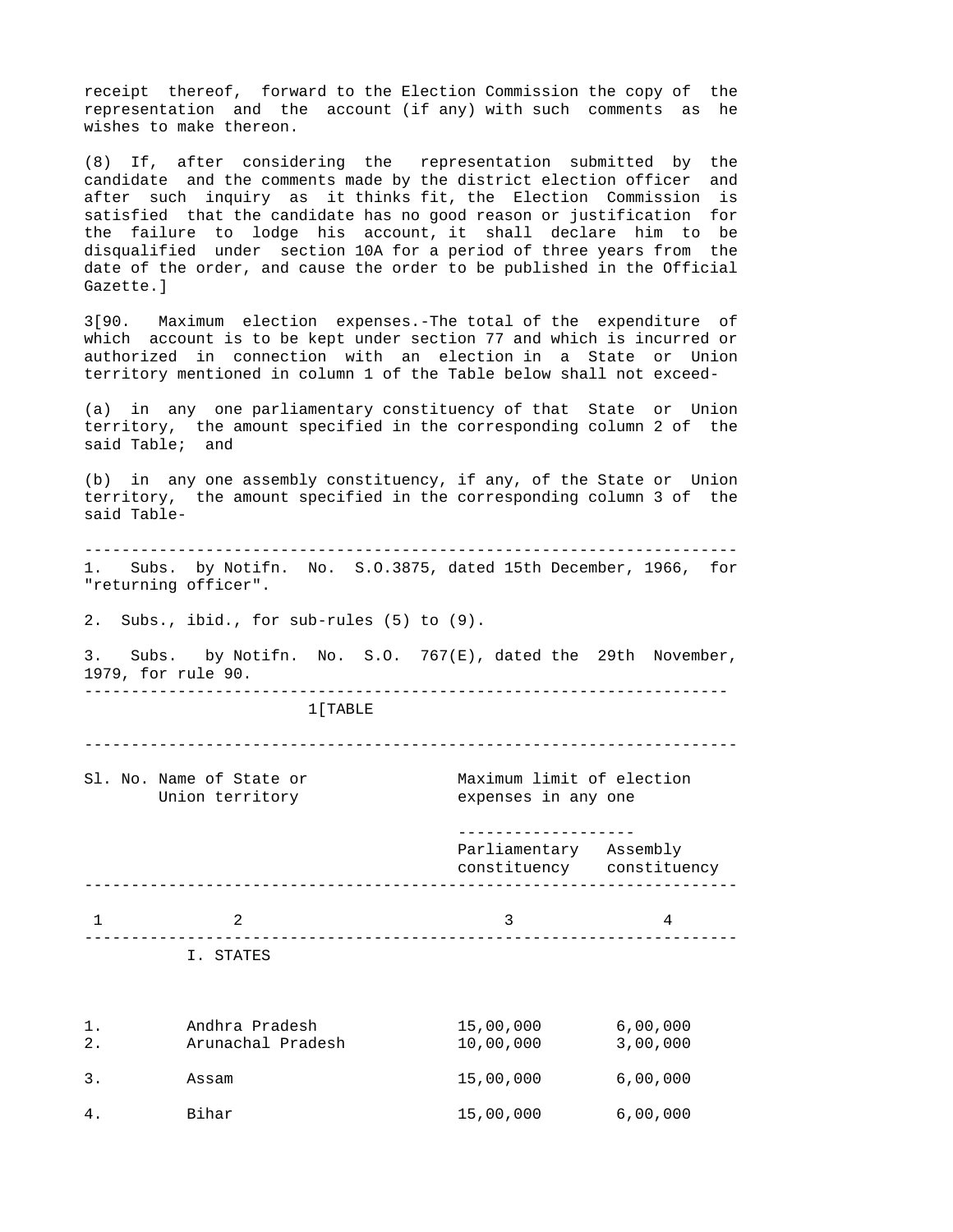receipt thereof, forward to the Election Commission the copy of the representation and the account (if any) with such comments as he wishes to make thereon.

(8) If, after considering the representation submitted by the candidate and the comments made by the district election officer and after such inquiry as it thinks fit, the Election Commission is satisfied that the candidate has no good reason or justification for the failure to lodge his account, it shall declare him to be disqualified under section 10A for a period of three years from the date of the order, and cause the order to be published in the Official Gazette.]

3[90. Maximum election expenses.-The total of the expenditure of which account is to be kept under section 77 and which is incurred or authorized in connection with an election in a State or Union territory mentioned in column 1 of the Table below shall not exceed-

(a) in any one parliamentary constituency of that State or Union territory, the amount specified in the corresponding column 2 of the said Table; and

(b) in any one assembly constituency, if any, of the State or Union territory, the amount specified in the corresponding column 3 of the said Table-

---

1. Subs. by Notifn. No. S.O.3875, dated 15th December, 1966, for "returning officer".

2. Subs., ibid., for sub-rules (5) to (9).

3. Subs. by Notifn. No. S.O. 767(E), dated the 29th November, 1979, for rule 90.

---

1[TABLE

| Sl. No. | Name of State or Union territory | Maximum limit of election expenses in any one | |
|---|---|---|---|
| | | Parliamentary constituency | Assembly constituency |
| 1 | 2 | 3 | 4 |
| | I. STATES | | |
| 1. | Andhra Pradesh | 15,00,000 | 6,00,000 |
| 2. | Arunachal Pradesh | 10,00,000 | 3,00,000 |
| 3. | Assam | 15,00,000 | 6,00,000 |
| 4. | Bihar | 15,00,000 | 6,00,000 |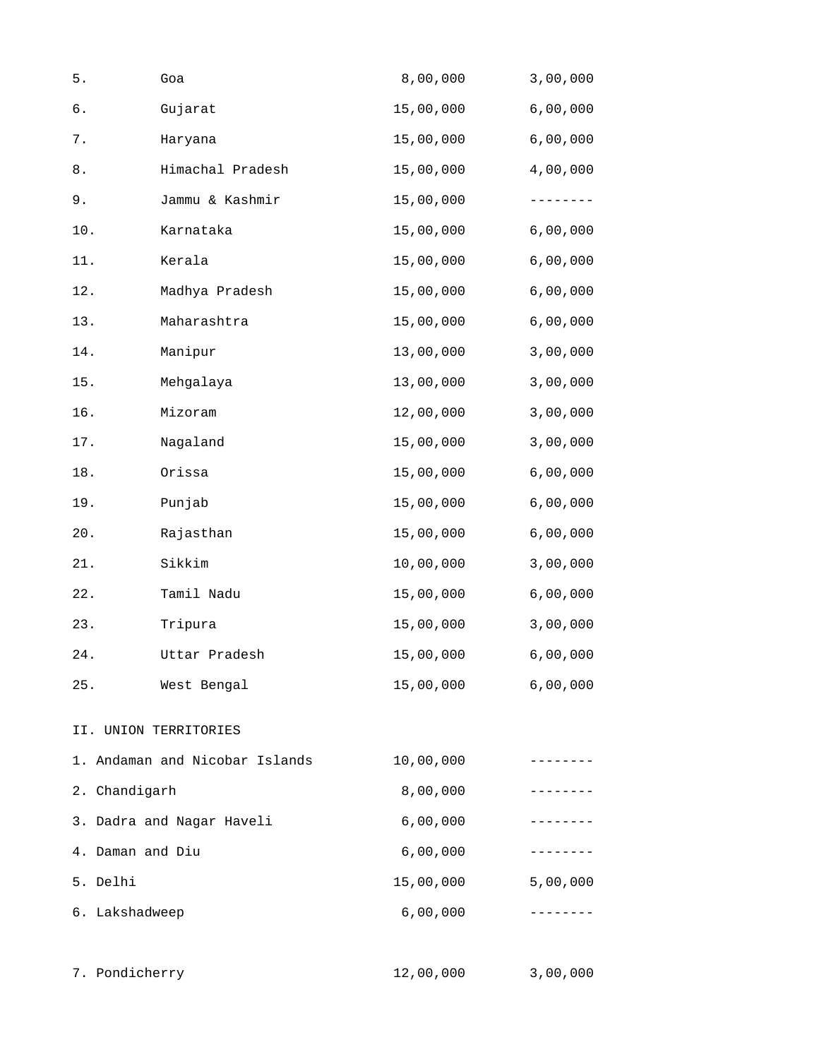| | | | |
|---|---|---|---|
| 5. | Goa | 8,00,000 | 3,00,000 |
| 6. | Gujarat | 15,00,000 | 6,00,000 |
| 7. | Haryana | 15,00,000 | 6,00,000 |
| 8. | Himachal Pradesh | 15,00,000 | 4,00,000 |
| 9. | Jammu & Kashmir | 15,00,000 | -------- |
| 10. | Karnataka | 15,00,000 | 6,00,000 |
| 11. | Kerala | 15,00,000 | 6,00,000 |
| 12. | Madhya Pradesh | 15,00,000 | 6,00,000 |
| 13. | Maharashtra | 15,00,000 | 6,00,000 |
| 14. | Manipur | 13,00,000 | 3,00,000 |
| 15. | Mehgalaya | 13,00,000 | 3,00,000 |
| 16. | Mizoram | 12,00,000 | 3,00,000 |
| 17. | Nagaland | 15,00,000 | 3,00,000 |
| 18. | Orissa | 15,00,000 | 6,00,000 |
| 19. | Punjab | 15,00,000 | 6,00,000 |
| 20. | Rajasthan | 15,00,000 | 6,00,000 |
| 21. | Sikkim | 10,00,000 | 3,00,000 |
| 22. | Tamil Nadu | 15,00,000 | 6,00,000 |
| 23. | Tripura | 15,00,000 | 3,00,000 |
| 24. | Uttar Pradesh | 15,00,000 | 6,00,000 |
| 25. | West Bengal | 15,00,000 | 6,00,000 |

II. UNION TERRITORIES

| | | |
|---|---|---|
| 1. Andaman and Nicobar Islands | 10,00,000 | -------- |
| 2. Chandigarh | 8,00,000 | -------- |
| 3. Dadra and Nagar Haveli | 6,00,000 | -------- |
| 4. Daman and Diu | 6,00,000 | -------- |
| 5. Delhi | 15,00,000 | 5,00,000 |
| 6. Lakshadweep | 6,00,000 | -------- |
| 7. Pondicherry | 12,00,000 | 3,00,000 |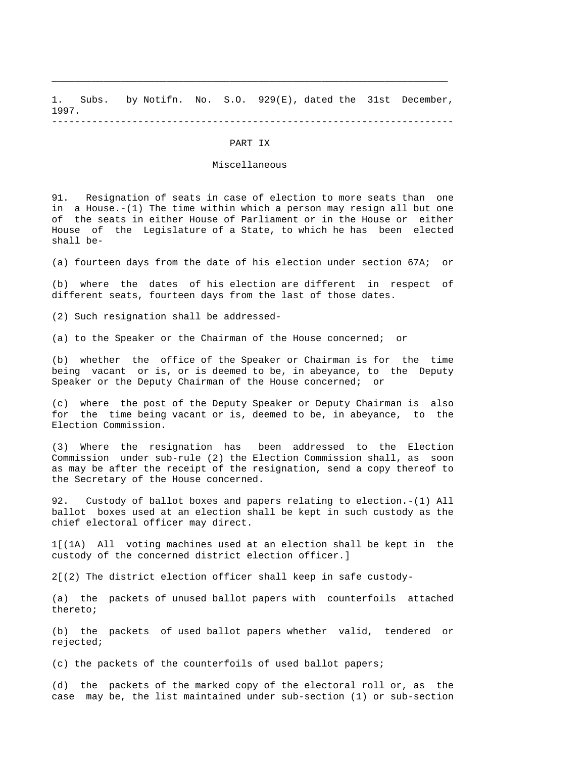---

1. Subs. by Notifn. No. S.O. 929(E), dated the 31st December, 1997.

---

## PART IX

### Miscellaneous

91. Resignation of seats in case of election to more seats than one in a House.-(1) The time within which a person may resign all but one of the seats in either House of Parliament or in the House or either House of the Legislature of a State, to which he has been elected shall be-

(a) fourteen days from the date of his election under section 67A; or

(b) where the dates of his election are different in respect of different seats, fourteen days from the last of those dates.

(2) Such resignation shall be addressed-

(a) to the Speaker or the Chairman of the House concerned; or

(b) whether the office of the Speaker or Chairman is for the time being vacant or is, or is deemed to be, in abeyance, to the Deputy Speaker or the Deputy Chairman of the House concerned; or

(c) where the post of the Deputy Speaker or Deputy Chairman is also for the time being vacant or is, deemed to be, in abeyance, to the Election Commission.

(3) Where the resignation has been addressed to the Election Commission under sub-rule (2) the Election Commission shall, as soon as may be after the receipt of the resignation, send a copy thereof to the Secretary of the House concerned.

92. Custody of ballot boxes and papers relating to election.-(1) All ballot boxes used at an election shall be kept in such custody as the chief electoral officer may direct.

1[(1A) All voting machines used at an election shall be kept in the custody of the concerned district election officer.]

2[(2) The district election officer shall keep in safe custody-

(a) the packets of unused ballot papers with counterfoils attached thereto;

(b) the packets of used ballot papers whether valid, tendered or rejected;

(c) the packets of the counterfoils of used ballot papers;

(d) the packets of the marked copy of the electoral roll or, as the case may be, the list maintained under sub-section (1) or sub-section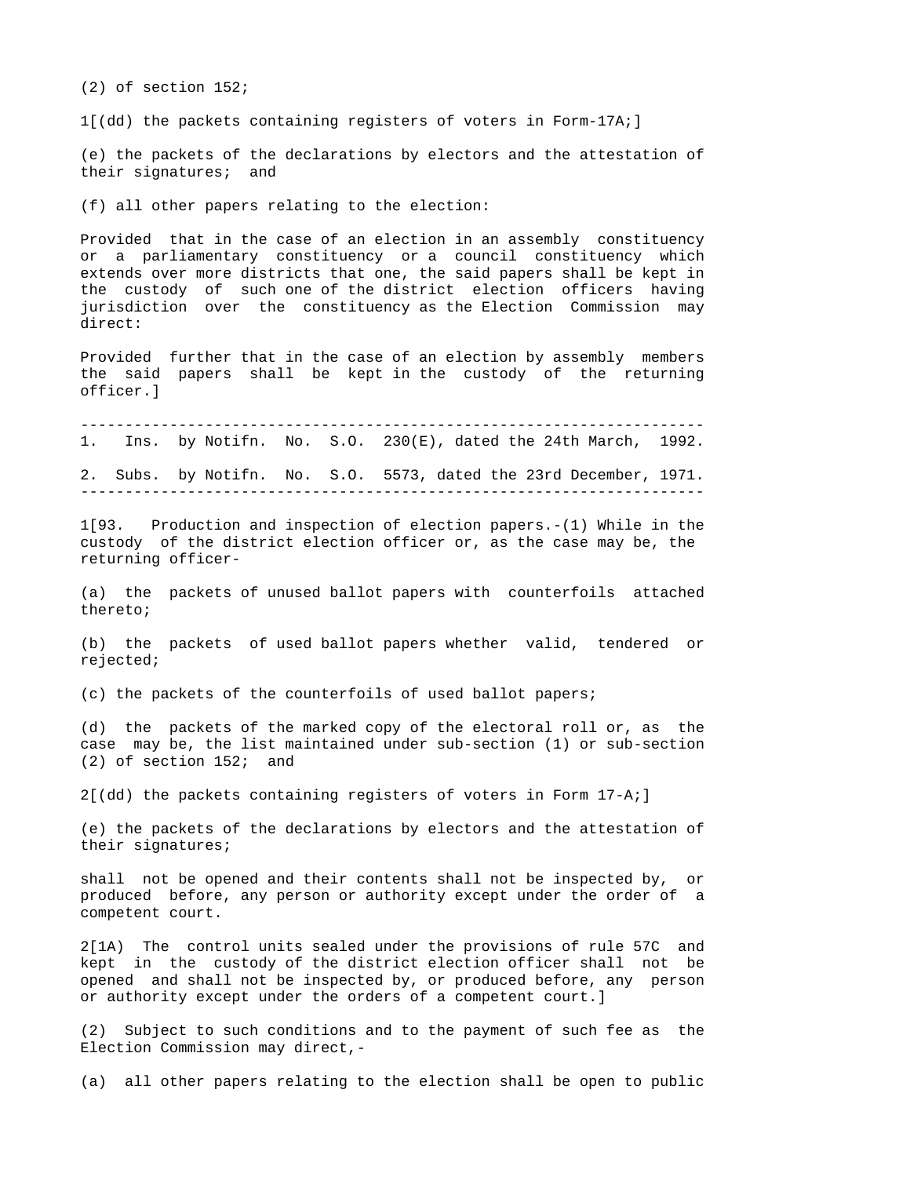(2) of section 152;

1[(dd) the packets containing registers of voters in Form-17A;]

(e) the packets of the declarations by electors and the attestation of their signatures; and

(f) all other papers relating to the election:

Provided that in the case of an election in an assembly constituency or a parliamentary constituency or a council constituency which extends over more districts that one, the said papers shall be kept in the custody of such one of the district election officers having jurisdiction over the constituency as the Election Commission may direct:

Provided further that in the case of an election by assembly members the said papers shall be kept in the custody of the returning officer.]

---

1. Ins. by Notifn. No. S.O. 230(E), dated the 24th March, 1992.

2. Subs. by Notifn. No. S.O. 5573, dated the 23rd December, 1971.

---

1[93. Production and inspection of election papers.-(1) While in the custody of the district election officer or, as the case may be, the returning officer-

(a) the packets of unused ballot papers with counterfoils attached thereto;

(b) the packets of used ballot papers whether valid, tendered or rejected;

(c) the packets of the counterfoils of used ballot papers;

(d) the packets of the marked copy of the electoral roll or, as the case may be, the list maintained under sub-section (1) or sub-section (2) of section 152; and

2[(dd) the packets containing registers of voters in Form 17-A;]

(e) the packets of the declarations by electors and the attestation of their signatures;

shall not be opened and their contents shall not be inspected by, or produced before, any person or authority except under the order of a competent court.

2[1A) The control units sealed under the provisions of rule 57C and kept in the custody of the district election officer shall not be opened and shall not be inspected by, or produced before, any person or authority except under the orders of a competent court.]

(2) Subject to such conditions and to the payment of such fee as the Election Commission may direct,-

(a) all other papers relating to the election shall be open to public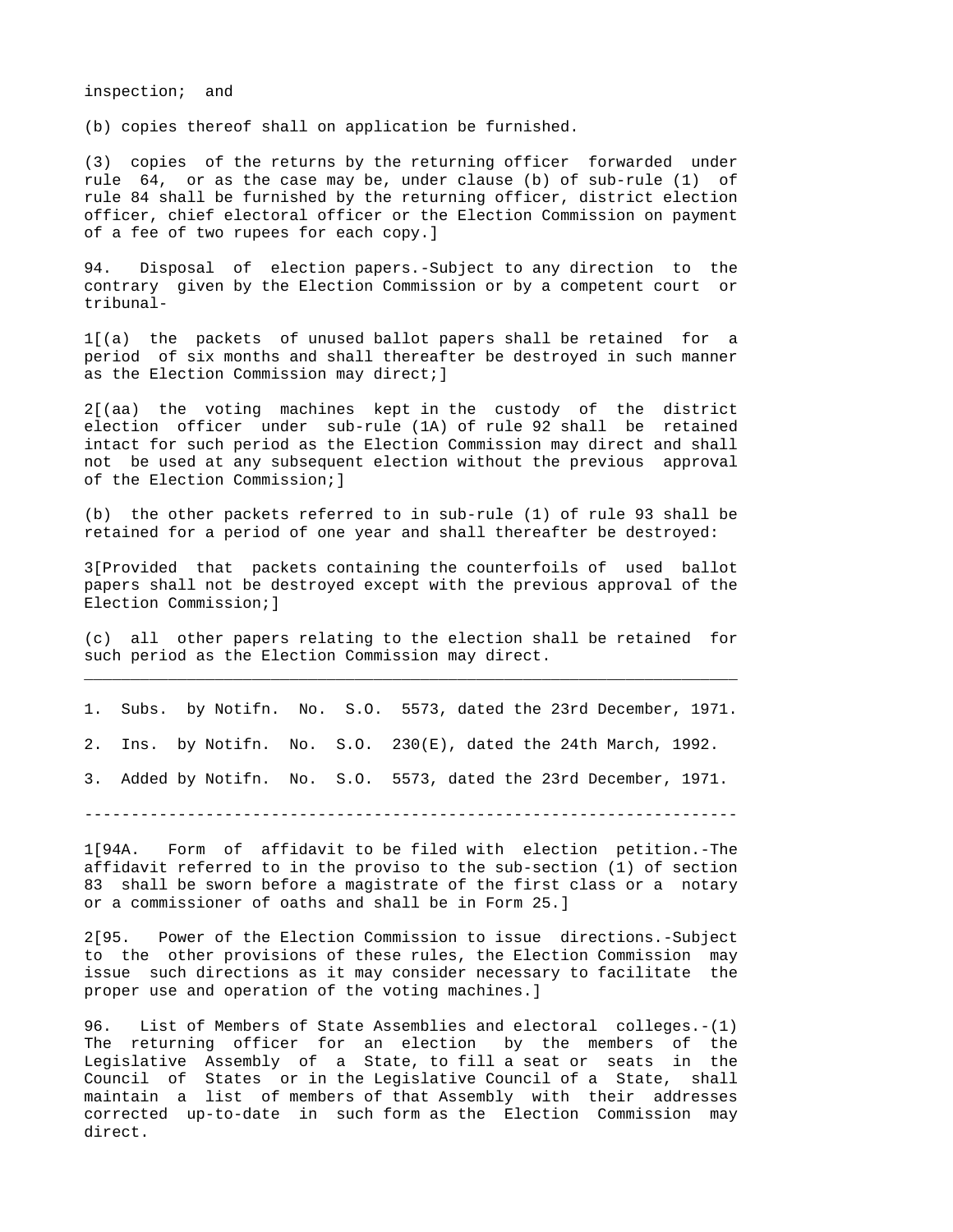inspection; and

(b) copies thereof shall on application be furnished.

(3) copies of the returns by the returning officer forwarded under rule 64, or as the case may be, under clause (b) of sub-rule (1) of rule 84 shall be furnished by the returning officer, district election officer, chief electoral officer or the Election Commission on payment of a fee of two rupees for each copy.]

94. Disposal of election papers.-Subject to any direction to the contrary given by the Election Commission or by a competent court or tribunal-

1[(a) the packets of unused ballot papers shall be retained for a period of six months and shall thereafter be destroyed in such manner as the Election Commission may direct;]

2[(aa) the voting machines kept in the custody of the district election officer under sub-rule (1A) of rule 92 shall be retained intact for such period as the Election Commission may direct and shall not be used at any subsequent election without the previous approval of the Election Commission;]

(b) the other packets referred to in sub-rule (1) of rule 93 shall be retained for a period of one year and shall thereafter be destroyed:

3[Provided that packets containing the counterfoils of used ballot papers shall not be destroyed except with the previous approval of the Election Commission;]

(c) all other papers relating to the election shall be retained for such period as the Election Commission may direct.

---

1. Subs. by Notifn. No. S.O. 5573, dated the 23rd December, 1971.

2. Ins. by Notifn. No. S.O. 230(E), dated the 24th March, 1992.

3. Added by Notifn. No. S.O. 5573, dated the 23rd December, 1971.

---

1[94A. Form of affidavit to be filed with election petition.-The affidavit referred to in the proviso to the sub-section (1) of section 83 shall be sworn before a magistrate of the first class or a notary or a commissioner of oaths and shall be in Form 25.]

2[95. Power of the Election Commission to issue directions.-Subject to the other provisions of these rules, the Election Commission may issue such directions as it may consider necessary to facilitate the proper use and operation of the voting machines.]

96. List of Members of State Assemblies and electoral colleges.-(1) The returning officer for an election by the members of the Legislative Assembly of a State, to fill a seat or seats in the Council of States or in the Legislative Council of a State, shall maintain a list of members of that Assembly with their addresses corrected up-to-date in such form as the Election Commission may direct.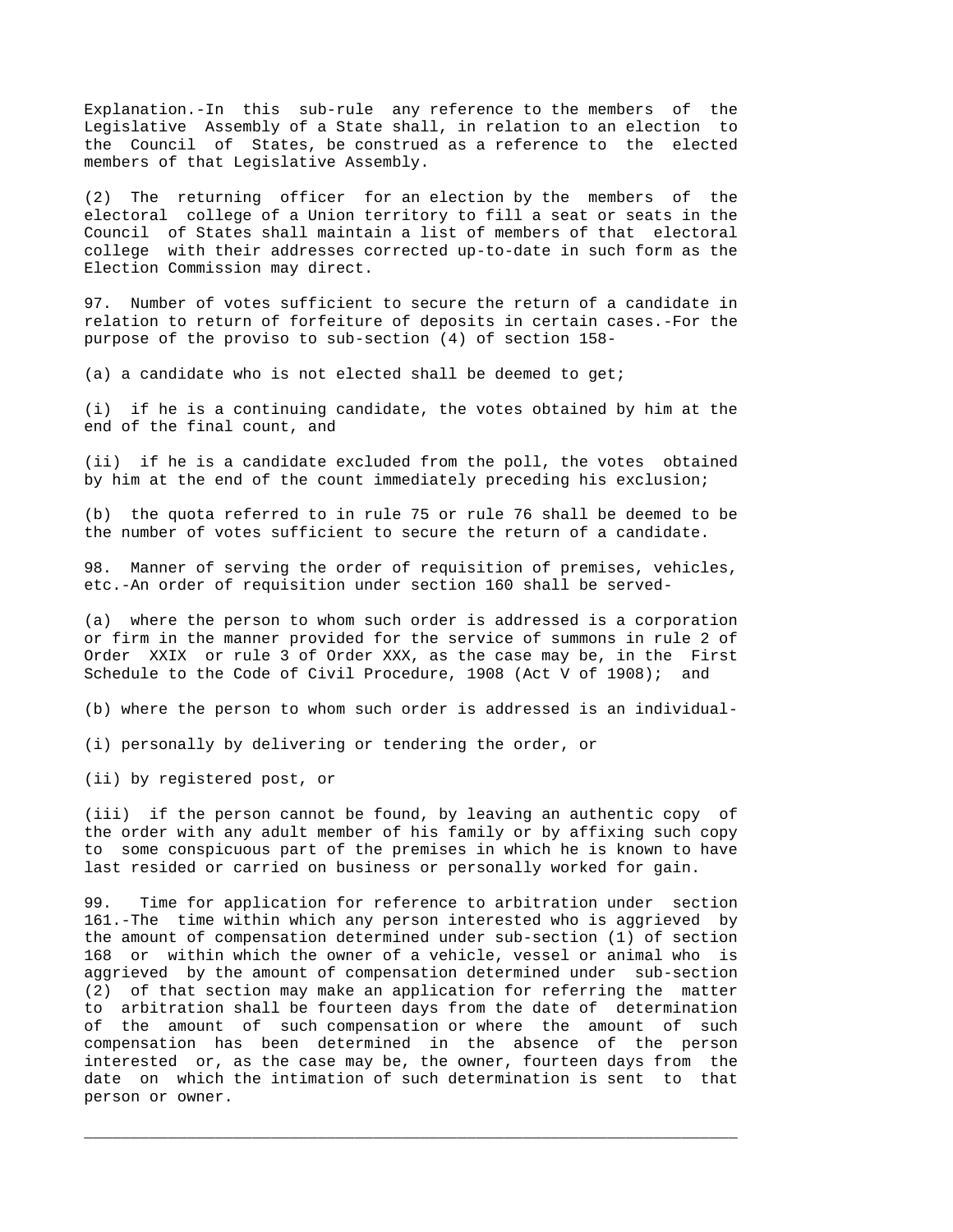Explanation.-In this sub-rule any reference to the members of the Legislative Assembly of a State shall, in relation to an election to the Council of States, be construed as a reference to the elected members of that Legislative Assembly.

(2) The returning officer for an election by the members of the electoral college of a Union territory to fill a seat or seats in the Council of States shall maintain a list of members of that electoral college with their addresses corrected up-to-date in such form as the Election Commission may direct.

97. Number of votes sufficient to secure the return of a candidate in relation to return of forfeiture of deposits in certain cases.-For the purpose of the proviso to sub-section (4) of section 158-

(a) a candidate who is not elected shall be deemed to get;

(i) if he is a continuing candidate, the votes obtained by him at the end of the final count, and

(ii) if he is a candidate excluded from the poll, the votes obtained by him at the end of the count immediately preceding his exclusion;

(b) the quota referred to in rule 75 or rule 76 shall be deemed to be the number of votes sufficient to secure the return of a candidate.

98. Manner of serving the order of requisition of premises, vehicles, etc.-An order of requisition under section 160 shall be served-

(a) where the person to whom such order is addressed is a corporation or firm in the manner provided for the service of summons in rule 2 of Order XXIX or rule 3 of Order XXX, as the case may be, in the First Schedule to the Code of Civil Procedure, 1908 (Act V of 1908); and

(b) where the person to whom such order is addressed is an individual-

(i) personally by delivering or tendering the order, or

(ii) by registered post, or

(iii) if the person cannot be found, by leaving an authentic copy of the order with any adult member of his family or by affixing such copy to some conspicuous part of the premises in which he is known to have last resided or carried on business or personally worked for gain.

99. Time for application for reference to arbitration under section 161.-The time within which any person interested who is aggrieved by the amount of compensation determined under sub-section (1) of section 168 or within which the owner of a vehicle, vessel or animal who is aggrieved by the amount of compensation determined under sub-section (2) of that section may make an application for referring the matter to arbitration shall be fourteen days from the date of determination of the amount of such compensation or where the amount of such compensation has been determined in the absence of the person interested or, as the case may be, the owner, fourteen days from the date on which the intimation of such determination is sent to that person or owner.

---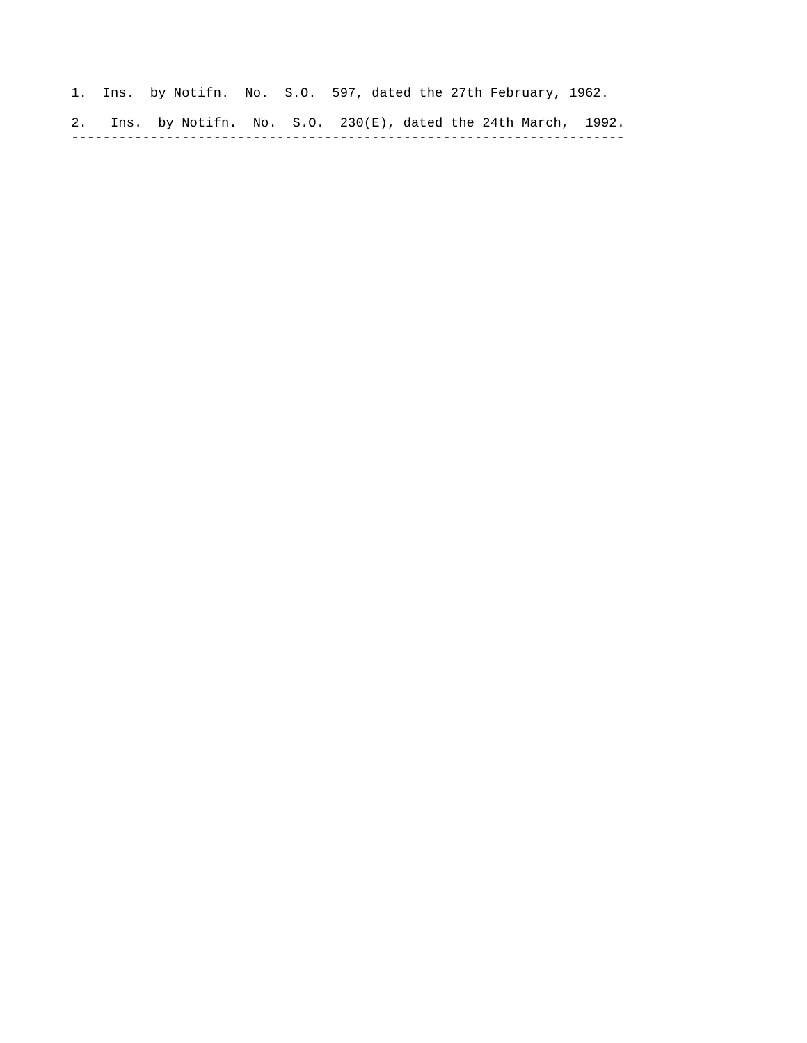1. Ins. by Notifn. No. S.O. 597, dated the 27th February, 1962.

2. Ins. by Notifn. No. S.O. 230(E), dated the 24th March, 1992.

---